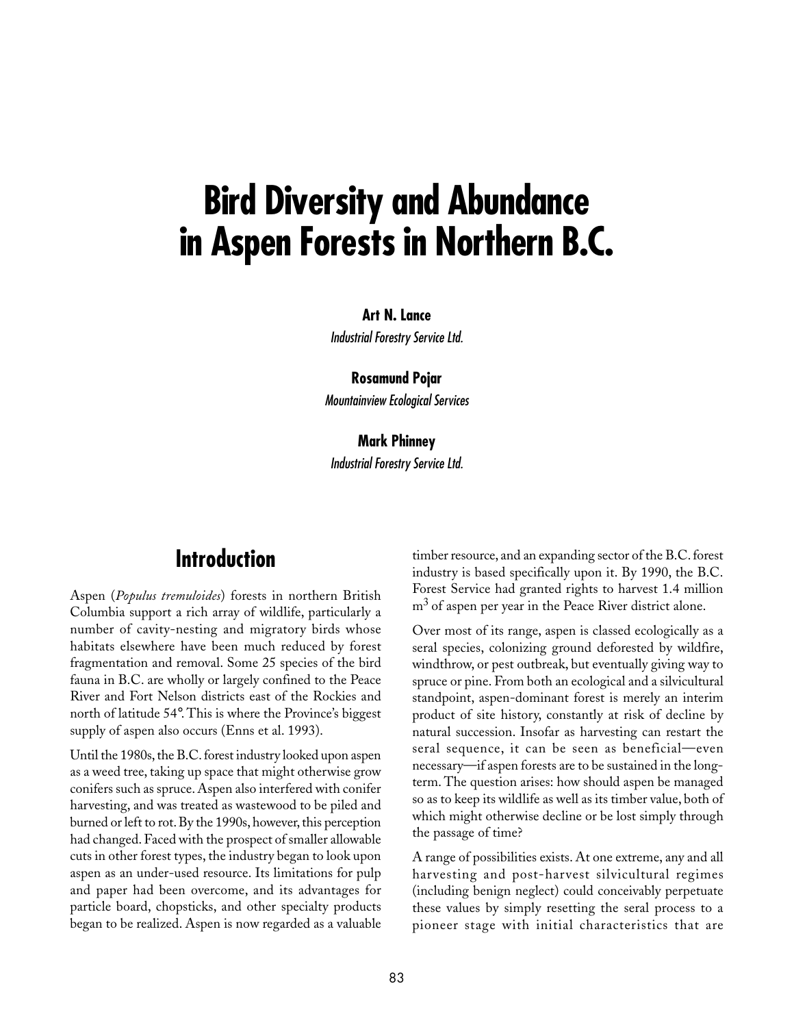# Bird Diversity and Abundance in Aspen Forests in Northern B.C.

**Art N. Lance**
*Industrial Forestry Service Ltd.*

**Rosamund Pojar**
*Mountainview Ecological Services*

**Mark Phinney**
*Industrial Forestry Service Ltd.*

## Introduction

Aspen (*Populus tremuloides*) forests in northern British Columbia support a rich array of wildlife, particularly a number of cavity-nesting and migratory birds whose habitats elsewhere have been much reduced by forest fragmentation and removal. Some 25 species of the bird fauna in B.C. are wholly or largely confined to the Peace River and Fort Nelson districts east of the Rockies and north of latitude 54°. This is where the Province's biggest supply of aspen also occurs (Enns et al. 1993).

Until the 1980s, the B.C. forest industry looked upon aspen as a weed tree, taking up space that might otherwise grow conifers such as spruce. Aspen also interfered with conifer harvesting, and was treated as wastewood to be piled and burned or left to rot. By the 1990s, however, this perception had changed. Faced with the prospect of smaller allowable cuts in other forest types, the industry began to look upon aspen as an under-used resource. Its limitations for pulp and paper had been overcome, and its advantages for particle board, chopsticks, and other specialty products began to be realized. Aspen is now regarded as a valuable timber resource, and an expanding sector of the B.C. forest industry is based specifically upon it. By 1990, the B.C. Forest Service had granted rights to harvest 1.4 million $m^3$ of aspen per year in the Peace River district alone.

Over most of its range, aspen is classed ecologically as a seral species, colonizing ground deforested by wildfire, windthrow, or pest outbreak, but eventually giving way to spruce or pine. From both an ecological and a silvicultural standpoint, aspen-dominant forest is merely an interim product of site history, constantly at risk of decline by natural succession. Insofar as harvesting can restart the seral sequence, it can be seen as beneficial—even necessary—if aspen forests are to be sustained in the long-term. The question arises: how should aspen be managed so as to keep its wildlife as well as its timber value, both of which might otherwise decline or be lost simply through the passage of time?

A range of possibilities exists. At one extreme, any and all harvesting and post-harvest silvicultural regimes (including benign neglect) could conceivably perpetuate these values by simply resetting the seral process to a pioneer stage with initial characteristics that are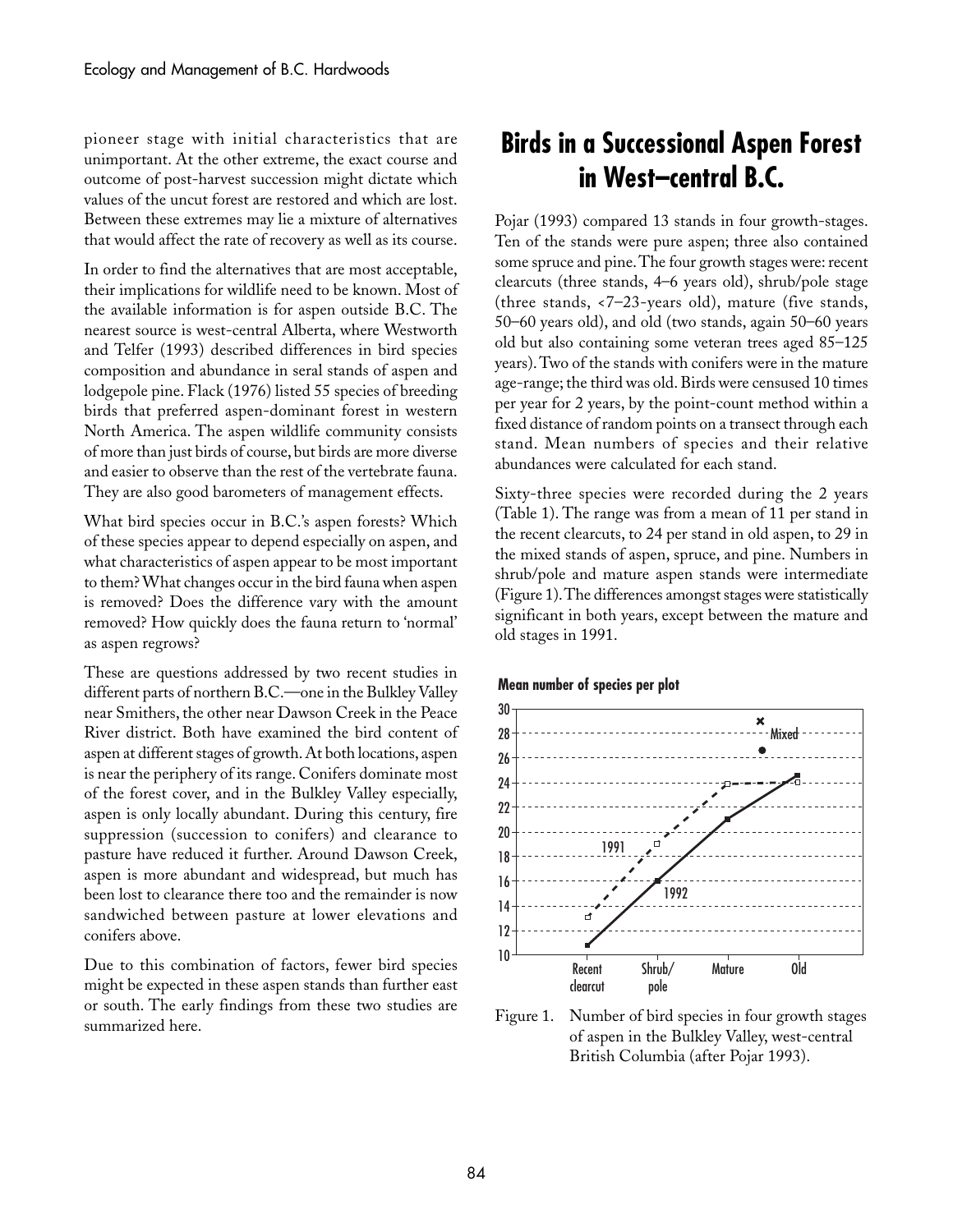pioneer stage with initial characteristics that are unimportant. At the other extreme, the exact course and outcome of post-harvest succession might dictate which values of the uncut forest are restored and which are lost. Between these extremes may lie a mixture of alternatives that would affect the rate of recovery as well as its course.

In order to find the alternatives that are most acceptable, their implications for wildlife need to be known. Most of the available information is for aspen outside B.C. The nearest source is west-central Alberta, where Westworth and Telfer (1993) described differences in bird species composition and abundance in seral stands of aspen and lodgepole pine. Flack (1976) listed 55 species of breeding birds that preferred aspen-dominant forest in western North America. The aspen wildlife community consists of more than just birds of course, but birds are more diverse and easier to observe than the rest of the vertebrate fauna. They are also good barometers of management effects.

What bird species occur in B.C.'s aspen forests? Which of these species appear to depend especially on aspen, and what characteristics of aspen appear to be most important to them? What changes occur in the bird fauna when aspen is removed? Does the difference vary with the amount removed? How quickly does the fauna return to 'normal' as aspen regrows?

These are questions addressed by two recent studies in different parts of northern B.C.—one in the Bulkley Valley near Smithers, the other near Dawson Creek in the Peace River district. Both have examined the bird content of aspen at different stages of growth. At both locations, aspen is near the periphery of its range. Conifers dominate most of the forest cover, and in the Bulkley Valley especially, aspen is only locally abundant. During this century, fire suppression (succession to conifers) and clearance to pasture have reduced it further. Around Dawson Creek, aspen is more abundant and widespread, but much has been lost to clearance there too and the remainder is now sandwiched between pasture at lower elevations and conifers above.

Due to this combination of factors, fewer bird species might be expected in these aspen stands than further east or south. The early findings from these two studies are summarized here.

## Birds in a Successional Aspen Forest in West–central B.C.

Pojar (1993) compared 13 stands in four growth-stages. Ten of the stands were pure aspen; three also contained some spruce and pine. The four growth stages were: recent clearcuts (three stands, 4–6 years old), shrub/pole stage (three stands, <7–23-years old), mature (five stands, 50–60 years old), and old (two stands, again 50–60 years old but also containing some veteran trees aged 85–125 years). Two of the stands with conifers were in the mature age-range; the third was old. Birds were censused 10 times per year for 2 years, by the point-count method within a fixed distance of random points on a transect through each stand. Mean numbers of species and their relative abundances were calculated for each stand.

Sixty-three species were recorded during the 2 years (Table 1). The range was from a mean of 11 per stand in the recent clearcuts, to 24 per stand in old aspen, to 29 in the mixed stands of aspen, spruce, and pine. Numbers in shrub/pole and mature aspen stands were intermediate (Figure 1). The differences amongst stages were statistically significant in both years, except between the mature and old stages in 1991.

Figure 1. Number of bird species in four growth stages of aspen in the Bulkley Valley, west-central British Columbia (after Pojar 1993).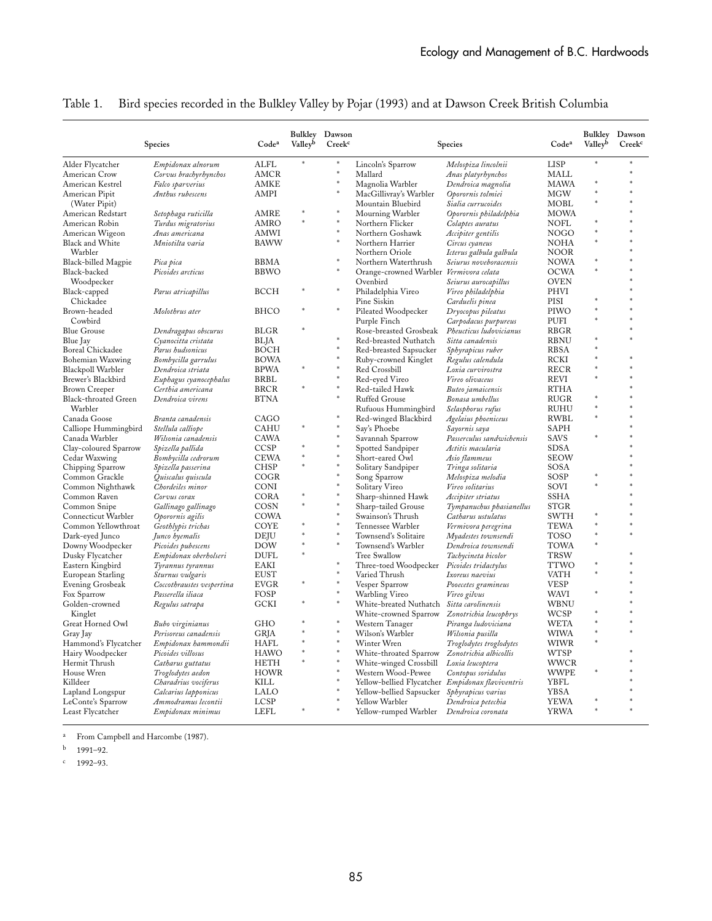Table 1. Bird species recorded in the Bulkley Valley by Pojar (1993) and at Dawson Creek British Columbia

| Species | | Code[a] | Bulkley Valley[b] | Dawson Creek[c] |
|---|---|---|---|---|
| Alder Flycatcher | *Empidonax alnorum* | ALFL | * | * |
| American Crow | *Corvus brachyrhynchos* | AMCR | | * |
| American Kestrel | *Falco sparverius* | AMKE | | * |
| American Pipit (Water Pipit) | *Anthus rubescens* | AMPI | | * |
| American Redstart | *Setophaga ruticilla* | AMRE | * | * |
| American Robin | *Turdus migratorius* | AMRO | * | * |
| American Wigeon | *Anas americana* | AMWI | | * |
| Black and White Warbler | *Mniotilta varia* | BAWW | | * |
| Black-billed Magpie | *Pica pica* | BBMA | | * |
| Black-backed Woodpecker | *Picoides arcticus* | BBWO | | * |
| Black-capped Chickadee | *Parus atricapillus* | BCCH | * | * |
| Brown-headed Cowbird | *Molothrus ater* | BHCO | * | * |
| Blue Grouse | *Dendragapus obscurus* | BLGR | * | |
| Blue Jay | *Cyanocitta cristata* | BLJA | | * |
| Boreal Chickadee | *Parus hudsonicus* | BOCH | | * |
| Bohemian Waxwing | *Bombycilla garrulus* | BOWA | | * |
| Blackpoll Warbler | *Dendroica striata* | BPWA | * | * |
| Brewer's Blackbird | *Euphagus cyanocephalus* | BRBL | | * |
| Brown Creeper | *Certhia americana* | BRCR | * | * |
| Black-throated Green Warbler | *Dendroica virens* | BTNA | | * |
| Canada Goose | *Branta canadensis* | CAGO | | * |
| Calliope Hummingbird | *Stellula calliope* | CAHU | * | * |
| Canada Warbler | *Wilsonia canadensis* | CAWA | | * |
| Clay-coloured Sparrow | *Spizella pallida* | CCSP | * | * |
| Cedar Waxwing | *Bombycilla cedrorum* | CEWA | * | * |
| Chipping Sparrow | *Spizella passerina* | CHSP | * | * |
| Common Grackle | *Quiscalus quiscula* | COGR | | * |
| Common Nighthawk | *Chordeiles minor* | CONI | | * |
| Common Raven | *Corvus corax* | CORA | * | * |
| Common Snipe | *Gallinago gallinago* | COSN | * | * |
| Connecticut Warbler | *Oporornis agilis* | COWA | | * |
| Common Yellowthroat | *Geothlypis trichas* | COYE | * | * |
| Dark-eyed Junco | *Junco hyemalis* | DEJU | * | * |
| Downy Woodpecker | *Picoides pubescens* | DOW | * | * |
| Dusky Flycatcher | *Empidonax oberholseri* | DUFL | * | |
| Eastern Kingbird | *Tyrannus tyrannus* | EAKI | | * |
| European Starling | *Sturnus vulgaris* | EUST | | * |
| Evening Grosbeak | *Coccothraustes vespertina* | EVGR | * | * |
| Fox Sparrow | *Passerella iliaca* | FOSP | | * |
| Golden-crowned Kinglet | *Regulus satrapa* | GCKI | * | * |
| Great Horned Owl | *Bubo virginianus* | GHO | * | * |
| Gray Jay | *Perisoreus canadensis* | GRJA | * | * |
| Hammond's Flycatcher | *Empidonax hammondii* | HAFL | * | * |
| Hairy Woodpecker | *Picoides villosus* | HAWO | * | * |
| Hermit Thrush | *Catharus guttatus* | HETH | * | * |
| House Wren | *Troglodytes aedon* | HOWR | | * |
| Killdeer | *Charadrius vociferus* | KILL | | * |
| Lapland Longspur | *Calcarius lapponicus* | LALO | | * |
| LeConte's Sparrow | *Ammodramus lecontii* | LCSP | | * |
| Least Flycatcher | *Empidonax minimus* | LEFL | * | * |
| Lincoln's Sparrow | *Melospiza lincolnii* | LISP | * | * |
| Mallard | *Anas platyrhynchos* | MALL | | * |
| Magnolia Warbler | *Dendroica magnolia* | MAWA | * | * |
| MacGillivray's Warbler | *Oporornis tolmiei* | MGW | * | * |
| Mountain Bluebird | *Sialia currucoides* | MOBL | * | * |
| Mourning Warbler | *Oporornis philadelphia* | MOWA | | * |
| Northern Flicker | *Colaptes auratus* | NOFL | * | * |
| Northern Goshawk | *Accipiter gentilis* | NOGO | * | * |
| Northern Harrier | *Circus cyaneus* | NOHA | * | * |
| Northern Oriole | *Icterus galbula galbula* | NOOR | | * |
| Northern Waterthrush | *Seiurus noveboracensis* | NOWA | * | * |
| Orange-crowned Warbler | *Vermivora celata* | OCWA | * | * |
| Ovenbird | *Seiurus aurocapillus* | OVEN | | * |
| Philadelphia Vireo | *Vireo philadelphia* | PHVI | | * |
| Pine Siskin | *Carduelis pinea* | PISI | * | * |
| Pileated Woodpecker | *Dryocopus pileatus* | PIWO | * | * |
| Purple Finch | *Carpodacus purpureus* | PUFI | * | * |
| Rose-breasted Grosbeak | *Pheucticus ludovicianus* | RBGR | | * |
| Red-breasted Nuthatch | *Sitta canadensis* | RBNU | * | * |
| Red-breasted Sapsucker | *Sphyrapicus ruber* | RBSA | * | |
| Ruby-crowned Kinglet | *Regulus calendula* | RCKI | * | * |
| Red Crossbill | *Loxia curvirostra* | RECR | * | * |
| Red-eyed Vireo | *Vireo olivaceus* | REVI | * | * |
| Red-tailed Hawk | *Buteo jamaicensis* | RTHA | | * |
| Ruffed Grouse | *Bonasa umbellus* | RUGR | * | * |
| Rufuous Hummingbird | *Selasphorus rufus* | RUHU | * | * |
| Red-winged Blackbird | *Agelaius phoeniceus* | RWBL | * | * |
| Say's Phoebe | *Sayornis saya* | SAPH | | * |
| Savannah Sparrow | *Passerculus sandwichensis* | SAVS | * | * |
| Spotted Sandpiper | *Actitis macularia* | SDSA | | * |
| Short-eared Owl | *Asio flammeus* | SEOW | | * |
| Solitary Sandpiper | *Tringa solitaria* | SOSA | | * |
| Song Sparrow | *Melospiza melodia* | SOSP | * | * |
| Solitary Vireo | *Vireo solitarius* | SOVI | * | * |
| Sharp-shinned Hawk | *Accipiter striatus* | SSHA | | * |
| Sharp-tailed Grouse | *Tympanuchus phasianellus* | STGR | | * |
| Swainson's Thrush | *Catharus ustulatus* | SWTH | * | * |
| Tennessee Warbler | *Vermivora peregrina* | TEWA | * | * |
| Townsend's Solitaire | *Myadestes townsendi* | TOSO | * | * |
| Townsend's Warbler | *Dendroica townsendi* | TOWA | * | |
| Tree Swallow | *Tachycineta bicolor* | TRSW | | * |
| Three-toed Woodpecker | *Picoides tridactylus* | TTWO | * | * |
| Varied Thrush | *Ixoreus naevius* | VATH | * | * |
| Vesper Sparrow | *Pooecetes gramineus* | VESP | | * |
| Warbling Vireo | *Vireo gilvus* | WAVI | * | * |
| White-breasted Nuthatch | *Sitta carolinensis* | WBNU | | * |
| White-crowned Sparrow | *Zonotrichia leucophrys* | WCSP | * | * |
| Western Tanager | *Piranga ludoviciana* | WETA | * | * |
| Wilson's Warbler | *Wilsonia pusilla* | WIWA | * | * |
| Winter Wren | *Troglodytes troglodytes* | WIWR | * | |
| White-throated Sparrow | *Zonotrichia albicollis* | WTSP | | * |
| White-winged Crossbill | *Loxia leucoptera* | WWCR | | * |
| Western Wood-Pewee | *Contopus soridulus* | WWPE | * | * |
| Yellow-bellied Flycatcher | *Empidonax flaviventris* | YBFL | | * |
| Yellow-bellied Sapsucker | *Sphyrapicus varius* | YBSA | | * |
| Yellow Warbler | *Dendroica petechia* | YEWA | * | * |
| Yellow-rumped Warbler | *Dendroica coronata* | YRWA | * | * |

[a] From Campbell and Harcombe (1987).

[b] 1991–92.

[c] 1992–93.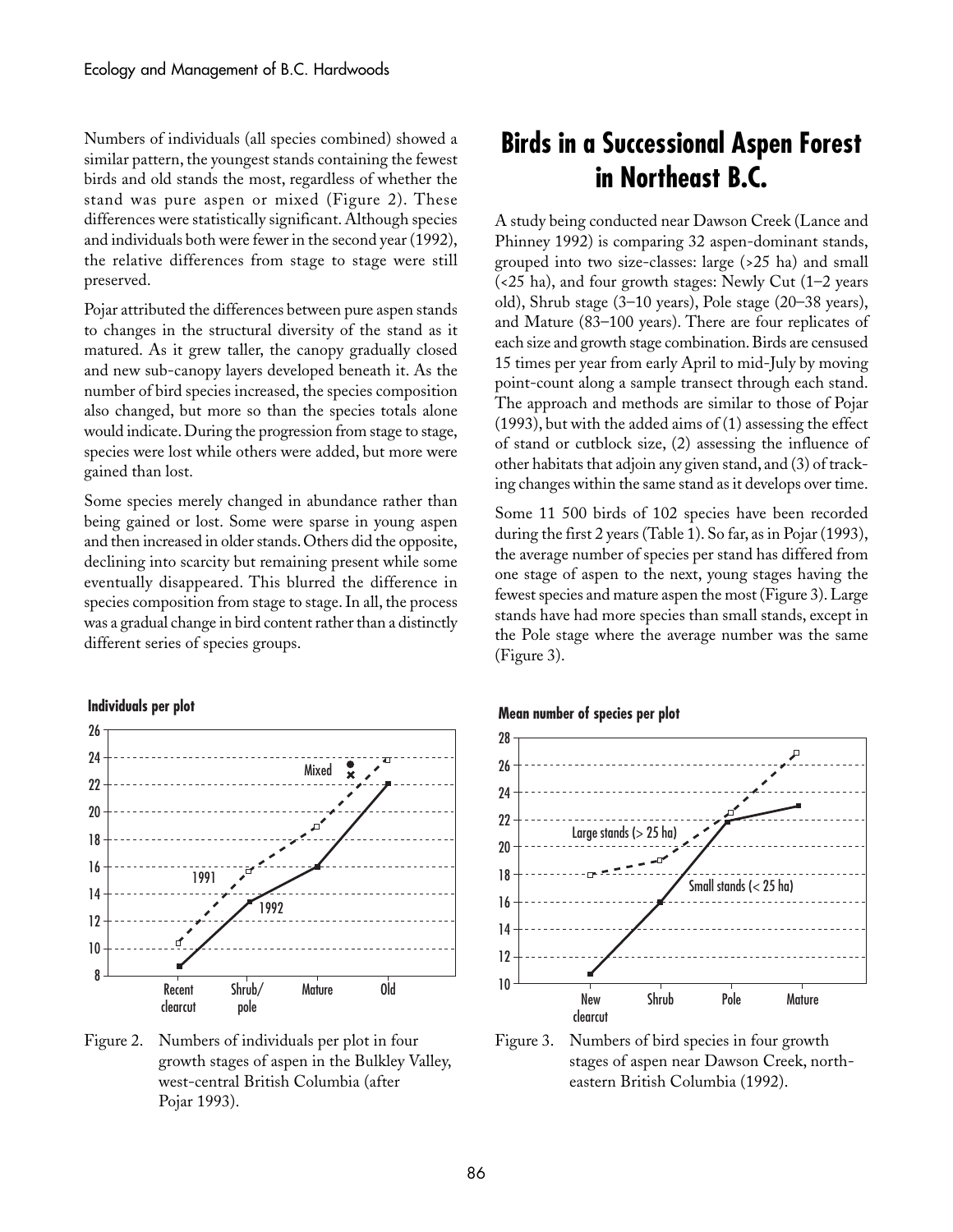Numbers of individuals (all species combined) showed a similar pattern, the youngest stands containing the fewest birds and old stands the most, regardless of whether the stand was pure aspen or mixed (Figure 2). These differences were statistically significant. Although species and individuals both were fewer in the second year (1992), the relative differences from stage to stage were still preserved.

Pojar attributed the differences between pure aspen stands to changes in the structural diversity of the stand as it matured. As it grew taller, the canopy gradually closed and new sub-canopy layers developed beneath it. As the number of bird species increased, the species composition also changed, but more so than the species totals alone would indicate. During the progression from stage to stage, species were lost while others were added, but more were gained than lost.

Some species merely changed in abundance rather than being gained or lost. Some were sparse in young aspen and then increased in older stands. Others did the opposite, declining into scarcity but remaining present while some eventually disappeared. This blurred the difference in species composition from stage to stage. In all, the process was a gradual change in bird content rather than a distinctly different series of species groups.

Figure 2. Numbers of individuals per plot in four growth stages of aspen in the Bulkley Valley, west-central British Columbia (after Pojar 1993).

## Birds in a Successional Aspen Forest in Northeast B.C.

A study being conducted near Dawson Creek (Lance and Phinney 1992) is comparing 32 aspen-dominant stands, grouped into two size-classes: large (>25 ha) and small (<25 ha), and four growth stages: Newly Cut (1–2 years old), Shrub stage (3–10 years), Pole stage (20–38 years), and Mature (83–100 years). There are four replicates of each size and growth stage combination. Birds are censused 15 times per year from early April to mid-July by moving point-count along a sample transect through each stand. The approach and methods are similar to those of Pojar (1993), but with the added aims of (1) assessing the effect of stand or cutblock size, (2) assessing the influence of other habitats that adjoin any given stand, and (3) of tracking changes within the same stand as it develops over time.

Some 11 500 birds of 102 species have been recorded during the first 2 years (Table 1). So far, as in Pojar (1993), the average number of species per stand has differed from one stage of aspen to the next, young stages having the fewest species and mature aspen the most (Figure 3). Large stands have had more species than small stands, except in the Pole stage where the average number was the same (Figure 3).

Figure 3. Numbers of bird species in four growth stages of aspen near Dawson Creek, northeastern British Columbia (1992).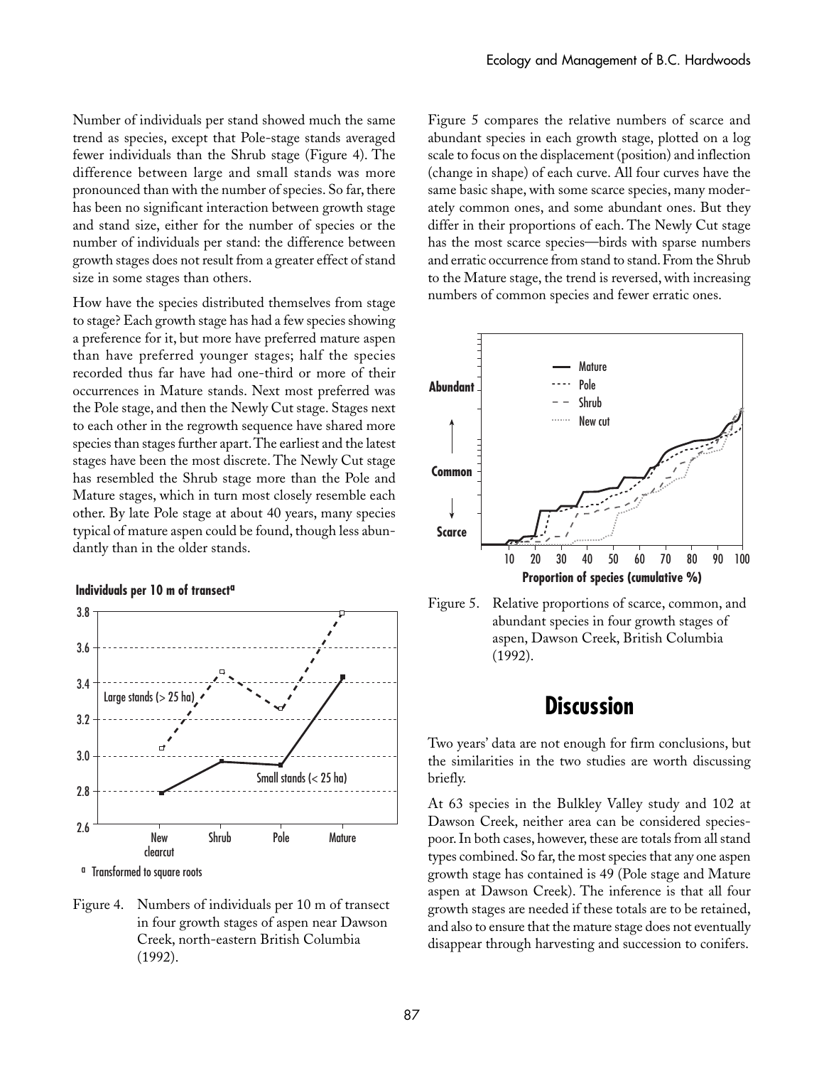Number of individuals per stand showed much the same trend as species, except that Pole-stage stands averaged fewer individuals than the Shrub stage (Figure 4). The difference between large and small stands was more pronounced than with the number of species. So far, there has been no significant interaction between growth stage and stand size, either for the number of species or the number of individuals per stand: the difference between growth stages does not result from a greater effect of stand size in some stages than others.

How have the species distributed themselves from stage to stage? Each growth stage has had a few species showing a preference for it, but more have preferred mature aspen than have preferred younger stages; half the species recorded thus far have had one-third or more of their occurrences in Mature stands. Next most preferred was the Pole stage, and then the Newly Cut stage. Stages next to each other in the regrowth sequence have shared more species than stages further apart. The earliest and the latest stages have been the most discrete. The Newly Cut stage has resembled the Shrub stage more than the Pole and Mature stages, which in turn most closely resemble each other. By late Pole stage at about 40 years, many species typical of mature aspen could be found, though less abundantly than in the older stands.

Figure 4. Numbers of individuals per 10 m of transect in four growth stages of aspen near Dawson Creek, north-eastern British Columbia (1992).

Figure 5 compares the relative numbers of scarce and abundant species in each growth stage, plotted on a log scale to focus on the displacement (position) and inflection (change in shape) of each curve. All four curves have the same basic shape, with some scarce species, many moderately common ones, and some abundant ones. But they differ in their proportions of each. The Newly Cut stage has the most scarce species—birds with sparse numbers and erratic occurrence from stand to stand. From the Shrub to the Mature stage, the trend is reversed, with increasing numbers of common species and fewer erratic ones.

Figure 5. Relative proportions of scarce, common, and abundant species in four growth stages of aspen, Dawson Creek, British Columbia (1992).

# Discussion

Two years' data are not enough for firm conclusions, but the similarities in the two studies are worth discussing briefly.

At 63 species in the Bulkley Valley study and 102 at Dawson Creek, neither area can be considered species-poor. In both cases, however, these are totals from all stand types combined. So far, the most species that any one aspen growth stage has contained is 49 (Pole stage and Mature aspen at Dawson Creek). The inference is that all four growth stages are needed if these totals are to be retained, and also to ensure that the mature stage does not eventually disappear through harvesting and succession to conifers.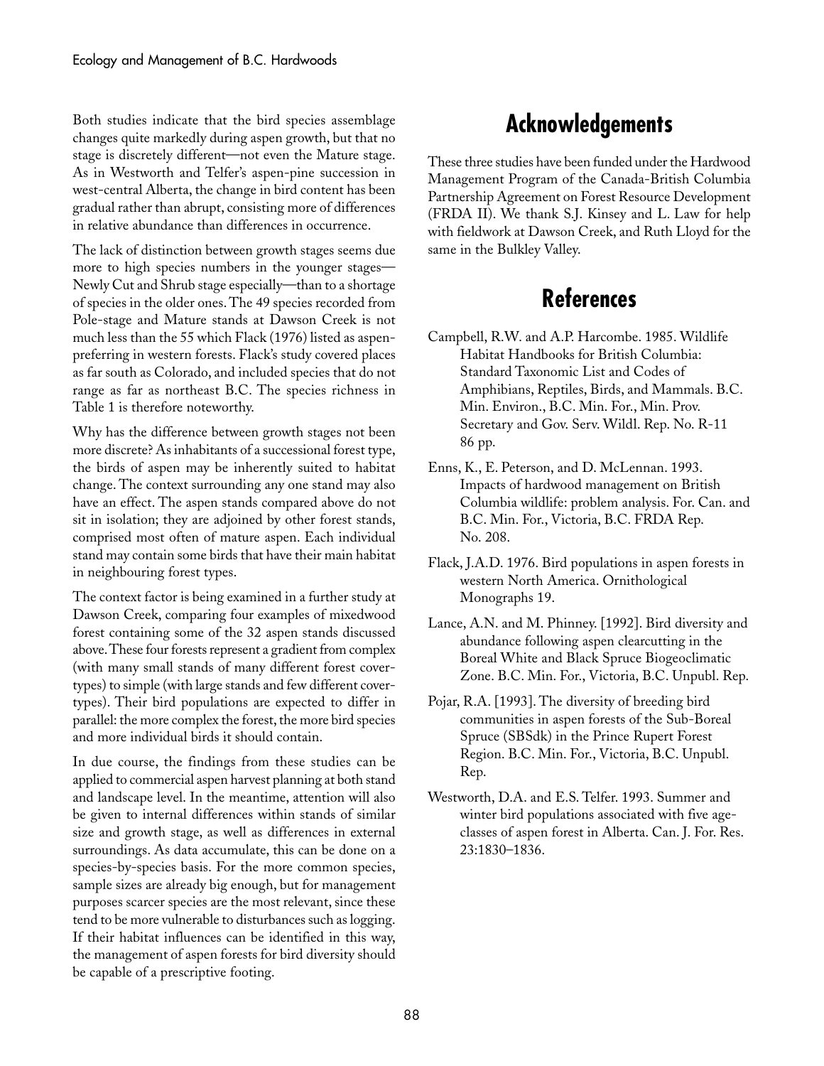Both studies indicate that the bird species assemblage changes quite markedly during aspen growth, but that no stage is discretely different—not even the Mature stage. As in Westworth and Telfer's aspen-pine succession in west-central Alberta, the change in bird content has been gradual rather than abrupt, consisting more of differences in relative abundance than differences in occurrence.

The lack of distinction between growth stages seems due more to high species numbers in the younger stages—Newly Cut and Shrub stage especially—than to a shortage of species in the older ones. The 49 species recorded from Pole-stage and Mature stands at Dawson Creek is not much less than the 55 which Flack (1976) listed as aspen-preferring in western forests. Flack's study covered places as far south as Colorado, and included species that do not range as far as northeast B.C. The species richness in Table 1 is therefore noteworthy.

Why has the difference between growth stages not been more discrete? As inhabitants of a successional forest type, the birds of aspen may be inherently suited to habitat change. The context surrounding any one stand may also have an effect. The aspen stands compared above do not sit in isolation; they are adjoined by other forest stands, comprised most often of mature aspen. Each individual stand may contain some birds that have their main habitat in neighbouring forest types.

The context factor is being examined in a further study at Dawson Creek, comparing four examples of mixedwood forest containing some of the 32 aspen stands discussed above. These four forests represent a gradient from complex (with many small stands of many different forest cover-types) to simple (with large stands and few different cover-types). Their bird populations are expected to differ in parallel: the more complex the forest, the more bird species and more individual birds it should contain.

In due course, the findings from these studies can be applied to commercial aspen harvest planning at both stand and landscape level. In the meantime, attention will also be given to internal differences within stands of similar size and growth stage, as well as differences in external surroundings. As data accumulate, this can be done on a species-by-species basis. For the more common species, sample sizes are already big enough, but for management purposes scarcer species are the most relevant, since these tend to be more vulnerable to disturbances such as logging. If their habitat influences can be identified in this way, the management of aspen forests for bird diversity should be capable of a prescriptive footing.

## Acknowledgements

These three studies have been funded under the Hardwood Management Program of the Canada-British Columbia Partnership Agreement on Forest Resource Development (FRDA II). We thank S.J. Kinsey and L. Law for help with fieldwork at Dawson Creek, and Ruth Lloyd for the same in the Bulkley Valley.

## References

Campbell, R.W. and A.P. Harcombe. 1985. Wildlife Habitat Handbooks for British Columbia: Standard Taxonomic List and Codes of Amphibians, Reptiles, Birds, and Mammals. B.C. Min. Environ., B.C. Min. For., Min. Prov. Secretary and Gov. Serv. Wildl. Rep. No. R-11 86 pp.

Enns, K., E. Peterson, and D. McLennan. 1993. Impacts of hardwood management on British Columbia wildlife: problem analysis. For. Can. and B.C. Min. For., Victoria, B.C. FRDA Rep. No. 208.

Flack, J.A.D. 1976. Bird populations in aspen forests in western North America. Ornithological Monographs 19.

Lance, A.N. and M. Phinney. [1992]. Bird diversity and abundance following aspen clearcutting in the Boreal White and Black Spruce Biogeoclimatic Zone. B.C. Min. For., Victoria, B.C. Unpubl. Rep.

Pojar, R.A. [1993]. The diversity of breeding bird communities in aspen forests of the Sub-Boreal Spruce (SBSdk) in the Prince Rupert Forest Region. B.C. Min. For., Victoria, B.C. Unpubl. Rep.

Westworth, D.A. and E.S. Telfer. 1993. Summer and winter bird populations associated with five age-classes of aspen forest in Alberta. Can. J. For. Res. 23:1830–1836.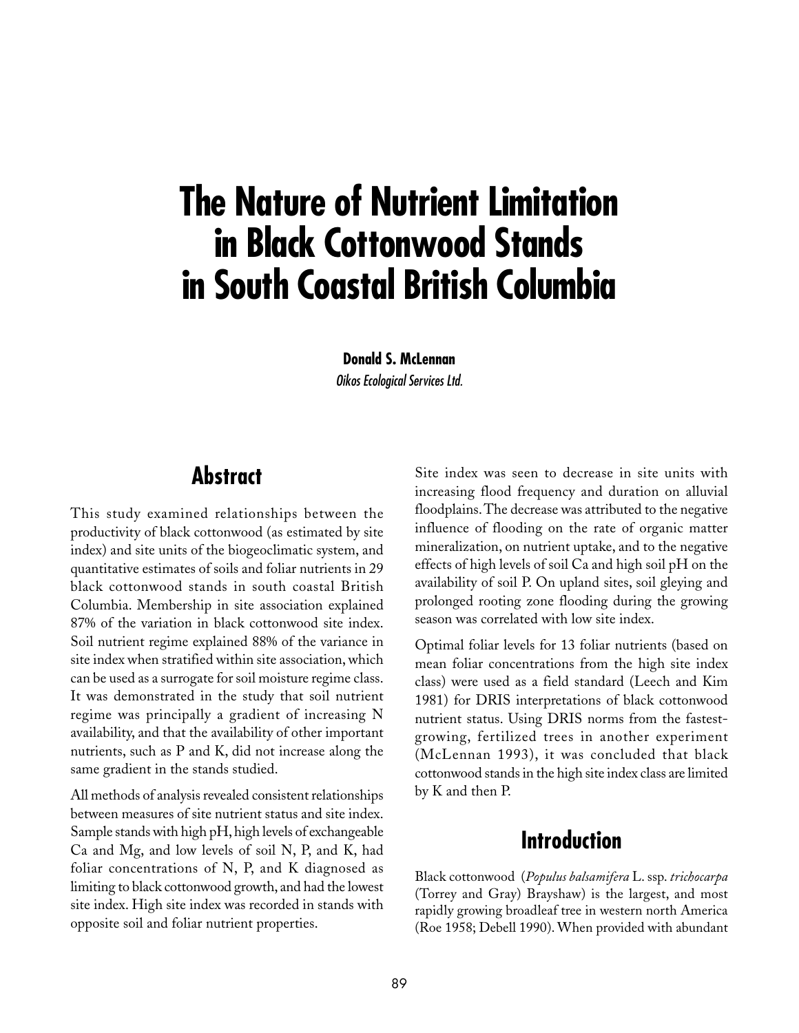# The Nature of Nutrient Limitation in Black Cottonwood Stands in South Coastal British Columbia

**Donald S. McLennan**
*Oikos Ecological Services Ltd.*

## Abstract

This study examined relationships between the productivity of black cottonwood (as estimated by site index) and site units of the biogeoclimatic system, and quantitative estimates of soils and foliar nutrients in 29 black cottonwood stands in south coastal British Columbia. Membership in site association explained 87% of the variation in black cottonwood site index. Soil nutrient regime explained 88% of the variance in site index when stratified within site association, which can be used as a surrogate for soil moisture regime class. It was demonstrated in the study that soil nutrient regime was principally a gradient of increasing N availability, and that the availability of other important nutrients, such as P and K, did not increase along the same gradient in the stands studied.

All methods of analysis revealed consistent relationships between measures of site nutrient status and site index. Sample stands with high pH, high levels of exchangeable Ca and Mg, and low levels of soil N, P, and K, had foliar concentrations of N, P, and K diagnosed as limiting to black cottonwood growth, and had the lowest site index. High site index was recorded in stands with opposite soil and foliar nutrient properties.

Site index was seen to decrease in site units with increasing flood frequency and duration on alluvial floodplains. The decrease was attributed to the negative influence of flooding on the rate of organic matter mineralization, on nutrient uptake, and to the negative effects of high levels of soil Ca and high soil pH on the availability of soil P. On upland sites, soil gleying and prolonged rooting zone flooding during the growing season was correlated with low site index.

Optimal foliar levels for 13 foliar nutrients (based on mean foliar concentrations from the high site index class) were used as a field standard (Leech and Kim 1981) for DRIS interpretations of black cottonwood nutrient status. Using DRIS norms from the fastest-growing, fertilized trees in another experiment (McLennan 1993), it was concluded that black cottonwood stands in the high site index class are limited by K and then P.

## Introduction

Black cottonwood (*Populus balsamifera* L. ssp. *trichocarpa* (Torrey and Gray) Brayshaw) is the largest, and most rapidly growing broadleaf tree in western north America (Roe 1958; Debell 1990). When provided with abundant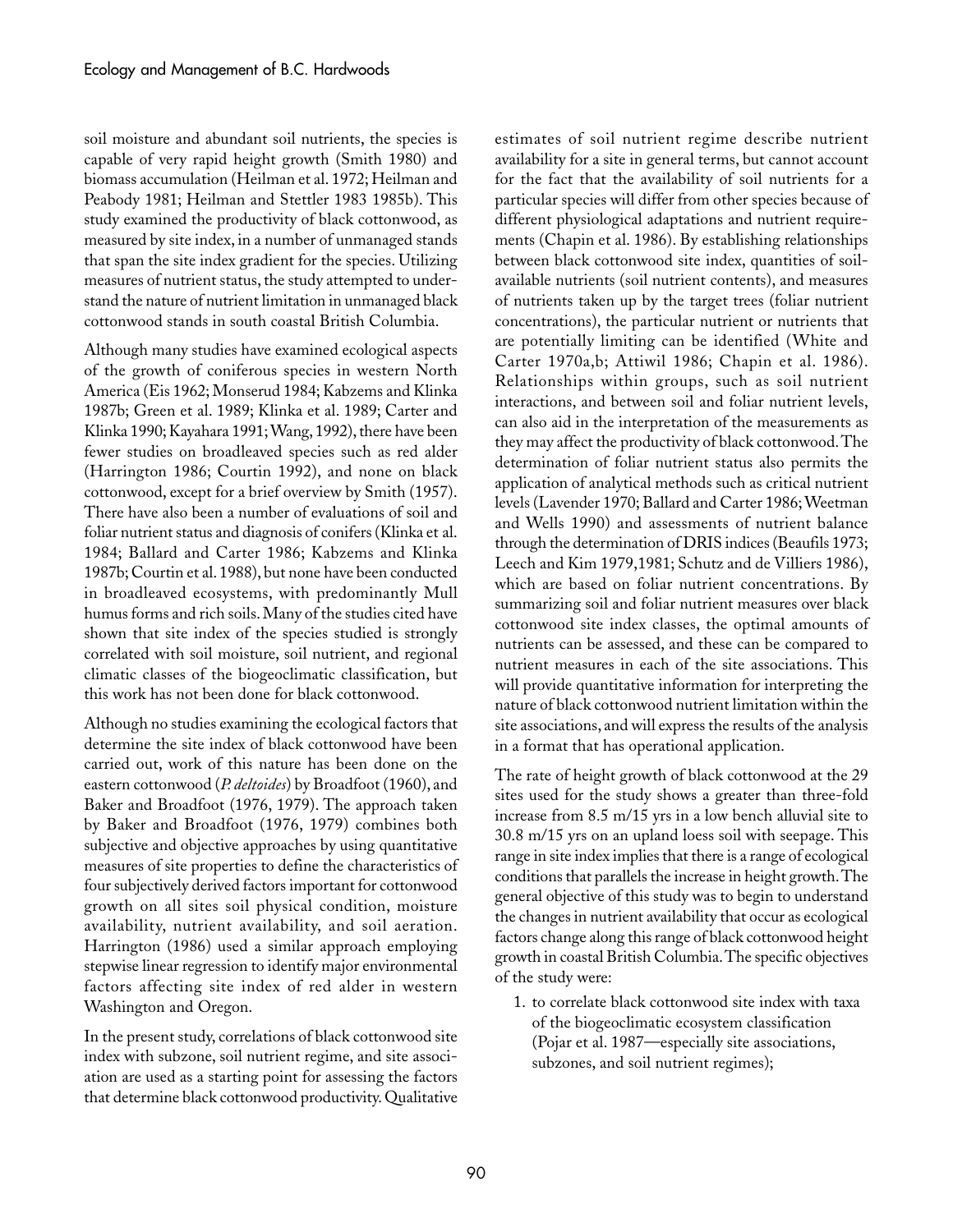soil moisture and abundant soil nutrients, the species is capable of very rapid height growth (Smith 1980) and biomass accumulation (Heilman et al. 1972; Heilman and Peabody 1981; Heilman and Stettler 1983 1985b). This study examined the productivity of black cottonwood, as measured by site index, in a number of unmanaged stands that span the site index gradient for the species. Utilizing measures of nutrient status, the study attempted to understand the nature of nutrient limitation in unmanaged black cottonwood stands in south coastal British Columbia.

Although many studies have examined ecological aspects of the growth of coniferous species in western North America (Eis 1962; Monserud 1984; Kabzems and Klinka 1987b; Green et al. 1989; Klinka et al. 1989; Carter and Klinka 1990; Kayahara 1991; Wang, 1992), there have been fewer studies on broadleaved species such as red alder (Harrington 1986; Courtin 1992), and none on black cottonwood, except for a brief overview by Smith (1957). There have also been a number of evaluations of soil and foliar nutrient status and diagnosis of conifers (Klinka et al. 1984; Ballard and Carter 1986; Kabzems and Klinka 1987b; Courtin et al. 1988), but none have been conducted in broadleaved ecosystems, with predominantly Mull humus forms and rich soils. Many of the studies cited have shown that site index of the species studied is strongly correlated with soil moisture, soil nutrient, and regional climatic classes of the biogeoclimatic classification, but this work has not been done for black cottonwood.

Although no studies examining the ecological factors that determine the site index of black cottonwood have been carried out, work of this nature has been done on the eastern cottonwood (*P. deltoides*) by Broadfoot (1960), and Baker and Broadfoot (1976, 1979). The approach taken by Baker and Broadfoot (1976, 1979) combines both subjective and objective approaches by using quantitative measures of site properties to define the characteristics of four subjectively derived factors important for cottonwood growth on all sites soil physical condition, moisture availability, nutrient availability, and soil aeration. Harrington (1986) used a similar approach employing stepwise linear regression to identify major environmental factors affecting site index of red alder in western Washington and Oregon.

In the present study, correlations of black cottonwood site index with subzone, soil nutrient regime, and site association are used as a starting point for assessing the factors that determine black cottonwood productivity. Qualitative estimates of soil nutrient regime describe nutrient availability for a site in general terms, but cannot account for the fact that the availability of soil nutrients for a particular species will differ from other species because of different physiological adaptations and nutrient requirements (Chapin et al. 1986). By establishing relationships between black cottonwood site index, quantities of soil-available nutrients (soil nutrient contents), and measures of nutrients taken up by the target trees (foliar nutrient concentrations), the particular nutrient or nutrients that are potentially limiting can be identified (White and Carter 1970a,b; Attiwil 1986; Chapin et al. 1986). Relationships within groups, such as soil nutrient interactions, and between soil and foliar nutrient levels, can also aid in the interpretation of the measurements as they may affect the productivity of black cottonwood. The determination of foliar nutrient status also permits the application of analytical methods such as critical nutrient levels (Lavender 1970; Ballard and Carter 1986; Weetman and Wells 1990) and assessments of nutrient balance through the determination of DRIS indices (Beaufils 1973; Leech and Kim 1979,1981; Schutz and de Villiers 1986), which are based on foliar nutrient concentrations. By summarizing soil and foliar nutrient measures over black cottonwood site index classes, the optimal amounts of nutrients can be assessed, and these can be compared to nutrient measures in each of the site associations. This will provide quantitative information for interpreting the nature of black cottonwood nutrient limitation within the site associations, and will express the results of the analysis in a format that has operational application.

The rate of height growth of black cottonwood at the 29 sites used for the study shows a greater than three-fold increase from 8.5 m/15 yrs in a low bench alluvial site to 30.8 m/15 yrs on an upland loess soil with seepage. This range in site index implies that there is a range of ecological conditions that parallels the increase in height growth. The general objective of this study was to begin to understand the changes in nutrient availability that occur as ecological factors change along this range of black cottonwood height growth in coastal British Columbia. The specific objectives of the study were:

1. to correlate black cottonwood site index with taxa of the biogeoclimatic ecosystem classification (Pojar et al. 1987—especially site associations, subzones, and soil nutrient regimes);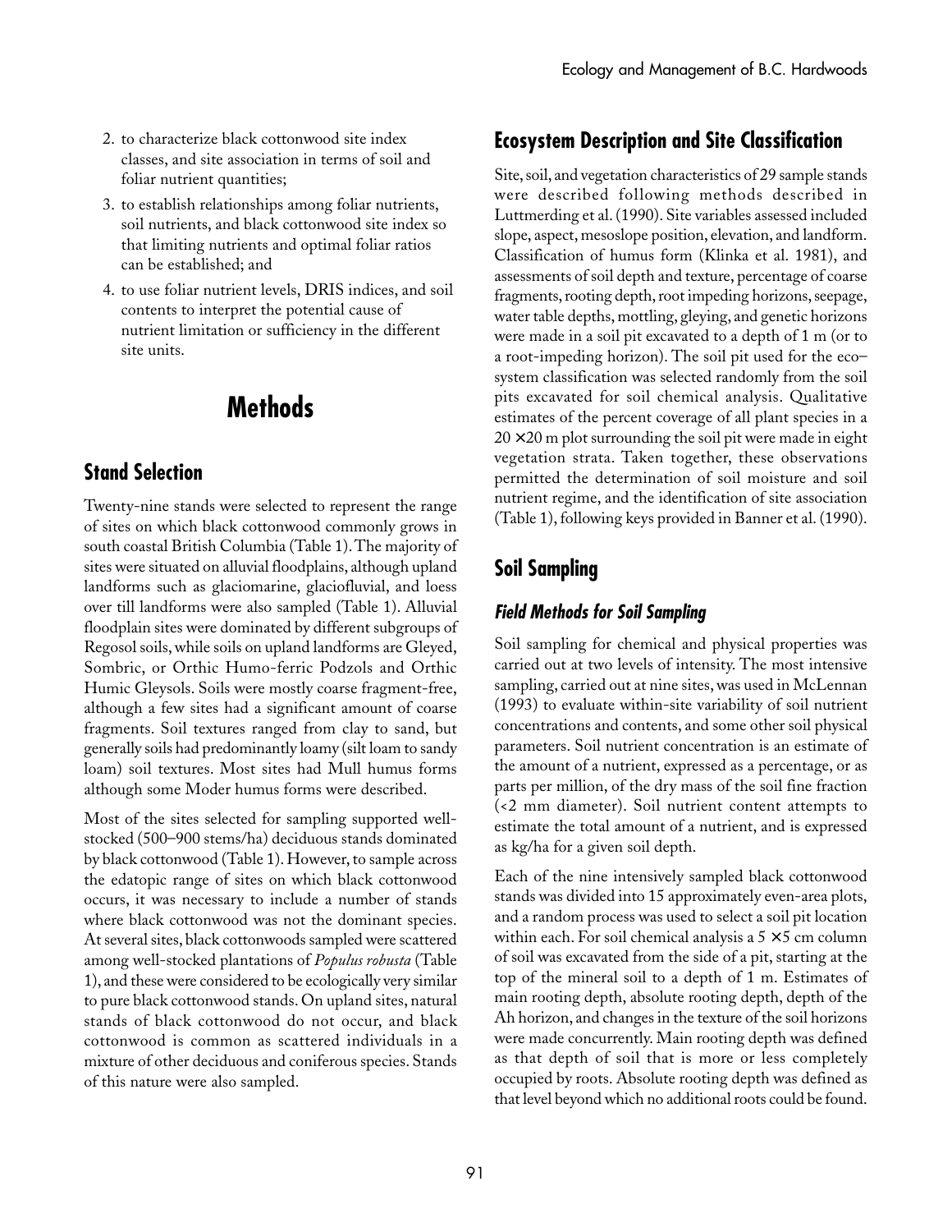2. to characterize black cottonwood site index classes, and site association in terms of soil and foliar nutrient quantities;
3. to establish relationships among foliar nutrients, soil nutrients, and black cottonwood site index so that limiting nutrients and optimal foliar ratios can be established; and
4. to use foliar nutrient levels, DRIS indices, and soil contents to interpret the potential cause of nutrient limitation or sufficiency in the different site units.

# Methods

## Stand Selection

Twenty-nine stands were selected to represent the range of sites on which black cottonwood commonly grows in south coastal British Columbia (Table 1). The majority of sites were situated on alluvial floodplains, although upland landforms such as glaciomarine, glaciofluvial, and loess over till landforms were also sampled (Table 1). Alluvial floodplain sites were dominated by different subgroups of Regosol soils, while soils on upland landforms are Gleyed, Sombric, or Orthic Humo-ferric Podzols and Orthic Humic Gleysols. Soils were mostly coarse fragment-free, although a few sites had a significant amount of coarse fragments. Soil textures ranged from clay to sand, but generally soils had predominantly loamy (silt loam to sandy loam) soil textures. Most sites had Mull humus forms although some Moder humus forms were described.

Most of the sites selected for sampling supported well-stocked (500–900 stems/ha) deciduous stands dominated by black cottonwood (Table 1). However, to sample across the edatopic range of sites on which black cottonwood occurs, it was necessary to include a number of stands where black cottonwood was not the dominant species. At several sites, black cottonwoods sampled were scattered among well-stocked plantations of *Populus robusta* (Table 1), and these were considered to be ecologically very similar to pure black cottonwood stands. On upland sites, natural stands of black cottonwood do not occur, and black cottonwood is common as scattered individuals in a mixture of other deciduous and coniferous species. Stands of this nature were also sampled.

## Ecosystem Description and Site Classification

Site, soil, and vegetation characteristics of 29 sample stands were described following methods described in Luttmerding et al. (1990). Site variables assessed included slope, aspect, mesoslope position, elevation, and landform. Classification of humus form (Klinka et al. 1981), and assessments of soil depth and texture, percentage of coarse fragments, rooting depth, root impeding horizons, seepage, water table depths, mottling, gleying, and genetic horizons were made in a soil pit excavated to a depth of 1 m (or to a root-impeding horizon). The soil pit used for the eco–system classification was selected randomly from the soil pits excavated for soil chemical analysis. Qualitative estimates of the percent coverage of all plant species in a 20 × 20 m plot surrounding the soil pit were made in eight vegetation strata. Taken together, these observations permitted the determination of soil moisture and soil nutrient regime, and the identification of site association (Table 1), following keys provided in Banner et al. (1990).

## Soil Sampling

### *Field Methods for Soil Sampling*

Soil sampling for chemical and physical properties was carried out at two levels of intensity. The most intensive sampling, carried out at nine sites, was used in McLennan (1993) to evaluate within-site variability of soil nutrient concentrations and contents, and some other soil physical parameters. Soil nutrient concentration is an estimate of the amount of a nutrient, expressed as a percentage, or as parts per million, of the dry mass of the soil fine fraction (<2 mm diameter). Soil nutrient content attempts to estimate the total amount of a nutrient, and is expressed as kg/ha for a given soil depth.

Each of the nine intensively sampled black cottonwood stands was divided into 15 approximately even-area plots, and a random process was used to select a soil pit location within each. For soil chemical analysis a 5 × 5 cm column of soil was excavated from the side of a pit, starting at the top of the mineral soil to a depth of 1 m. Estimates of main rooting depth, absolute rooting depth, depth of the Ah horizon, and changes in the texture of the soil horizons were made concurrently. Main rooting depth was defined as that depth of soil that is more or less completely occupied by roots. Absolute rooting depth was defined as that level beyond which no additional roots could be found.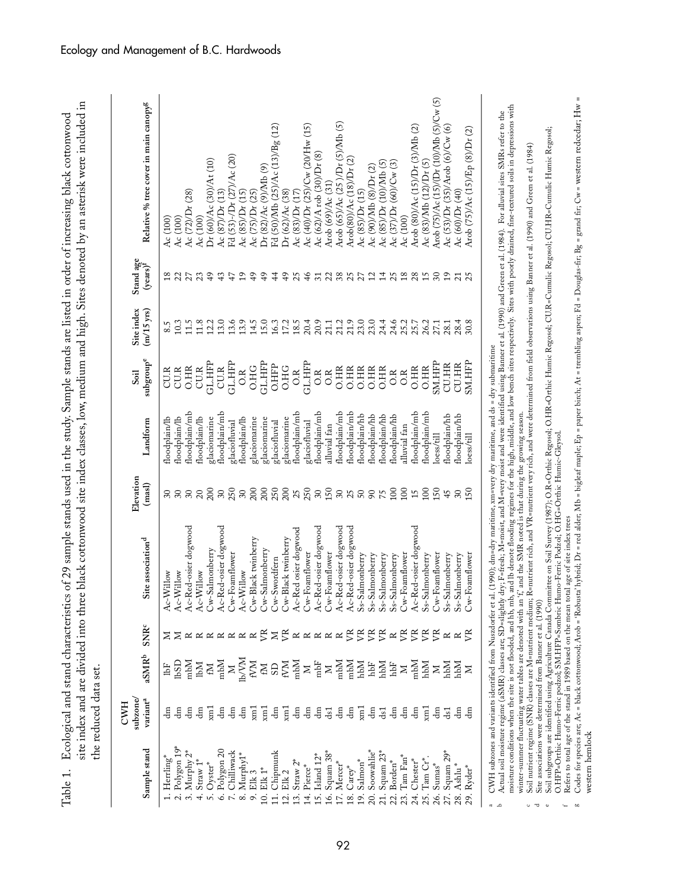Table 1. Ecological and stand characteristics of 29 sample stands used in the study. Sample stands are listed in order of increasing black cottonwood site index and are divided into three black cottonwood site index classes, low, medium and high. Sites denoted by an asterisk were included in the reduced data set.

| Sample stand | CWH subzone/ variant[a] | aSMR[b] | SNR[c] | Site association[d] | Elevation (masl) | Landform | Soil subgroup[e] | Site index (m/15 yrs) | Stand age (years)[f] | Relative % tree cover in main canopy[g] |
|---|---|---|---|---|---|---|---|---|---|---|
| 1. Herrling* | dm | lbF | M | Ac-Willow | 30 | floodplain/lb | CU.R | 8.5 | 18 | Ac (100) |
| 2. Polygon 19* | dm | lbSD | M | Ac-Willow | 30 | floodplain/lb | CU.R | 10.3 | 22 | Ac (100) |
| 3. Murphy 2* | dm | mbM | R | Ac-Red-osier dogwood | 30 | floodplain/mb | O.HR | 11.5 | 27 | Ac (72)/Dr (28) |
| 4. Straw 1* | dm | lbM | R | Ac-Willow | 20 | floodplain/lb | CU.R | 11.8 | 23 | Ac (100) |
| 5. Oyster* | xm1 | fM | R | Cw-Salmonberry | 200 | glaciomarine | GL.HFP | 12.2 | 49 | Dr (60)/Ac (30)/At (10) |
| 6. Polygon 20 | dm | mbM | R | Ac-Red-osier dogwood | 30 | floodplain/mb | CU.R | 13.0 | 43 | Ac (87)/Dr (13) |
| 7. Chilliwack | dm | M | R | Cw-Foamflower | 250 | glaciofluvial | GL.HFP | 13.6 | 47 | Fd (53)-/Dr (27)/Ac (20) |
| 8. Murphy1* | dm | lb/VM | R | Ac-Willow | 30 | floodplain/lb | O.R | 13.9 | 19 | Ac (85)/Dr (15) |
| 9. Elk 3 | xm1 | fVM | R | Cw-Black twinberry | 200 | glaciomarine | O.HG | 14.5 | 49 | Ac (75)/Dr (25) |
| 10. Elk 1* | xm1 | fM | VR | Cw-Salmonberry | 200 | glaciomarine | GL.HFP | 15.0 | 49 | Dr (82)/Ac (9)/Mb (9) |
| 11. Chipmunk | dm | SD | M | Cw-Swordfern | 250 | glaciofluvial | O.HFP | 16.3 | 44 | Fd (50)/Mb (25)/Ac (13)/Bg (12) |
| 12. Elk 2 | xm1 | fVM | VR | Cw-Black twinberry | 200 | glaciomarine | O.HG | 17.2 | 49 | Dr (62)/Ac (38) |
| 13. Straw 2* | dm | mbM | R | Ac-Red osier dogwood | 25 | floodplain/mb | O.R | 18.5 | 25 | Ac (83)/Dr (17) |
| 14. Pierce* | dm | M | R | Cw-Foamflower | 250 | glaciofluvial | GL.HFP | 20.4 | 46 | Ac (40)/Dr (25)/Cw (20/Hw (15) |
| 15. Island 12* | dm | mbF | R | Ac-Red-osier dogwood | 30 | floodplain/mb | O.R | 20.9 | 31 | Ac (62)/A rob (30)/Dr (8) |
| 16. Squam 38* | ds1 | M | R | Cw-Foamflower | 150 | alluvial fan | O.R | 21.1 | 22 | Arob (69)/Ac (31) |
| 17. Mercer* | dm | mbM | R | Ac-Red-osier dogwood | 30 | floodplain/mb | O.HR | 21.2 | 38 | Arob (65)/Ac (25 )/Dr (5)/Mb (5) |
| 18. Carey* | dm | mbM | VR | Ac-Red-osier dogwood | 25 | floodplain/mb | O.HR | 21.9 | 25 | Arob(80)/Ac (18)/Dr (2) |
| 19. Salmon* | xm1 | hbM | VR | Ss-Salmonberry | 50 | floodplain/hb | O.HR | 23.0 | 27 | Ac (85)/Dr (15) |
| 20. Soowahlie* | dm | hbF | VR | Ss-Salmonberry | 90 | floodplain/hb | O.HR | 23.0 | 12 | Ac (90)/Mb (8)/Dr (2) |
| 21. Squam 23* | ds1 | hbM | VR | Ss-Salmonberry | 75 | floodplain/hb | O.HR | 24.4 | 14 | Ac (85)/Dr (10)/Mb (5) |
| 22. Borden* | dm | hbF | R | Ss-Salmonberry | 100 | floodplain/hb | O.R | 24.6 | 25 | Ac (37)/Dr (60)/Cw (3) |
| 23. Tam Fan* | dm | M | VR | Cw-Foamflower | 100 | alluvial fan | O.R | 25.2 | 18 | Ac (100) |
| 24. Chester* | dm | mbM | VR | Ac-Red-osier dogwood | 15 | floodplain/mb | O.HR | 25.7 | 28 | Arob (80)/Ac (15)/Dr (3)/Mb (2) |
| 25. Tam Cr*. | xm1 | hbM | VR | Ss-Salmonberry | 100 | floodplain/mb | O.HR | 26.2 | 15 | Ac (83)/Mb (12)/Dr (5) |
| 26. Sumas* | dm | M | VR | Cw-Foamflower | 150 | loess/till | SM.HFP | 27.1 | 30 | Arob (75)/Ac (15)/Dr (10)/Mb (5)/Cw (5) |
| 27. Squam 29* | ds1 | hbM | R | Ss-Salmonberry | 45 | floodplain/hb | CU.HR | 28.1 | 19 | Ac (53)/Dr (35)/Arob (6)/Cw (6) |
| 28. Ashlu* | ds1 | hbM | R | Ss-Salmonberry | 30 | floodplain/hb | CU.HR | 28.4 | 21 | Ac (60)/Dr (40) |
| 29. Ryder* | dm | M | VR | Cw-Foamflower | 150 | loess/till | SM.HFP | 30.8 | 25 | Arob (75)/Ac (15)/Ep (8)/Dr (2) |

[a] CWH subzones and variants identified from Nuszdorfer et al. (1990); dm=dry maritime, xm=very dry maritime, and ds = dry submaritime

[b] Actual soil moisture regime (aSMR) classes are; SD=slightly dry; F=fresh; M=moist, and M=very moist and were identified using Banner et al. (1990) and Green et al. (1984). For alluvial sites SMRs refer to the moisture conditions when the site is not flooded, and hb, mb, and lb denote flooding regimes for the high, middle, and low bench sites respectively. Sites with poorly drained, fine-textured soils in depressions with winter-summer fluctuating water tables are denoted with an 'f', and the SMR noted is that during the growing season.

[c] Soil nutrient regime (SNR) classes are M=nutrient medium; R=nutrient rich, and VR=nutrient very rich, and were determined from field observations using Banner et al. (1990) and Green et al. (1984)

[d] Site associations were determined from Banner et al. (1990)

[e] Soil subgroups are identified using Agriculture Canada Committee on Soil Survey (1987); O.R=Orthic Regosol; O.HR=Orthic Humic Regosol; CU.R=Cumulic Regosol; CU.HR=Cumulic Humic Regosol; O.HFP=Orthic Humo-Ferric podzol; SM.HFP=Sombric Humo-Ferric Podzol; O.HG=Orthic Humic-Gleysol.

[f] Refers to total age of the stand in 1989 based on the mean total age of site index trees

[g] Codes for species are; Ac = black cottonwood; Arob = 'Robusta' hybrid; Dr = red alder, Mb = bigleaf maple; Ep = paper birch; At = trembling aspen; Fd = Douglas-fir; Bg = grand fir; Cw = western redcedar; Hw = western hemlock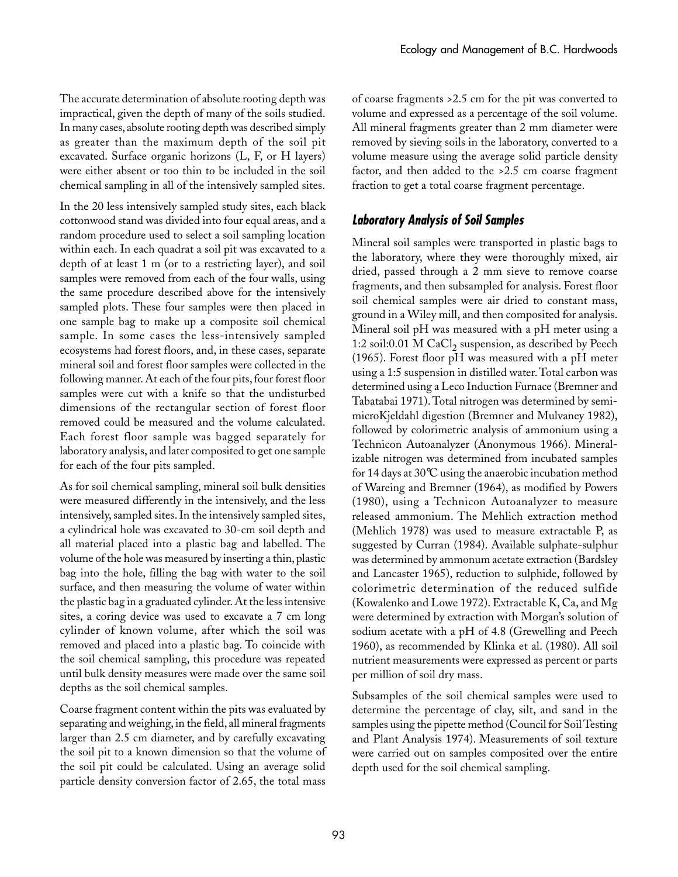The accurate determination of absolute rooting depth was impractical, given the depth of many of the soils studied. In many cases, absolute rooting depth was described simply as greater than the maximum depth of the soil pit excavated. Surface organic horizons (L, F, or H layers) were either absent or too thin to be included in the soil chemical sampling in all of the intensively sampled sites.

In the 20 less intensively sampled study sites, each black cottonwood stand was divided into four equal areas, and a random procedure used to select a soil sampling location within each. In each quadrat a soil pit was excavated to a depth of at least 1 m (or to a restricting layer), and soil samples were removed from each of the four walls, using the same procedure described above for the intensively sampled plots. These four samples were then placed in one sample bag to make up a composite soil chemical sample. In some cases the less-intensively sampled ecosystems had forest floors, and, in these cases, separate mineral soil and forest floor samples were collected in the following manner. At each of the four pits, four forest floor samples were cut with a knife so that the undisturbed dimensions of the rectangular section of forest floor removed could be measured and the volume calculated. Each forest floor sample was bagged separately for laboratory analysis, and later composited to get one sample for each of the four pits sampled.

As for soil chemical sampling, mineral soil bulk densities were measured differently in the intensively, and the less intensively, sampled sites. In the intensively sampled sites, a cylindrical hole was excavated to 30-cm soil depth and all material placed into a plastic bag and labelled. The volume of the hole was measured by inserting a thin, plastic bag into the hole, filling the bag with water to the soil surface, and then measuring the volume of water within the plastic bag in a graduated cylinder. At the less intensive sites, a coring device was used to excavate a 7 cm long cylinder of known volume, after which the soil was removed and placed into a plastic bag. To coincide with the soil chemical sampling, this procedure was repeated until bulk density measures were made over the same soil depths as the soil chemical samples.

Coarse fragment content within the pits was evaluated by separating and weighing, in the field, all mineral fragments larger than 2.5 cm diameter, and by carefully excavating the soil pit to a known dimension so that the volume of the soil pit could be calculated. Using an average solid particle density conversion factor of 2.65, the total mass of coarse fragments >2.5 cm for the pit was converted to volume and expressed as a percentage of the soil volume. All mineral fragments greater than 2 mm diameter were removed by sieving soils in the laboratory, converted to a volume measure using the average solid particle density factor, and then added to the >2.5 cm coarse fragment fraction to get a total coarse fragment percentage.

## *Laboratory Analysis of Soil Samples*

Mineral soil samples were transported in plastic bags to the laboratory, where they were thoroughly mixed, air dried, passed through a 2 mm sieve to remove coarse fragments, and then subsampled for analysis. Forest floor soil chemical samples were air dried to constant mass, ground in a Wiley mill, and then composited for analysis. Mineral soil pH was measured with a pH meter using a 1:2 soil:0.01 M $CaCl_2$ suspension, as described by Peech (1965). Forest floor pH was measured with a pH meter using a 1:5 suspension in distilled water. Total carbon was determined using a Leco Induction Furnace (Bremner and Tabatabai 1971). Total nitrogen was determined by semi-microKjeldahl digestion (Bremner and Mulvaney 1982), followed by colorimetric analysis of ammonium using a Technicon Autoanalyzer (Anonymous 1966). Mineralizable nitrogen was determined from incubated samples for 14 days at 30°C using the anaerobic incubation method of Wareing and Bremner (1964), as modified by Powers (1980), using a Technicon Autoanalyzer to measure released ammonium. The Mehlich extraction method (Mehlich 1978) was used to measure extractable P, as suggested by Curran (1984). Available sulphate-sulphur was determined by ammonum acetate extraction (Bardsley and Lancaster 1965), reduction to sulphide, followed by colorimetric determination of the reduced sulfide (Kowalenko and Lowe 1972). Extractable K, Ca, and Mg were determined by extraction with Morgan's solution of sodium acetate with a pH of 4.8 (Grewelling and Peech 1960), as recommended by Klinka et al. (1980). All soil nutrient measurements were expressed as percent or parts per million of soil dry mass.

Subsamples of the soil chemical samples were used to determine the percentage of clay, silt, and sand in the samples using the pipette method (Council for Soil Testing and Plant Analysis 1974). Measurements of soil texture were carried out on samples composited over the entire depth used for the soil chemical sampling.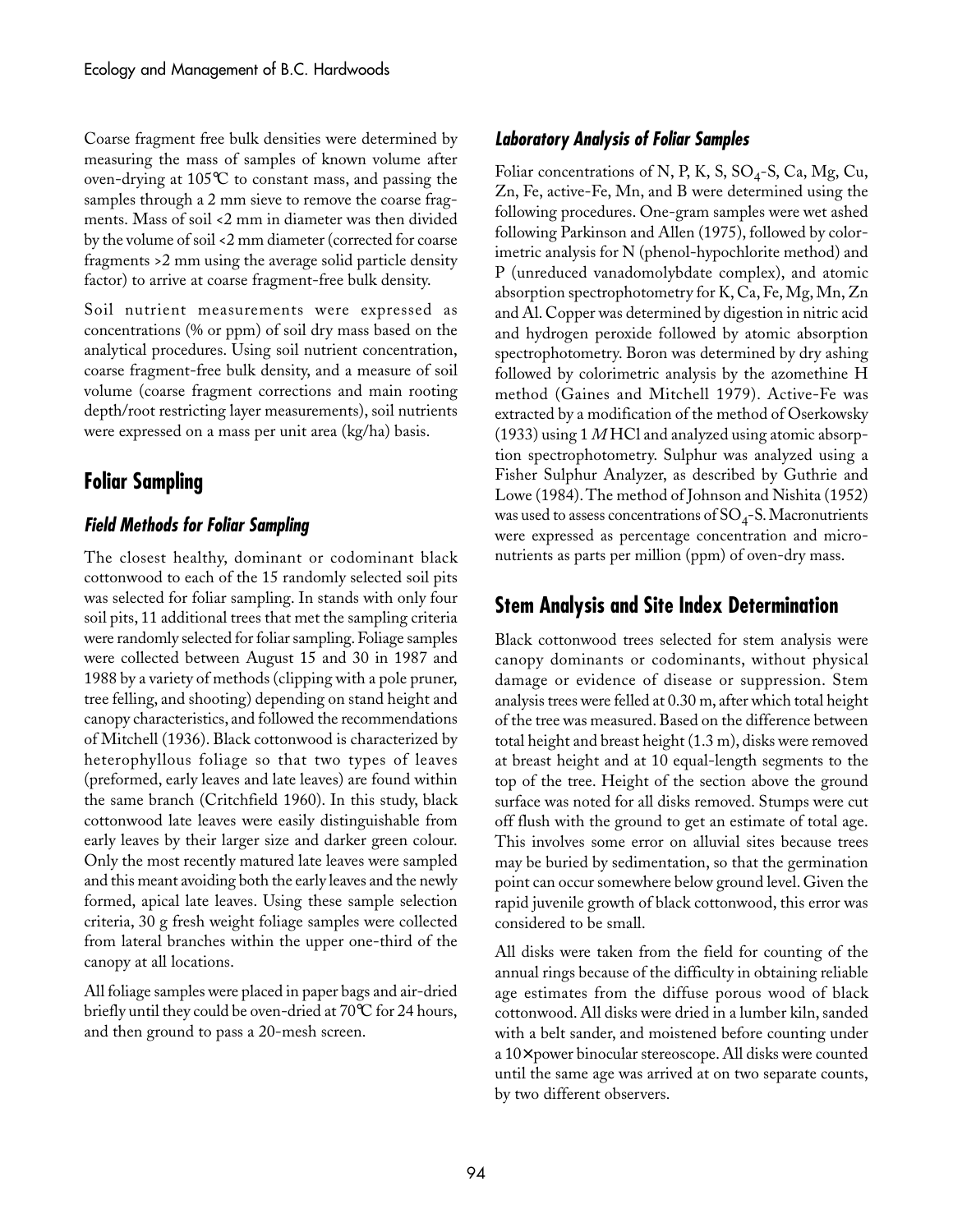Coarse fragment free bulk densities were determined by measuring the mass of samples of known volume after oven-drying at 105°C to constant mass, and passing the samples through a 2 mm sieve to remove the coarse fragments. Mass of soil <2 mm in diameter was then divided by the volume of soil <2 mm diameter (corrected for coarse fragments >2 mm using the average solid particle density factor) to arrive at coarse fragment-free bulk density.

Soil nutrient measurements were expressed as concentrations (% or ppm) of soil dry mass based on the analytical procedures. Using soil nutrient concentration, coarse fragment-free bulk density, and a measure of soil volume (coarse fragment corrections and main rooting depth/root restricting layer measurements), soil nutrients were expressed on a mass per unit area (kg/ha) basis.

## Foliar Sampling

### Field Methods for Foliar Sampling

The closest healthy, dominant or codominant black cottonwood to each of the 15 randomly selected soil pits was selected for foliar sampling. In stands with only four soil pits, 11 additional trees that met the sampling criteria were randomly selected for foliar sampling. Foliage samples were collected between August 15 and 30 in 1987 and 1988 by a variety of methods (clipping with a pole pruner, tree felling, and shooting) depending on stand height and canopy characteristics, and followed the recommendations of Mitchell (1936). Black cottonwood is characterized by heterophyllous foliage so that two types of leaves (preformed, early leaves and late leaves) are found within the same branch (Critchfield 1960). In this study, black cottonwood late leaves were easily distinguishable from early leaves by their larger size and darker green colour. Only the most recently matured late leaves were sampled and this meant avoiding both the early leaves and the newly formed, apical late leaves. Using these sample selection criteria, 30 g fresh weight foliage samples were collected from lateral branches within the upper one-third of the canopy at all locations.

All foliage samples were placed in paper bags and air-dried briefly until they could be oven-dried at 70°C for 24 hours, and then ground to pass a 20-mesh screen.

### Laboratory Analysis of Foliar Samples

Foliar concentrations of N, P, K, S, $SO_4$-S, Ca, Mg, Cu, Zn, Fe, active-Fe, Mn, and B were determined using the following procedures. One-gram samples were wet ashed following Parkinson and Allen (1975), followed by colorimetric analysis for N (phenol-hypochlorite method) and P (unreduced vanadomolybdate complex), and atomic absorption spectrophotometry for K, Ca, Fe, Mg, Mn, Zn and Al. Copper was determined by digestion in nitric acid and hydrogen peroxide followed by atomic absorption spectrophotometry. Boron was determined by dry ashing followed by colorimetric analysis by the azomethine H method (Gaines and Mitchell 1979). Active-Fe was extracted by a modification of the method of Oserkowsky (1933) using 1 *M* HCl and analyzed using atomic absorption spectrophotometry. Sulphur was analyzed using a Fisher Sulphur Analyzer, as described by Guthrie and Lowe (1984). The method of Johnson and Nishita (1952) was used to assess concentrations of $SO_4$-S. Macronutrients were expressed as percentage concentration and micronutrients as parts per million (ppm) of oven-dry mass.

## Stem Analysis and Site Index Determination

Black cottonwood trees selected for stem analysis were canopy dominants or codominants, without physical damage or evidence of disease or suppression. Stem analysis trees were felled at 0.30 m, after which total height of the tree was measured. Based on the difference between total height and breast height (1.3 m), disks were removed at breast height and at 10 equal-length segments to the top of the tree. Height of the section above the ground surface was noted for all disks removed. Stumps were cut off flush with the ground to get an estimate of total age. This involves some error on alluvial sites because trees may be buried by sedimentation, so that the germination point can occur somewhere below ground level. Given the rapid juvenile growth of black cottonwood, this error was considered to be small.

All disks were taken from the field for counting of the annual rings because of the difficulty in obtaining reliable age estimates from the diffuse porous wood of black cottonwood. All disks were dried in a lumber kiln, sanded with a belt sander, and moistened before counting under a 10× power binocular stereoscope. All disks were counted until the same age was arrived at on two separate counts, by two different observers.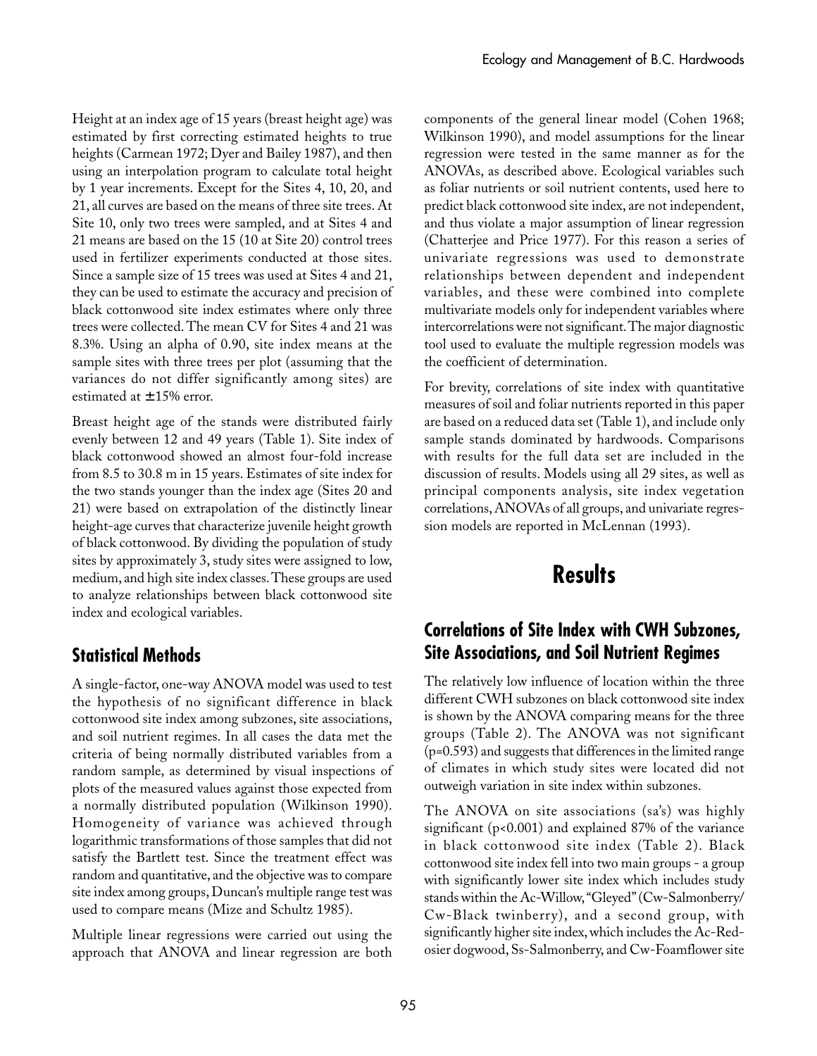Height at an index age of 15 years (breast height age) was estimated by first correcting estimated heights to true heights (Carmean 1972; Dyer and Bailey 1987), and then using an interpolation program to calculate total height by 1 year increments. Except for the Sites 4, 10, 20, and 21, all curves are based on the means of three site trees. At Site 10, only two trees were sampled, and at Sites 4 and 21 means are based on the 15 (10 at Site 20) control trees used in fertilizer experiments conducted at those sites. Since a sample size of 15 trees was used at Sites 4 and 21, they can be used to estimate the accuracy and precision of black cottonwood site index estimates where only three trees were collected. The mean CV for Sites 4 and 21 was 8.3%. Using an alpha of 0.90, site index means at the sample sites with three trees per plot (assuming that the variances do not differ significantly among sites) are estimated at ±15% error.

Breast height age of the stands were distributed fairly evenly between 12 and 49 years (Table 1). Site index of black cottonwood showed an almost four-fold increase from 8.5 to 30.8 m in 15 years. Estimates of site index for the two stands younger than the index age (Sites 20 and 21) were based on extrapolation of the distinctly linear height-age curves that characterize juvenile height growth of black cottonwood. By dividing the population of study sites by approximately 3, study sites were assigned to low, medium, and high site index classes. These groups are used to analyze relationships between black cottonwood site index and ecological variables.

## Statistical Methods

A single-factor, one-way ANOVA model was used to test the hypothesis of no significant difference in black cottonwood site index among subzones, site associations, and soil nutrient regimes. In all cases the data met the criteria of being normally distributed variables from a random sample, as determined by visual inspections of plots of the measured values against those expected from a normally distributed population (Wilkinson 1990). Homogeneity of variance was achieved through logarithmic transformations of those samples that did not satisfy the Bartlett test. Since the treatment effect was random and quantitative, and the objective was to compare site index among groups, Duncan's multiple range test was used to compare means (Mize and Schultz 1985).

Multiple linear regressions were carried out using the approach that ANOVA and linear regression are both components of the general linear model (Cohen 1968; Wilkinson 1990), and model assumptions for the linear regression were tested in the same manner as for the ANOVAs, as described above. Ecological variables such as foliar nutrients or soil nutrient contents, used here to predict black cottonwood site index, are not independent, and thus violate a major assumption of linear regression (Chatterjee and Price 1977). For this reason a series of univariate regressions was used to demonstrate relationships between dependent and independent variables, and these were combined into complete multivariate models only for independent variables where intercorrelations were not significant. The major diagnostic tool used to evaluate the multiple regression models was the coefficient of determination.

For brevity, correlations of site index with quantitative measures of soil and foliar nutrients reported in this paper are based on a reduced data set (Table 1), and include only sample stands dominated by hardwoods. Comparisons with results for the full data set are included in the discussion of results. Models using all 29 sites, as well as principal components analysis, site index vegetation correlations, ANOVAs of all groups, and univariate regression models are reported in McLennan (1993).

# Results

## Correlations of Site Index with CWH Subzones, Site Associations, and Soil Nutrient Regimes

The relatively low influence of location within the three different CWH subzones on black cottonwood site index is shown by the ANOVA comparing means for the three groups (Table 2). The ANOVA was not significant ($p=0.593$) and suggests that differences in the limited range of climates in which study sites were located did not outweigh variation in site index within subzones.

The ANOVA on site associations (sa's) was highly significant ($p<0.001$) and explained 87% of the variance in black cottonwood site index (Table 2). Black cottonwood site index fell into two main groups - a group with significantly lower site index which includes study stands within the Ac-Willow, "Gleyed" (Cw-Salmonberry/ Cw-Black twinberry), and a second group, with significantly higher site index, which includes the Ac-Red-osier dogwood, Ss-Salmonberry, and Cw-Foamflower site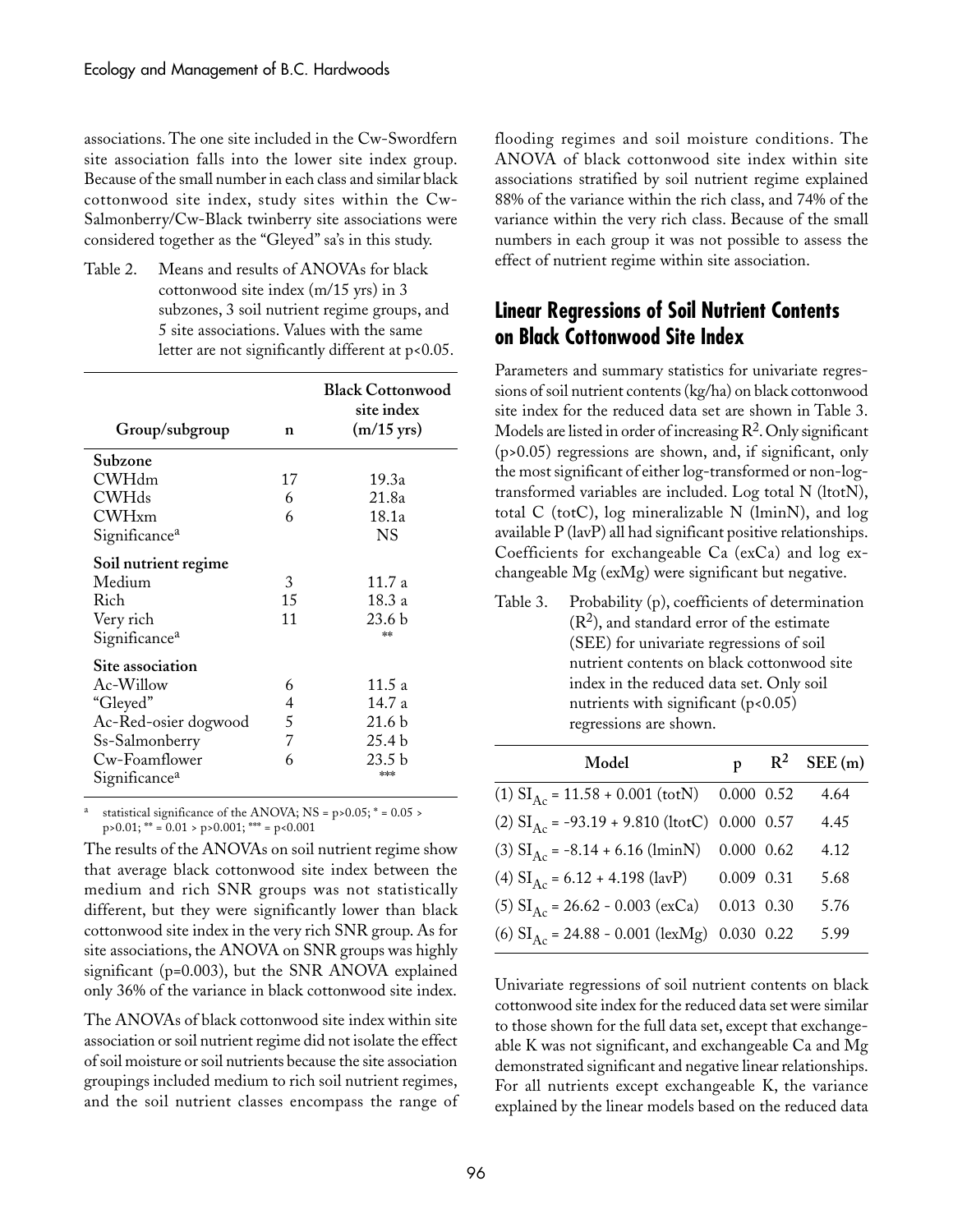associations. The one site included in the Cw-Swordfern site association falls into the lower site index group. Because of the small number in each class and similar black cottonwood site index, study sites within the Cw-Salmonberry/Cw-Black twinberry site associations were considered together as the "Gleyed" sa's in this study.

Table 2. Means and results of ANOVAs for black cottonwood site index (m/15 yrs) in 3 subzones, 3 soil nutrient regime groups, and 5 site associations. Values with the same letter are not significantly different at $p<0.05$.

| Group/subgroup | n | Black Cottonwood site index (m/15 yrs) |
|---|---|---|
| **Subzone** | | |
| CWHdm | 17 | 19.3a |
| CWHds | 6 | 21.8a |
| CWHxm | 6 | 18.1a |
| Significance[a] | | NS |
| **Soil nutrient regime** | | |
| Medium | 3 | 11.7 a |
| Rich | 15 | 18.3 a |
| Very rich | 11 | 23.6 b |
| Significance[a] | | ** |
| **Site association** | | |
| Ac-Willow | 6 | 11.5 a |
| "Gleyed" | 4 | 14.7 a |
| Ac-Red-osier dogwood | 5 | 21.6 b |
| Ss-Salmonberry | 7 | 25.4 b |
| Cw-Foamflower | 6 | 23.5 b |
| Significance[a] | | *** |

[a] statistical significance of the ANOVA; NS = $p>0.05$; * = $0.05 > p>0.01$; ** = $0.01 > p>0.001$; *** = $p<0.001$

The results of the ANOVAs on soil nutrient regime show that average black cottonwood site index between the medium and rich SNR groups was not statistically different, but they were significantly lower than black cottonwood site index in the very rich SNR group. As for site associations, the ANOVA on SNR groups was highly significant ($p=0.003$), but the SNR ANOVA explained only 36% of the variance in black cottonwood site index.

The ANOVAs of black cottonwood site index within site association or soil nutrient regime did not isolate the effect of soil moisture or soil nutrients because the site association groupings included medium to rich soil nutrient regimes, and the soil nutrient classes encompass the range of flooding regimes and soil moisture conditions. The ANOVA of black cottonwood site index within site associations stratified by soil nutrient regime explained 88% of the variance within the rich class, and 74% of the variance within the very rich class. Because of the small numbers in each group it was not possible to assess the effect of nutrient regime within site association.

## Linear Regressions of Soil Nutrient Contents on Black Cottonwood Site Index

Parameters and summary statistics for univariate regressions of soil nutrient contents (kg/ha) on black cottonwood site index for the reduced data set are shown in Table 3. Models are listed in order of increasing $R^2$. Only significant ($p>0.05$) regressions are shown, and, if significant, only the most significant of either log-transformed or non-log-transformed variables are included. Log total N (ltotN), total C (totC), log mineralizable N (lminN), and log available P (lavP) all had significant positive relationships. Coefficients for exchangeable Ca (exCa) and log exchangeable Mg (exMg) were significant but negative.

Table 3. Probability (p), coefficients of determination ($R^2$), and standard error of the estimate (SEE) for univariate regressions of soil nutrient contents on black cottonwood site index in the reduced data set. Only soil nutrients with significant ($p<0.05$) regressions are shown.

| Model | p | $R^2$ | SEE (m) |
|---|---|---|---|
| (1) $SI_{Ac}$ = 11.58 + 0.001 (totN) | 0.000 | 0.52 | 4.64 |
| (2) $SI_{Ac}$ = -93.19 + 9.810 (ltotC) | 0.000 | 0.57 | 4.45 |
| (3) $SI_{Ac}$ = -8.14 + 6.16 (lminN) | 0.000 | 0.62 | 4.12 |
| (4) $SI_{Ac}$ = 6.12 + 4.198 (lavP) | 0.009 | 0.31 | 5.68 |
| (5) $SI_{Ac}$ = 26.62 - 0.003 (exCa) | 0.013 | 0.30 | 5.76 |
| (6) $SI_{Ac}$ = 24.88 - 0.001 (lexMg) | 0.030 | 0.22 | 5.99 |

Univariate regressions of soil nutrient contents on black cottonwood site index for the reduced data set were similar to those shown for the full data set, except that exchangeable K was not significant, and exchangeable Ca and Mg demonstrated significant and negative linear relationships. For all nutrients except exchangeable K, the variance explained by the linear models based on the reduced data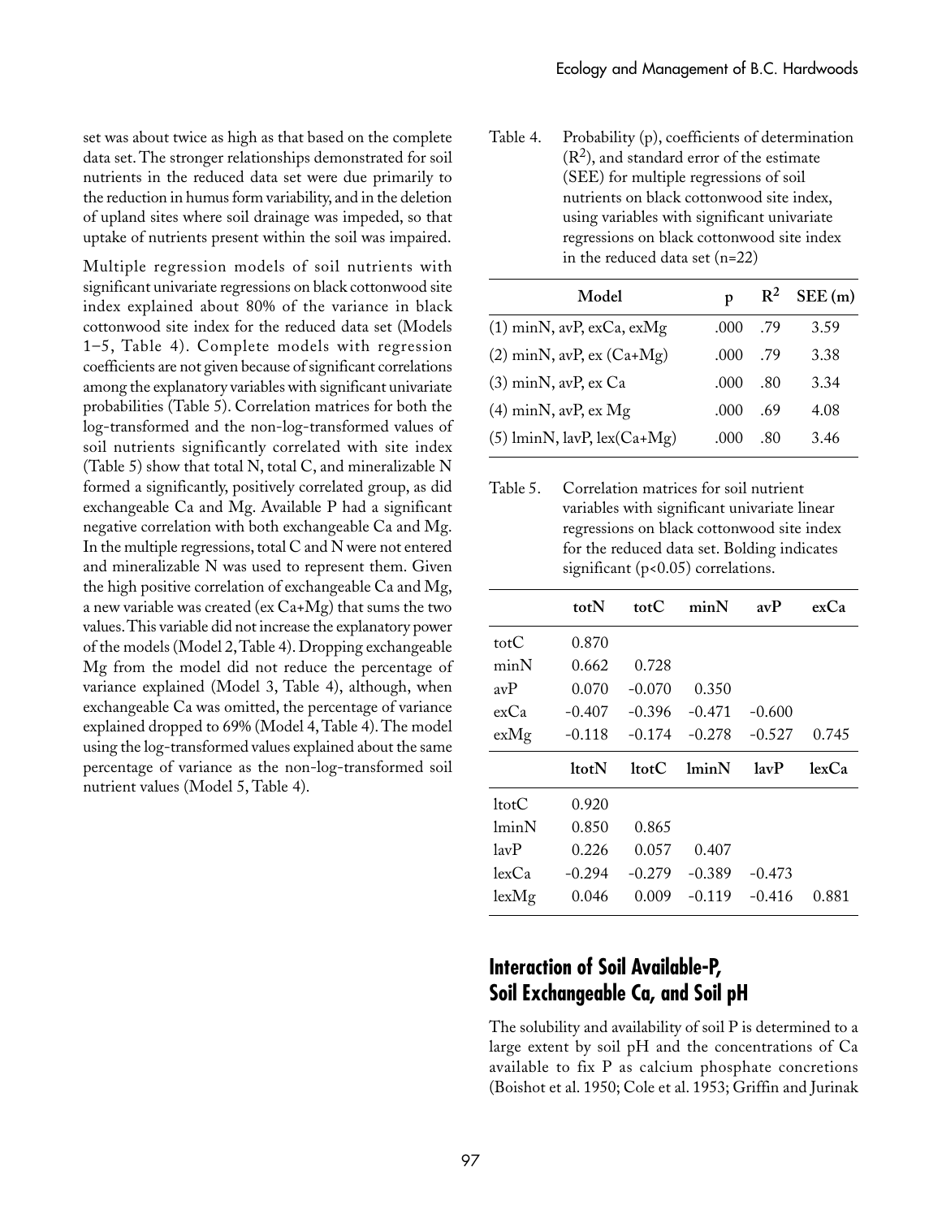set was about twice as high as that based on the complete data set. The stronger relationships demonstrated for soil nutrients in the reduced data set were due primarily to the reduction in humus form variability, and in the deletion of upland sites where soil drainage was impeded, so that uptake of nutrients present within the soil was impaired.

Multiple regression models of soil nutrients with significant univariate regressions on black cottonwood site index explained about 80% of the variance in black cottonwood site index for the reduced data set (Models 1–5, Table 4). Complete models with regression coefficients are not given because of significant correlations among the explanatory variables with significant univariate probabilities (Table 5). Correlation matrices for both the log-transformed and the non-log-transformed values of soil nutrients significantly correlated with site index (Table 5) show that total N, total C, and mineralizable N formed a significantly, positively correlated group, as did exchangeable Ca and Mg. Available P had a significant negative correlation with both exchangeable Ca and Mg. In the multiple regressions, total C and N were not entered and mineralizable N was used to represent them. Given the high positive correlation of exchangeable Ca and Mg, a new variable was created (ex Ca+Mg) that sums the two values. This variable did not increase the explanatory power of the models (Model 2, Table 4). Dropping exchangeable Mg from the model did not reduce the percentage of variance explained (Model 3, Table 4), although, when exchangeable Ca was omitted, the percentage of variance explained dropped to 69% (Model 4, Table 4). The model using the log-transformed values explained about the same percentage of variance as the non-log-transformed soil nutrient values (Model 5, Table 4).

Table 4. Probability (p), coefficients of determination ($R^2$), and standard error of the estimate (SEE) for multiple regressions of soil nutrients on black cottonwood site index, using variables with significant univariate regressions on black cottonwood site index in the reduced data set (n=22)

| Model | p | $R^2$ | SEE (m) |
|---|---|---|---|
| (1) minN, avP, exCa, exMg | .000 | .79 | 3.59 |
| (2) minN, avP, ex (Ca+Mg) | .000 | .79 | 3.38 |
| (3) minN, avP, ex Ca | .000 | .80 | 3.34 |
| (4) minN, avP, ex Mg | .000 | .69 | 4.08 |
| (5) lminN, lavP, lex(Ca+Mg) | .000 | .80 | 3.46 |

Table 5. Correlation matrices for soil nutrient variables with significant univariate linear regressions on black cottonwood site index for the reduced data set. Bolding indicates significant (p<0.05) correlations.

| | totN | totC | minN | avP | exCa |
|---|---|---|---|---|---|
| totC | 0.870 | | | | |
| minN | 0.662 | 0.728 | | | |
| avP | 0.070 | -0.070 | 0.350 | | |
| exCa | -0.407 | -0.396 | -0.471 | -0.600 | |
| exMg | -0.118 | -0.174 | -0.278 | -0.527 | 0.745 |
| | **ltotN** | **ltotC** | **lminN** | **lavP** | **lexCa** |
| ltotC | 0.920 | | | | |
| lminN | 0.850 | 0.865 | | | |
| lavP | 0.226 | 0.057 | 0.407 | | |
| lexCa | -0.294 | -0.279 | -0.389 | -0.473 | |
| lexMg | 0.046 | 0.009 | -0.119 | -0.416 | 0.881 |

## Interaction of Soil Available-P, Soil Exchangeable Ca, and Soil pH

The solubility and availability of soil P is determined to a large extent by soil pH and the concentrations of Ca available to fix P as calcium phosphate concretions (Boishot et al. 1950; Cole et al. 1953; Griffin and Jurinak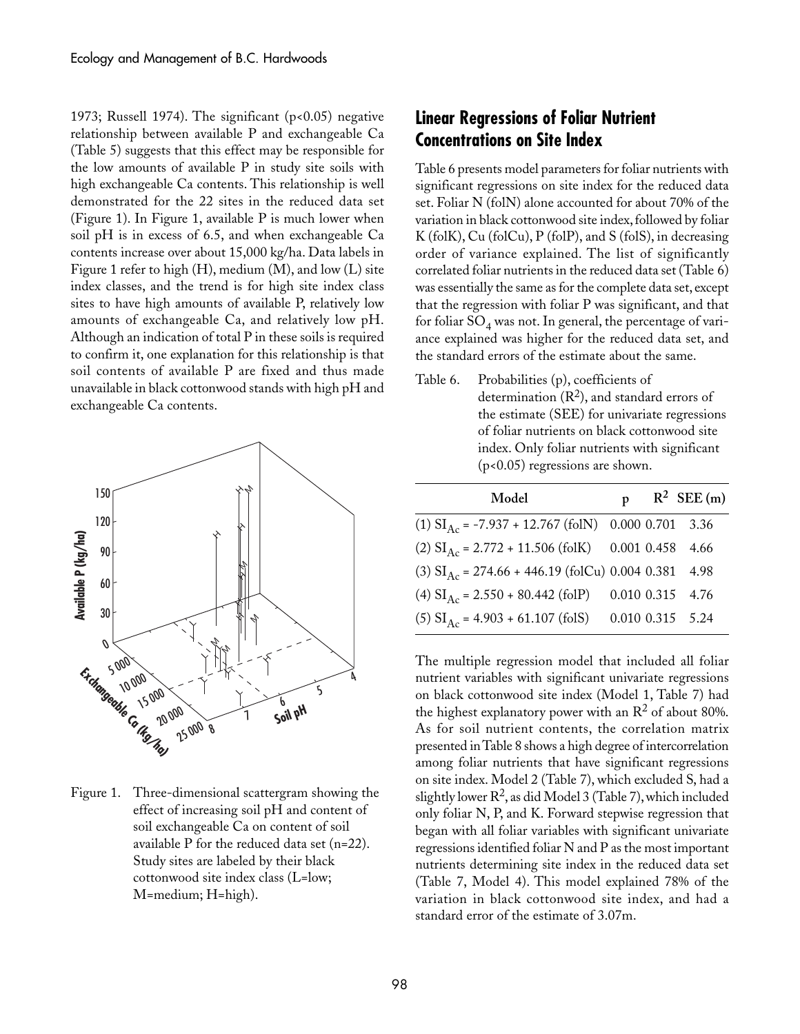1973; Russell 1974). The significant ($p<0.05$) negative relationship between available P and exchangeable Ca (Table 5) suggests that this effect may be responsible for the low amounts of available P in study site soils with high exchangeable Ca contents. This relationship is well demonstrated for the 22 sites in the reduced data set (Figure 1). In Figure 1, available P is much lower when soil pH is in excess of 6.5, and when exchangeable Ca contents increase over about 15,000 kg/ha. Data labels in Figure 1 refer to high (H), medium (M), and low (L) site index classes, and the trend is for high site index class sites to have high amounts of available P, relatively low amounts of exchangeable Ca, and relatively low pH. Although an indication of total P in these soils is required to confirm it, one explanation for this relationship is that soil contents of available P are fixed and thus made unavailable in black cottonwood stands with high pH and exchangeable Ca contents.

Figure 1. Three-dimensional scattergram showing the effect of increasing soil pH and content of soil exchangeable Ca on content of soil available P for the reduced data set (n=22). Study sites are labeled by their black cottonwood site index class (L=low; M=medium; H=high).

## Linear Regressions of Foliar Nutrient Concentrations on Site Index

Table 6 presents model parameters for foliar nutrients with significant regressions on site index for the reduced data set. Foliar N (folN) alone accounted for about 70% of the variation in black cottonwood site index, followed by foliar K (folK), Cu (folCu), P (folP), and S (folS), in decreasing order of variance explained. The list of significantly correlated foliar nutrients in the reduced data set (Table 6) was essentially the same as for the complete data set, except that the regression with foliar P was significant, and that for foliar $SO_4$ was not. In general, the percentage of variance explained was higher for the reduced data set, and the standard errors of the estimate about the same.

Table 6. Probabilities (p), coefficients of determination ($R^2$), and standard errors of the estimate (SEE) for univariate regressions of foliar nutrients on black cottonwood site index. Only foliar nutrients with significant ($p<0.05$) regressions are shown.

| Model | p | $R^2$ | SEE (m) |
|---|---|---|---|
| (1) $SI_{Ac}$ = -7.937 + 12.767 (folN) | 0.000 | 0.701 | 3.36 |
| (2) $SI_{Ac}$ = 2.772 + 11.506 (folK) | 0.001 | 0.458 | 4.66 |
| (3) $SI_{Ac}$ = 274.66 + 446.19 (folCu) | 0.004 | 0.381 | 4.98 |
| (4) $SI_{Ac}$ = 2.550 + 80.442 (folP) | 0.010 | 0.315 | 4.76 |
| (5) $SI_{Ac}$ = 4.903 + 61.107 (folS) | 0.010 | 0.315 | 5.24 |

The multiple regression model that included all foliar nutrient variables with significant univariate regressions on black cottonwood site index (Model 1, Table 7) had the highest explanatory power with an $R^2$ of about 80%. As for soil nutrient contents, the correlation matrix presented in Table 8 shows a high degree of intercorrelation among foliar nutrients that have significant regressions on site index. Model 2 (Table 7), which excluded S, had a slightly lower $R^2$, as did Model 3 (Table 7), which included only foliar N, P, and K. Forward stepwise regression that began with all foliar variables with significant univariate regressions identified foliar N and P as the most important nutrients determining site index in the reduced data set (Table 7, Model 4). This model explained 78% of the variation in black cottonwood site index, and had a standard error of the estimate of 3.07m.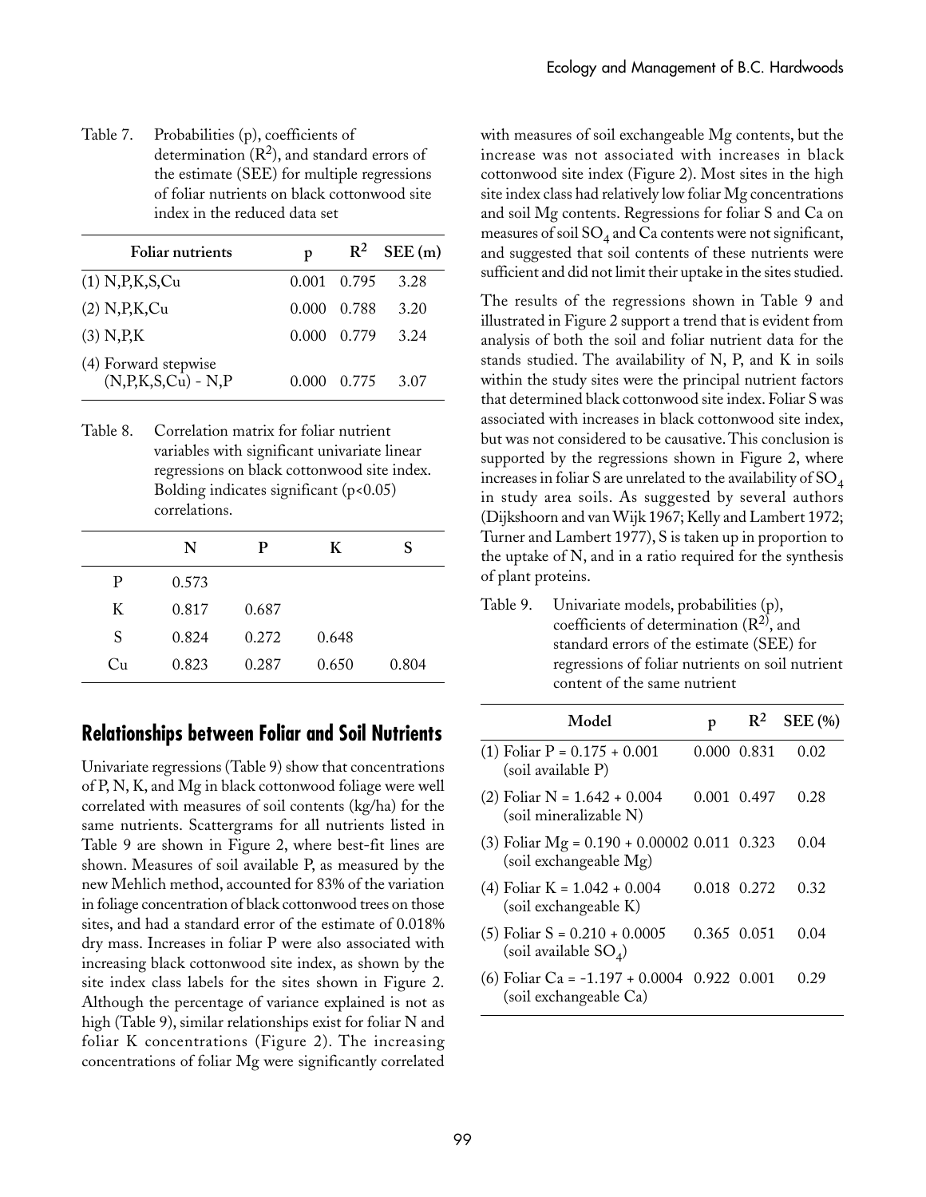Table 7. Probabilities (p), coefficients of determination ($R^2$), and standard errors of the estimate (SEE) for multiple regressions of foliar nutrients on black cottonwood site index in the reduced data set

| Foliar nutrients | p | $R^2$ | SEE (m) |
|---|---|---|---|
| (1) N,P,K,S,Cu | 0.001 | 0.795 | 3.28 |
| (2) N,P,K,Cu | 0.000 | 0.788 | 3.20 |
| (3) N,P,K | 0.000 | 0.779 | 3.24 |
| (4) Forward stepwise (N,P,K,S,Cu) - N,P | 0.000 | 0.775 | 3.07 |

Table 8. Correlation matrix for foliar nutrient variables with significant univariate linear regressions on black cottonwood site index. Bolding indicates significant ($p<0.05$) correlations.

| | N | P | K | S |
|---|---|---|---|---|
| P | 0.573 | | | |
| K | 0.817 | 0.687 | | |
| S | 0.824 | 0.272 | 0.648 | |
| Cu | 0.823 | 0.287 | 0.650 | 0.804 |

## Relationships between Foliar and Soil Nutrients

Univariate regressions (Table 9) show that concentrations of P, N, K, and Mg in black cottonwood foliage were well correlated with measures of soil contents (kg/ha) for the same nutrients. Scattergrams for all nutrients listed in Table 9 are shown in Figure 2, where best-fit lines are shown. Measures of soil available P, as measured by the new Mehlich method, accounted for 83% of the variation in foliage concentration of black cottonwood trees on those sites, and had a standard error of the estimate of 0.018% dry mass. Increases in foliar P were also associated with increasing black cottonwood site index, as shown by the site index class labels for the sites shown in Figure 2. Although the percentage of variance explained is not as high (Table 9), similar relationships exist for foliar N and foliar K concentrations (Figure 2). The increasing concentrations of foliar Mg were significantly correlated with measures of soil exchangeable Mg contents, but the increase was not associated with increases in black cottonwood site index (Figure 2). Most sites in the high site index class had relatively low foliar Mg concentrations and soil Mg contents. Regressions for foliar S and Ca on measures of soil $SO_4$ and Ca contents were not significant, and suggested that soil contents of these nutrients were sufficient and did not limit their uptake in the sites studied.

The results of the regressions shown in Table 9 and illustrated in Figure 2 support a trend that is evident from analysis of both the soil and foliar nutrient data for the stands studied. The availability of N, P, and K in soils within the study sites were the principal nutrient factors that determined black cottonwood site index. Foliar S was associated with increases in black cottonwood site index, but was not considered to be causative. This conclusion is supported by the regressions shown in Figure 2, where increases in foliar S are unrelated to the availability of $SO_4$ in study area soils. As suggested by several authors (Dijkshoorn and van Wijk 1967; Kelly and Lambert 1972; Turner and Lambert 1977), S is taken up in proportion to the uptake of N, and in a ratio required for the synthesis of plant proteins.

Table 9. Univariate models, probabilities (p), coefficients of determination ($R^2$), and standard errors of the estimate (SEE) for regressions of foliar nutrients on soil nutrient content of the same nutrient

| Model | p | $R^2$ | SEE (%) |
|---|---|---|---|
| (1) Foliar P = 0.175 + 0.001 (soil available P) | 0.000 | 0.831 | 0.02 |
| (2) Foliar N = 1.642 + 0.004 (soil mineralizable N) | 0.001 | 0.497 | 0.28 |
| (3) Foliar Mg = 0.190 + 0.00002 (soil exchangeable Mg) | 0.011 | 0.323 | 0.04 |
| (4) Foliar K = 1.042 + 0.004 (soil exchangeable K) | 0.018 | 0.272 | 0.32 |
| (5) Foliar S = 0.210 + 0.0005 (soil available $SO_4$) | 0.365 | 0.051 | 0.04 |
| (6) Foliar Ca = -1.197 + 0.0004 (soil exchangeable Ca) | 0.922 | 0.001 | 0.29 |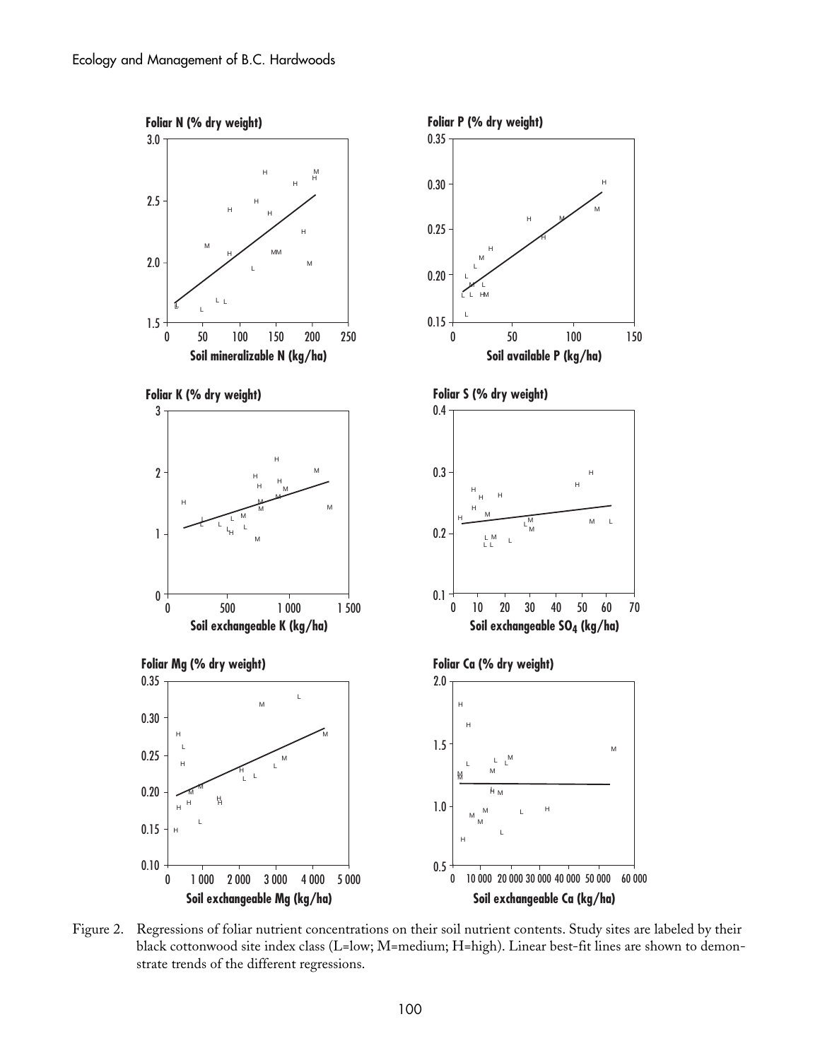Figure 2. Regressions of foliar nutrient concentrations on their soil nutrient contents. Study sites are labeled by their black cottonwood site index class (L=low; M=medium; H=high). Linear best-fit lines are shown to demonstrate trends of the different regressions.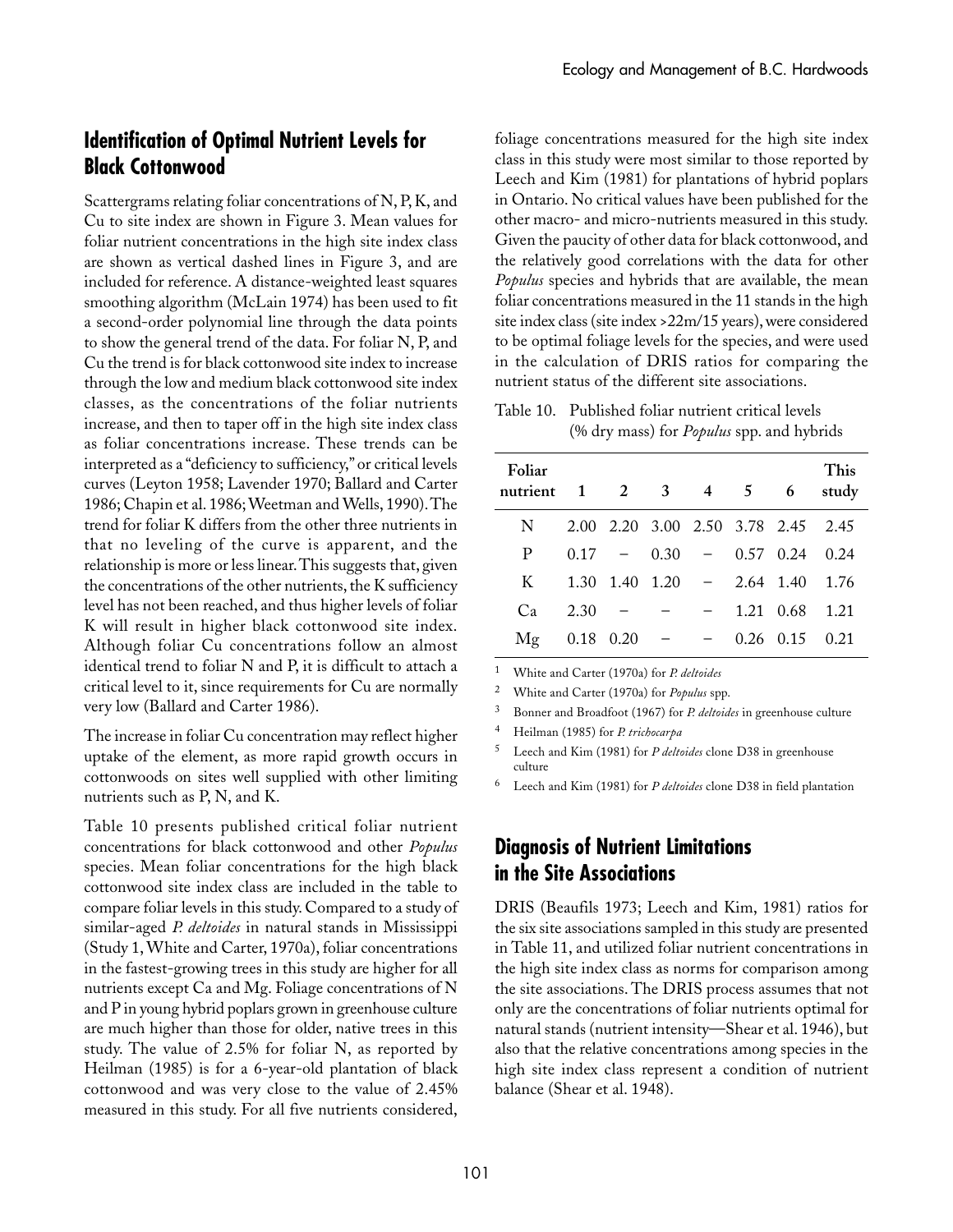## Identification of Optimal Nutrient Levels for Black Cottonwood

Scattergrams relating foliar concentrations of N, P, K, and Cu to site index are shown in Figure 3. Mean values for foliar nutrient concentrations in the high site index class are shown as vertical dashed lines in Figure 3, and are included for reference. A distance-weighted least squares smoothing algorithm (McLain 1974) has been used to fit a second-order polynomial line through the data points to show the general trend of the data. For foliar N, P, and Cu the trend is for black cottonwood site index to increase through the low and medium black cottonwood site index classes, as the concentrations of the foliar nutrients increase, and then to taper off in the high site index class as foliar concentrations increase. These trends can be interpreted as a "deficiency to sufficiency," or critical levels curves (Leyton 1958; Lavender 1970; Ballard and Carter 1986; Chapin et al. 1986; Weetman and Wells, 1990). The trend for foliar K differs from the other three nutrients in that no leveling of the curve is apparent, and the relationship is more or less linear. This suggests that, given the concentrations of the other nutrients, the K sufficiency level has not been reached, and thus higher levels of foliar K will result in higher black cottonwood site index. Although foliar Cu concentrations follow an almost identical trend to foliar N and P, it is difficult to attach a critical level to it, since requirements for Cu are normally very low (Ballard and Carter 1986).

The increase in foliar Cu concentration may reflect higher uptake of the element, as more rapid growth occurs in cottonwoods on sites well supplied with other limiting nutrients such as P, N, and K.

Table 10 presents published critical foliar nutrient concentrations for black cottonwood and other *Populus* species. Mean foliar concentrations for the high black cottonwood site index class are included in the table to compare foliar levels in this study. Compared to a study of similar-aged *P. deltoides* in natural stands in Mississippi (Study 1, White and Carter, 1970a), foliar concentrations in the fastest-growing trees in this study are higher for all nutrients except Ca and Mg. Foliage concentrations of N and P in young hybrid poplars grown in greenhouse culture are much higher than those for older, native trees in this study. The value of 2.5% for foliar N, as reported by Heilman (1985) is for a 6-year-old plantation of black cottonwood and was very close to the value of 2.45% measured in this study. For all five nutrients considered, foliage concentrations measured for the high site index class in this study were most similar to those reported by Leech and Kim (1981) for plantations of hybrid poplars in Ontario. No critical values have been published for the other macro- and micro-nutrients measured in this study. Given the paucity of other data for black cottonwood, and the relatively good correlations with the data for other *Populus* species and hybrids that are available, the mean foliar concentrations measured in the 11 stands in the high site index class (site index >22m/15 years), were considered to be optimal foliage levels for the species, and were used in the calculation of DRIS ratios for comparing the nutrient status of the different site associations.

Table 10. Published foliar nutrient critical levels (% dry mass) for *Populus* spp. and hybrids

| Foliar nutrient | 1 | 2 | 3 | 4 | 5 | 6 | This study |
|---|---|---|---|---|---|---|---|
| N | 2.00 | 2.20 | 3.00 | 2.50 | 3.78 | 2.45 | 2.45 |
| P | 0.17 | – | 0.30 | – | 0.57 | 0.24 | 0.24 |
| K | 1.30 | 1.40 | 1.20 | – | 2.64 | 1.40 | 1.76 |
| Ca | 2.30 | – | – | – | 1.21 | 0.68 | 1.21 |
| Mg | 0.18 | 0.20 | – | – | 0.26 | 0.15 | 0.21 |

[1] White and Carter (1970a) for *P. deltoides*

[2] White and Carter (1970a) for *Populus* spp.

[3] Bonner and Broadfoot (1967) for *P. deltoides* in greenhouse culture

[4] Heilman (1985) for *P. trichocarpa*

[5] Leech and Kim (1981) for *P deltoides* clone D38 in greenhouse culture

[6] Leech and Kim (1981) for *P deltoides* clone D38 in field plantation

## Diagnosis of Nutrient Limitations in the Site Associations

DRIS (Beaufils 1973; Leech and Kim, 1981) ratios for the six site associations sampled in this study are presented in Table 11, and utilized foliar nutrient concentrations in the high site index class as norms for comparison among the site associations. The DRIS process assumes that not only are the concentrations of foliar nutrients optimal for natural stands (nutrient intensity—Shear et al. 1946), but also that the relative concentrations among species in the high site index class represent a condition of nutrient balance (Shear et al. 1948).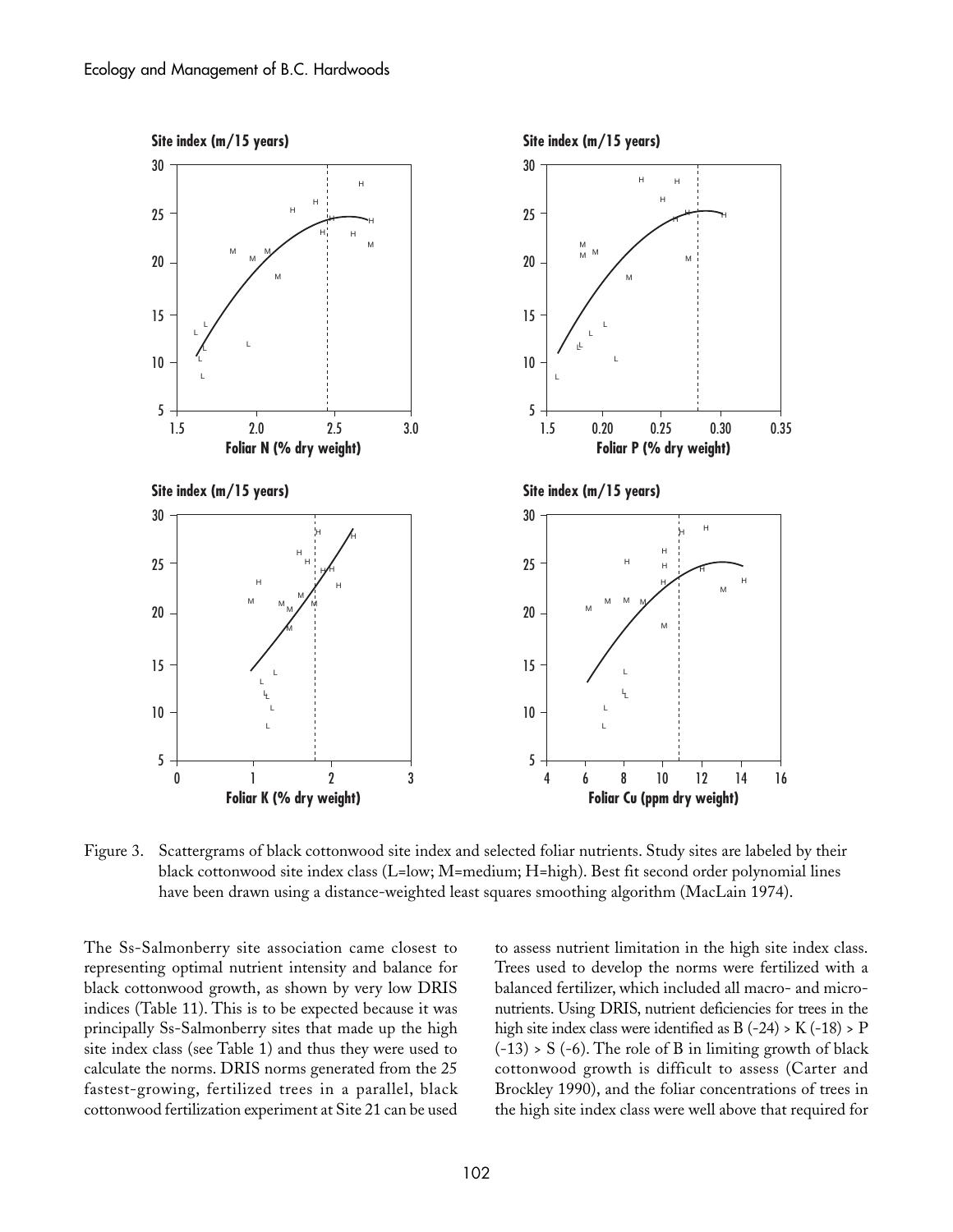Figure 3. Scattergrams of black cottonwood site index and selected foliar nutrients. Study sites are labeled by their black cottonwood site index class (L=low; M=medium; H=high). Best fit second order polynomial lines have been drawn using a distance-weighted least squares smoothing algorithm (MacLain 1974).

The Ss-Salmonberry site association came closest to representing optimal nutrient intensity and balance for black cottonwood growth, as shown by very low DRIS indices (Table 11). This is to be expected because it was principally Ss-Salmonberry sites that made up the high site index class (see Table 1) and thus they were used to calculate the norms. DRIS norms generated from the 25 fastest-growing, fertilized trees in a parallel, black cottonwood fertilization experiment at Site 21 can be used to assess nutrient limitation in the high site index class. Trees used to develop the norms were fertilized with a balanced fertilizer, which included all macro- and micronutrients. Using DRIS, nutrient deficiencies for trees in the high site index class were identified as B (-24) > K (-18) > P (-13) > S (-6). The role of B in limiting growth of black cottonwood growth is difficult to assess (Carter and Brockley 1990), and the foliar concentrations of trees in the high site index class were well above that required for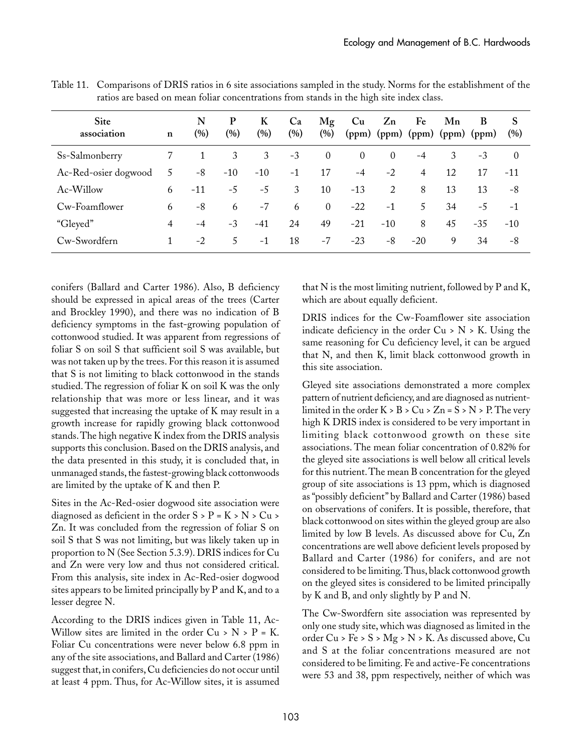Table 11. Comparisons of DRIS ratios in 6 site associations sampled in the study. Norms for the establishment of the ratios are based on mean foliar concentrations from stands in the high site index class.

| Site association | n | N (%) | P (%) | K (%) | Ca (%) | Mg (%) | Cu (ppm) | Zn (ppm) | Fe (ppm) | Mn (ppm) | B (ppm) | S (%) |
|---|---|---|---|---|---|---|---|---|---|---|---|---|
| Ss-Salmonberry | 7 | 1 | 3 | 3 | -3 | 0 | 0 | 0 | -4 | 3 | -3 | 0 |
| Ac-Red-osier dogwood | 5 | -8 | -10 | -10 | -1 | 17 | -4 | -2 | 4 | 12 | 17 | -11 |
| Ac-Willow | 6 | -11 | -5 | -5 | 3 | 10 | -13 | 2 | 8 | 13 | 13 | -8 |
| Cw-Foamflower | 6 | -8 | 6 | -7 | 6 | 0 | -22 | -1 | 5 | 34 | -5 | -1 |
| "Gleyed" | 4 | -4 | -3 | -41 | 24 | 49 | -21 | -10 | 8 | 45 | -35 | -10 |
| Cw-Swordfern | 1 | -2 | 5 | -1 | 18 | -7 | -23 | -8 | -20 | 9 | 34 | -8 |

conifers (Ballard and Carter 1986). Also, B deficiency should be expressed in apical areas of the trees (Carter and Brockley 1990), and there was no indication of B deficiency symptoms in the fast-growing population of cottonwood studied. It was apparent from regressions of foliar S on soil S that sufficient soil S was available, but was not taken up by the trees. For this reason it is assumed that S is not limiting to black cottonwood in the stands studied. The regression of foliar K on soil K was the only relationship that was more or less linear, and it was suggested that increasing the uptake of K may result in a growth increase for rapidly growing black cottonwood stands. The high negative K index from the DRIS analysis supports this conclusion. Based on the DRIS analysis, and the data presented in this study, it is concluded that, in unmanaged stands, the fastest-growing black cottonwoods are limited by the uptake of K and then P.

Sites in the Ac-Red-osier dogwood site association were diagnosed as deficient in the order S > P = K > N > Cu > Zn. It was concluded from the regression of foliar S on soil S that S was not limiting, but was likely taken up in proportion to N (See Section 5.3.9). DRIS indices for Cu and Zn were very low and thus not considered critical. From this analysis, site index in Ac-Red-osier dogwood sites appears to be limited principally by P and K, and to a lesser degree N.

According to the DRIS indices given in Table 11, Ac-Willow sites are limited in the order Cu > N > P = K. Foliar Cu concentrations were never below 6.8 ppm in any of the site associations, and Ballard and Carter (1986) suggest that, in conifers, Cu deficiencies do not occur until at least 4 ppm. Thus, for Ac-Willow sites, it is assumed that N is the most limiting nutrient, followed by P and K, which are about equally deficient.

DRIS indices for the Cw-Foamflower site association indicate deficiency in the order Cu > N > K. Using the same reasoning for Cu deficiency level, it can be argued that N, and then K, limit black cottonwood growth in this site association.

Gleyed site associations demonstrated a more complex pattern of nutrient deficiency, and are diagnosed as nutrient-limited in the order K > B > Cu > Zn = S > N > P. The very high K DRIS index is considered to be very important in limiting black cottonwood growth on these site associations. The mean foliar concentration of 0.82% for the gleyed site associations is well below all critical levels for this nutrient. The mean B concentration for the gleyed group of site associations is 13 ppm, which is diagnosed as "possibly deficient" by Ballard and Carter (1986) based on observations of conifers. It is possible, therefore, that black cottonwood on sites within the gleyed group are also limited by low B levels. As discussed above for Cu, Zn concentrations are well above deficient levels proposed by Ballard and Carter (1986) for conifers, and are not considered to be limiting. Thus, black cottonwood growth on the gleyed sites is considered to be limited principally by K and B, and only slightly by P and N.

The Cw-Swordfern site association was represented by only one study site, which was diagnosed as limited in the order Cu > Fe > S > Mg > N > K. As discussed above, Cu and S at the foliar concentrations measured are not considered to be limiting. Fe and active-Fe concentrations were 53 and 38, ppm respectively, neither of which was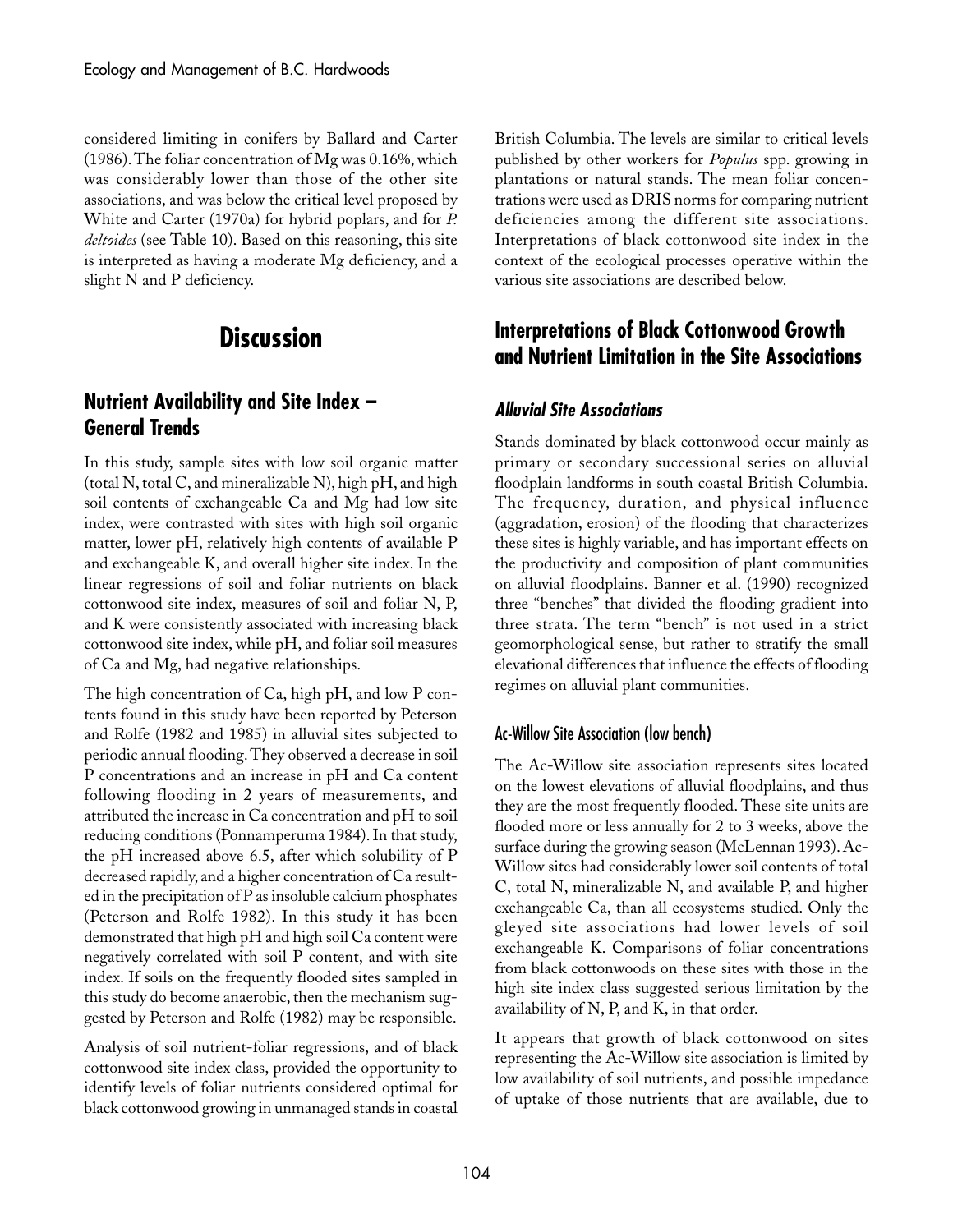considered limiting in conifers by Ballard and Carter (1986). The foliar concentration of Mg was 0.16%, which was considerably lower than those of the other site associations, and was below the critical level proposed by White and Carter (1970a) for hybrid poplars, and for *P. deltoides* (see Table 10). Based on this reasoning, this site is interpreted as having a moderate Mg deficiency, and a slight N and P deficiency.

# Discussion

## Nutrient Availability and Site Index – General Trends

In this study, sample sites with low soil organic matter (total N, total C, and mineralizable N), high pH, and high soil contents of exchangeable Ca and Mg had low site index, were contrasted with sites with high soil organic matter, lower pH, relatively high contents of available P and exchangeable K, and overall higher site index. In the linear regressions of soil and foliar nutrients on black cottonwood site index, measures of soil and foliar N, P, and K were consistently associated with increasing black cottonwood site index, while pH, and foliar soil measures of Ca and Mg, had negative relationships.

The high concentration of Ca, high pH, and low P contents found in this study have been reported by Peterson and Rolfe (1982 and 1985) in alluvial sites subjected to periodic annual flooding. They observed a decrease in soil P concentrations and an increase in pH and Ca content following flooding in 2 years of measurements, and attributed the increase in Ca concentration and pH to soil reducing conditions (Ponnamperuma 1984). In that study, the pH increased above 6.5, after which solubility of P decreased rapidly, and a higher concentration of Ca resulted in the precipitation of P as insoluble calcium phosphates (Peterson and Rolfe 1982). In this study it has been demonstrated that high pH and high soil Ca content were negatively correlated with soil P content, and with site index. If soils on the frequently flooded sites sampled in this study do become anaerobic, then the mechanism suggested by Peterson and Rolfe (1982) may be responsible.

Analysis of soil nutrient-foliar regressions, and of black cottonwood site index class, provided the opportunity to identify levels of foliar nutrients considered optimal for black cottonwood growing in unmanaged stands in coastal British Columbia. The levels are similar to critical levels published by other workers for *Populus* spp. growing in plantations or natural stands. The mean foliar concentrations were used as DRIS norms for comparing nutrient deficiencies among the different site associations. Interpretations of black cottonwood site index in the context of the ecological processes operative within the various site associations are described below.

## Interpretations of Black Cottonwood Growth and Nutrient Limitation in the Site Associations

### *Alluvial Site Associations*

Stands dominated by black cottonwood occur mainly as primary or secondary successional series on alluvial floodplain landforms in south coastal British Columbia. The frequency, duration, and physical influence (aggradation, erosion) of the flooding that characterizes these sites is highly variable, and has important effects on the productivity and composition of plant communities on alluvial floodplains. Banner et al. (1990) recognized three "benches" that divided the flooding gradient into three strata. The term "bench" is not used in a strict geomorphological sense, but rather to stratify the small elevational differences that influence the effects of flooding regimes on alluvial plant communities.

#### Ac-Willow Site Association (low bench)

The Ac-Willow site association represents sites located on the lowest elevations of alluvial floodplains, and thus they are the most frequently flooded. These site units are flooded more or less annually for 2 to 3 weeks, above the surface during the growing season (McLennan 1993). Ac-Willow sites had considerably lower soil contents of total C, total N, mineralizable N, and available P, and higher exchangeable Ca, than all ecosystems studied. Only the gleyed site associations had lower levels of soil exchangeable K. Comparisons of foliar concentrations from black cottonwoods on these sites with those in the high site index class suggested serious limitation by the availability of N, P, and K, in that order.

It appears that growth of black cottonwood on sites representing the Ac-Willow site association is limited by low availability of soil nutrients, and possible impedance of uptake of those nutrients that are available, due to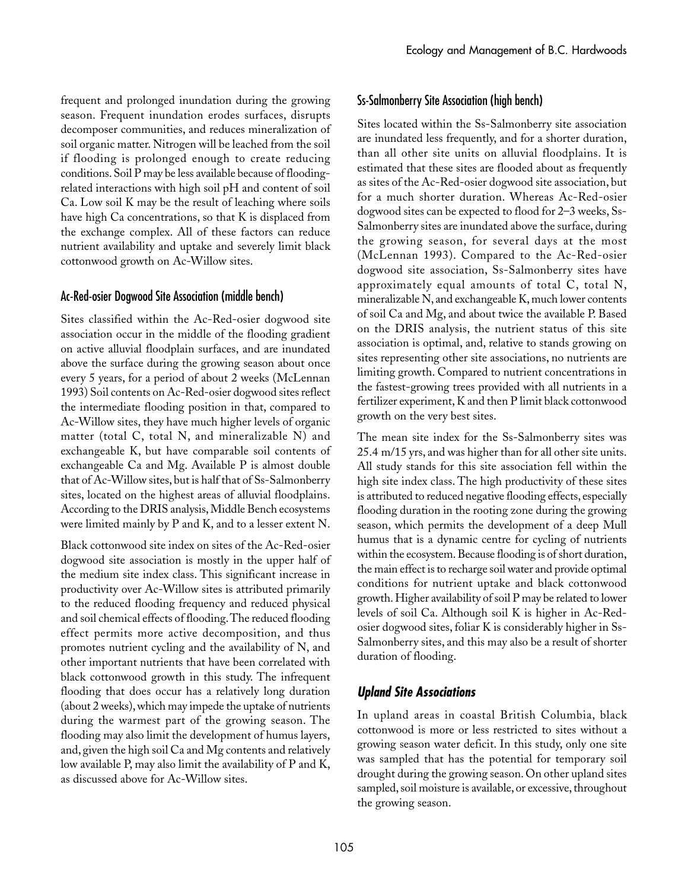frequent and prolonged inundation during the growing season. Frequent inundation erodes surfaces, disrupts decomposer communities, and reduces mineralization of soil organic matter. Nitrogen will be leached from the soil if flooding is prolonged enough to create reducing conditions. Soil P may be less available because of flooding-related interactions with high soil pH and content of soil Ca. Low soil K may be the result of leaching where soils have high Ca concentrations, so that K is displaced from the exchange complex. All of these factors can reduce nutrient availability and uptake and severely limit black cottonwood growth on Ac-Willow sites.

### Ac-Red-osier Dogwood Site Association (middle bench)

Sites classified within the Ac-Red-osier dogwood site association occur in the middle of the flooding gradient on active alluvial floodplain surfaces, and are inundated above the surface during the growing season about once every 5 years, for a period of about 2 weeks (McLennan 1993) Soil contents on Ac-Red-osier dogwood sites reflect the intermediate flooding position in that, compared to Ac-Willow sites, they have much higher levels of organic matter (total C, total N, and mineralizable N) and exchangeable K, but have comparable soil contents of exchangeable Ca and Mg. Available P is almost double that of Ac-Willow sites, but is half that of Ss-Salmonberry sites, located on the highest areas of alluvial floodplains. According to the DRIS analysis, Middle Bench ecosystems were limited mainly by P and K, and to a lesser extent N.

Black cottonwood site index on sites of the Ac-Red-osier dogwood site association is mostly in the upper half of the medium site index class. This significant increase in productivity over Ac-Willow sites is attributed primarily to the reduced flooding frequency and reduced physical and soil chemical effects of flooding. The reduced flooding effect permits more active decomposition, and thus promotes nutrient cycling and the availability of N, and other important nutrients that have been correlated with black cottonwood growth in this study. The infrequent flooding that does occur has a relatively long duration (about 2 weeks), which may impede the uptake of nutrients during the warmest part of the growing season. The flooding may also limit the development of humus layers, and, given the high soil Ca and Mg contents and relatively low available P, may also limit the availability of P and K, as discussed above for Ac-Willow sites.

### Ss-Salmonberry Site Association (high bench)

Sites located within the Ss-Salmonberry site association are inundated less frequently, and for a shorter duration, than all other site units on alluvial floodplains. It is estimated that these sites are flooded about as frequently as sites of the Ac-Red-osier dogwood site association, but for a much shorter duration. Whereas Ac-Red-osier dogwood sites can be expected to flood for 2–3 weeks, Ss-Salmonberry sites are inundated above the surface, during the growing season, for several days at the most (McLennan 1993). Compared to the Ac-Red-osier dogwood site association, Ss-Salmonberry sites have approximately equal amounts of total C, total N, mineralizable N, and exchangeable K, much lower contents of soil Ca and Mg, and about twice the available P. Based on the DRIS analysis, the nutrient status of this site association is optimal, and, relative to stands growing on sites representing other site associations, no nutrients are limiting growth. Compared to nutrient concentrations in the fastest-growing trees provided with all nutrients in a fertilizer experiment, K and then P limit black cottonwood growth on the very best sites.

The mean site index for the Ss-Salmonberry sites was 25.4 m/15 yrs, and was higher than for all other site units. All study stands for this site association fell within the high site index class. The high productivity of these sites is attributed to reduced negative flooding effects, especially flooding duration in the rooting zone during the growing season, which permits the development of a deep Mull humus that is a dynamic centre for cycling of nutrients within the ecosystem. Because flooding is of short duration, the main effect is to recharge soil water and provide optimal conditions for nutrient uptake and black cottonwood growth. Higher availability of soil P may be related to lower levels of soil Ca. Although soil K is higher in Ac-Red-osier dogwood sites, foliar K is considerably higher in Ss-Salmonberry sites, and this may also be a result of shorter duration of flooding.

## *Upland Site Associations*

In upland areas in coastal British Columbia, black cottonwood is more or less restricted to sites without a growing season water deficit. In this study, only one site was sampled that has the potential for temporary soil drought during the growing season. On other upland sites sampled, soil moisture is available, or excessive, throughout the growing season.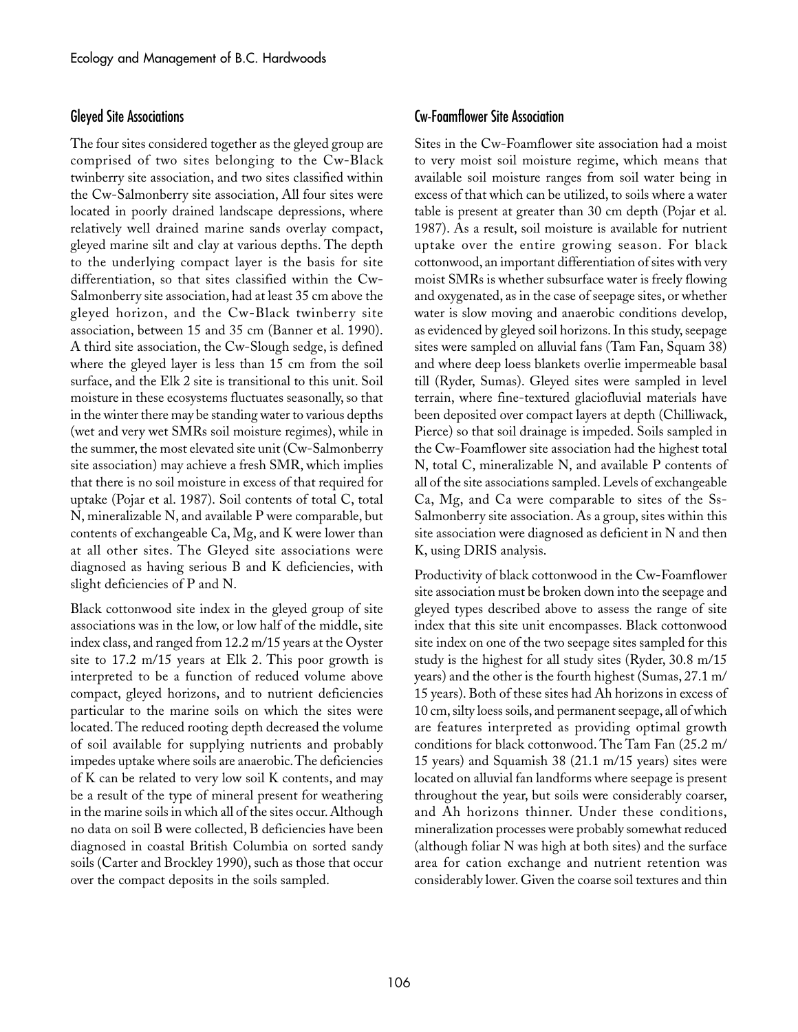## Gleyed Site Associations

The four sites considered together as the gleyed group are comprised of two sites belonging to the Cw-Black twinberry site association, and two sites classified within the Cw-Salmonberry site association, All four sites were located in poorly drained landscape depressions, where relatively well drained marine sands overlay compact, gleyed marine silt and clay at various depths. The depth to the underlying compact layer is the basis for site differentiation, so that sites classified within the Cw-Salmonberry site association, had at least 35 cm above the gleyed horizon, and the Cw-Black twinberry site association, between 15 and 35 cm (Banner et al. 1990). A third site association, the Cw-Slough sedge, is defined where the gleyed layer is less than 15 cm from the soil surface, and the Elk 2 site is transitional to this unit. Soil moisture in these ecosystems fluctuates seasonally, so that in the winter there may be standing water to various depths (wet and very wet SMRs soil moisture regimes), while in the summer, the most elevated site unit (Cw-Salmonberry site association) may achieve a fresh SMR, which implies that there is no soil moisture in excess of that required for uptake (Pojar et al. 1987). Soil contents of total C, total N, mineralizable N, and available P were comparable, but contents of exchangeable Ca, Mg, and K were lower than at all other sites. The Gleyed site associations were diagnosed as having serious B and K deficiencies, with slight deficiencies of P and N.

Black cottonwood site index in the gleyed group of site associations was in the low, or low half of the middle, site index class, and ranged from 12.2 m/15 years at the Oyster site to 17.2 m/15 years at Elk 2. This poor growth is interpreted to be a function of reduced volume above compact, gleyed horizons, and to nutrient deficiencies particular to the marine soils on which the sites were located. The reduced rooting depth decreased the volume of soil available for supplying nutrients and probably impedes uptake where soils are anaerobic. The deficiencies of K can be related to very low soil K contents, and may be a result of the type of mineral present for weathering in the marine soils in which all of the sites occur. Although no data on soil B were collected, B deficiencies have been diagnosed in coastal British Columbia on sorted sandy soils (Carter and Brockley 1990), such as those that occur over the compact deposits in the soils sampled.

## Cw-Foamflower Site Association

Sites in the Cw-Foamflower site association had a moist to very moist soil moisture regime, which means that available soil moisture ranges from soil water being in excess of that which can be utilized, to soils where a water table is present at greater than 30 cm depth (Pojar et al. 1987). As a result, soil moisture is available for nutrient uptake over the entire growing season. For black cottonwood, an important differentiation of sites with very moist SMRs is whether subsurface water is freely flowing and oxygenated, as in the case of seepage sites, or whether water is slow moving and anaerobic conditions develop, as evidenced by gleyed soil horizons. In this study, seepage sites were sampled on alluvial fans (Tam Fan, Squam 38) and where deep loess blankets overlie impermeable basal till (Ryder, Sumas). Gleyed sites were sampled in level terrain, where fine-textured glaciofluvial materials have been deposited over compact layers at depth (Chilliwack, Pierce) so that soil drainage is impeded. Soils sampled in the Cw-Foamflower site association had the highest total N, total C, mineralizable N, and available P contents of all of the site associations sampled. Levels of exchangeable Ca, Mg, and Ca were comparable to sites of the Ss-Salmonberry site association. As a group, sites within this site association were diagnosed as deficient in N and then K, using DRIS analysis.

Productivity of black cottonwood in the Cw-Foamflower site association must be broken down into the seepage and gleyed types described above to assess the range of site index that this site unit encompasses. Black cottonwood site index on one of the two seepage sites sampled for this study is the highest for all study sites (Ryder, 30.8 m/15 years) and the other is the fourth highest (Sumas, 27.1 m/15 years). Both of these sites had Ah horizons in excess of 10 cm, silty loess soils, and permanent seepage, all of which are features interpreted as providing optimal growth conditions for black cottonwood. The Tam Fan (25.2 m/15 years) and Squamish 38 (21.1 m/15 years) sites were located on alluvial fan landforms where seepage is present throughout the year, but soils were considerably coarser, and Ah horizons thinner. Under these conditions, mineralization processes were probably somewhat reduced (although foliar N was high at both sites) and the surface area for cation exchange and nutrient retention was considerably lower. Given the coarse soil textures and thin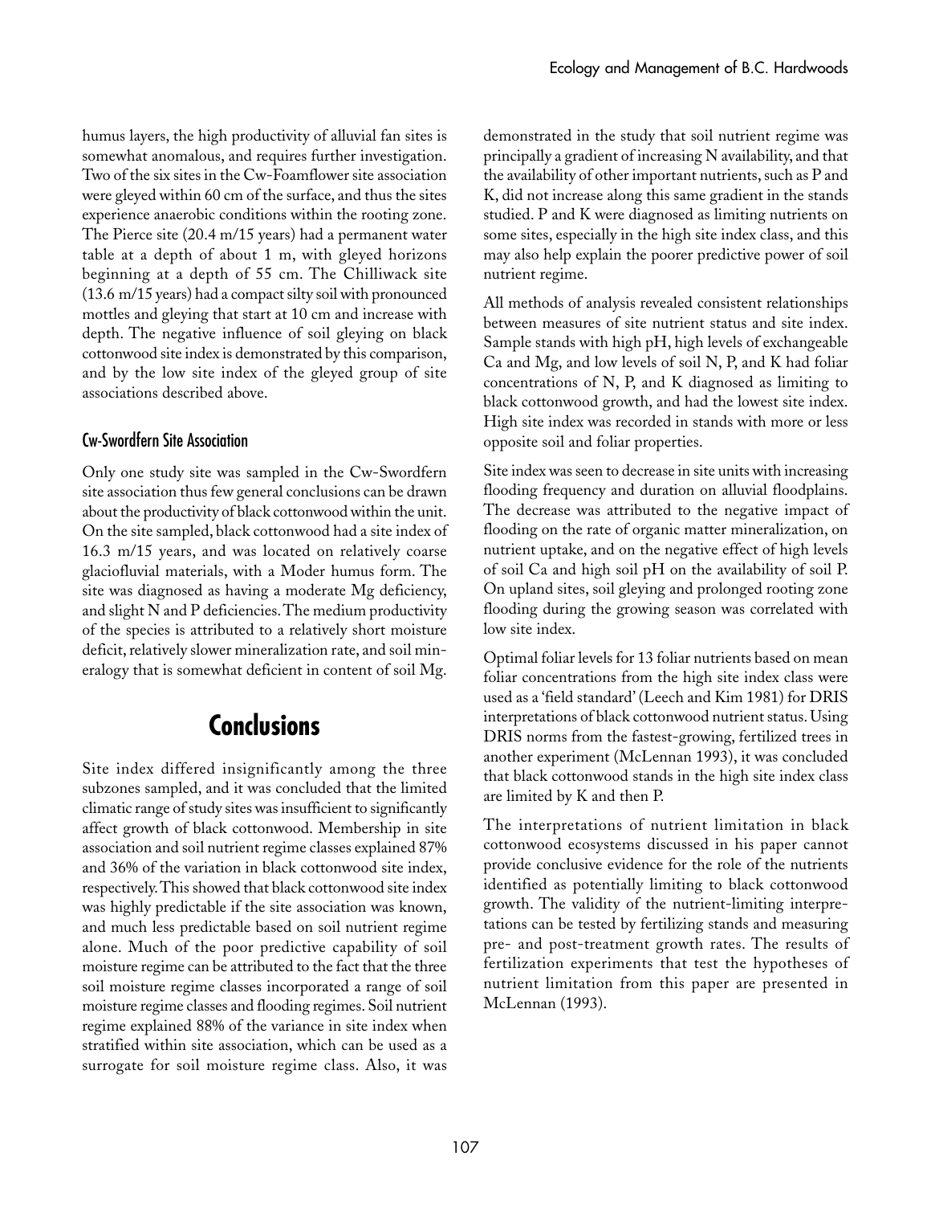humus layers, the high productivity of alluvial fan sites is somewhat anomalous, and requires further investigation. Two of the six sites in the Cw-Foamflower site association were gleyed within 60 cm of the surface, and thus the sites experience anaerobic conditions within the rooting zone. The Pierce site (20.4 m/15 years) had a permanent water table at a depth of about 1 m, with gleyed horizons beginning at a depth of 55 cm. The Chilliwack site (13.6 m/15 years) had a compact silty soil with pronounced mottles and gleying that start at 10 cm and increase with depth. The negative influence of soil gleying on black cottonwood site index is demonstrated by this comparison, and by the low site index of the gleyed group of site associations described above.

### Cw-Swordfern Site Association

Only one study site was sampled in the Cw-Swordfern site association thus few general conclusions can be drawn about the productivity of black cottonwood within the unit. On the site sampled, black cottonwood had a site index of 16.3 m/15 years, and was located on relatively coarse glaciofluvial materials, with a Moder humus form. The site was diagnosed as having a moderate Mg deficiency, and slight N and P deficiencies. The medium productivity of the species is attributed to a relatively short moisture deficit, relatively slower mineralization rate, and soil mineralogy that is somewhat deficient in content of soil Mg.

## Conclusions

Site index differed insignificantly among the three subzones sampled, and it was concluded that the limited climatic range of study sites was insufficient to significantly affect growth of black cottonwood. Membership in site association and soil nutrient regime classes explained 87% and 36% of the variation in black cottonwood site index, respectively. This showed that black cottonwood site index was highly predictable if the site association was known, and much less predictable based on soil nutrient regime alone. Much of the poor predictive capability of soil moisture regime can be attributed to the fact that the three soil moisture regime classes incorporated a range of soil moisture regime classes and flooding regimes. Soil nutrient regime explained 88% of the variance in site index when stratified within site association, which can be used as a surrogate for soil moisture regime class. Also, it was demonstrated in the study that soil nutrient regime was principally a gradient of increasing N availability, and that the availability of other important nutrients, such as P and K, did not increase along this same gradient in the stands studied. P and K were diagnosed as limiting nutrients on some sites, especially in the high site index class, and this may also help explain the poorer predictive power of soil nutrient regime.

All methods of analysis revealed consistent relationships between measures of site nutrient status and site index. Sample stands with high pH, high levels of exchangeable Ca and Mg, and low levels of soil N, P, and K had foliar concentrations of N, P, and K diagnosed as limiting to black cottonwood growth, and had the lowest site index. High site index was recorded in stands with more or less opposite soil and foliar properties.

Site index was seen to decrease in site units with increasing flooding frequency and duration on alluvial floodplains. The decrease was attributed to the negative impact of flooding on the rate of organic matter mineralization, on nutrient uptake, and on the negative effect of high levels of soil Ca and high soil pH on the availability of soil P. On upland sites, soil gleying and prolonged rooting zone flooding during the growing season was correlated with low site index.

Optimal foliar levels for 13 foliar nutrients based on mean foliar concentrations from the high site index class were used as a 'field standard' (Leech and Kim 1981) for DRIS interpretations of black cottonwood nutrient status. Using DRIS norms from the fastest-growing, fertilized trees in another experiment (McLennan 1993), it was concluded that black cottonwood stands in the high site index class are limited by K and then P.

The interpretations of nutrient limitation in black cottonwood ecosystems discussed in his paper cannot provide conclusive evidence for the role of the nutrients identified as potentially limiting to black cottonwood growth. The validity of the nutrient-limiting interpretations can be tested by fertilizing stands and measuring pre- and post-treatment growth rates. The results of fertilization experiments that test the hypotheses of nutrient limitation from this paper are presented in McLennan (1993).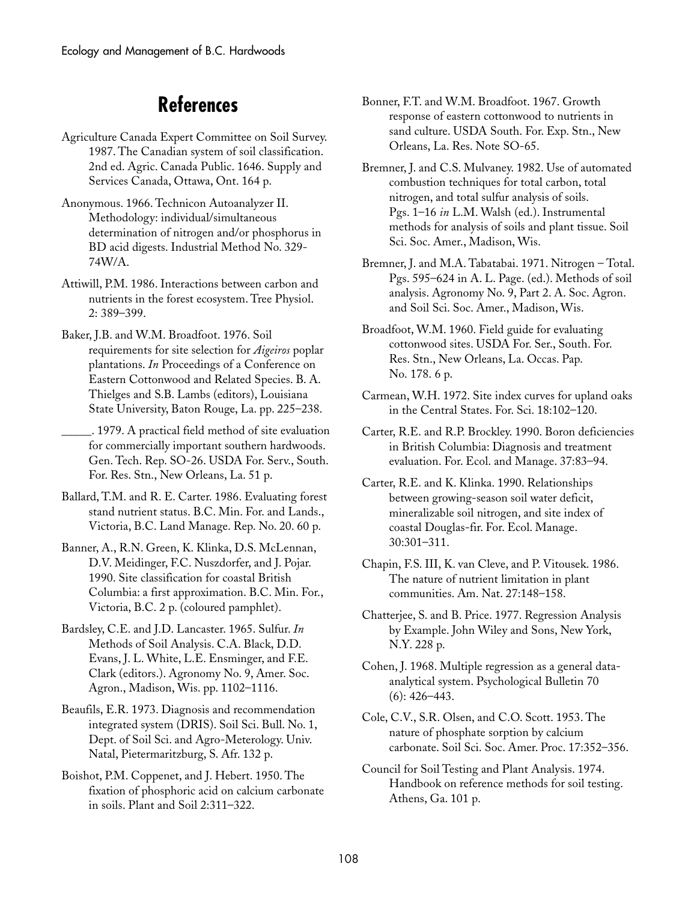# References

Agriculture Canada Expert Committee on Soil Survey. 1987. The Canadian system of soil classification. 2nd ed. Agric. Canada Public. 1646. Supply and Services Canada, Ottawa, Ont. 164 p.

Anonymous. 1966. Technicon Autoanalyzer II. Methodology: individual/simultaneous determination of nitrogen and/or phosphorus in BD acid digests. Industrial Method No. 329-74W/A.

Attiwill, P.M. 1986. Interactions between carbon and nutrients in the forest ecosystem. Tree Physiol. 2: 389–399.

Baker, J.B. and W.M. Broadfoot. 1976. Soil requirements for site selection for *Aigeiros* poplar plantations. *In* Proceedings of a Conference on Eastern Cottonwood and Related Species. B. A. Thielges and S.B. Lambs (editors), Louisiana State University, Baton Rouge, La. pp. 225–238.

_____. 1979. A practical field method of site evaluation for commercially important southern hardwoods. Gen. Tech. Rep. SO-26. USDA For. Serv., South. For. Res. Stn., New Orleans, La. 51 p.

Ballard, T.M. and R. E. Carter. 1986. Evaluating forest stand nutrient status. B.C. Min. For. and Lands., Victoria, B.C. Land Manage. Rep. No. 20. 60 p.

Banner, A., R.N. Green, K. Klinka, D.S. McLennan, D.V. Meidinger, F.C. Nuszdorfer, and J. Pojar. 1990. Site classification for coastal British Columbia: a first approximation. B.C. Min. For., Victoria, B.C. 2 p. (coloured pamphlet).

Bardsley, C.E. and J.D. Lancaster. 1965. Sulfur. *In* Methods of Soil Analysis. C.A. Black, D.D. Evans, J. L. White, L.E. Ensminger, and F.E. Clark (editors.). Agronomy No. 9, Amer. Soc. Agron., Madison, Wis. pp. 1102–1116.

Beaufils, E.R. 1973. Diagnosis and recommendation integrated system (DRIS). Soil Sci. Bull. No. 1, Dept. of Soil Sci. and Agro-Meterology. Univ. Natal, Pietermaritzburg, S. Afr. 132 p.

Boishot, P.M. Coppenet, and J. Hebert. 1950. The fixation of phosphoric acid on calcium carbonate in soils. Plant and Soil 2:311–322.

Bonner, F.T. and W.M. Broadfoot. 1967. Growth response of eastern cottonwood to nutrients in sand culture. USDA South. For. Exp. Stn., New Orleans, La. Res. Note SO-65.

Bremner, J. and C.S. Mulvaney. 1982. Use of automated combustion techniques for total carbon, total nitrogen, and total sulfur analysis of soils. Pgs. 1–16 *in* L.M. Walsh (ed.). Instrumental methods for analysis of soils and plant tissue. Soil Sci. Soc. Amer., Madison, Wis.

Bremner, J. and M.A. Tabatabai. 1971. Nitrogen – Total. Pgs. 595–624 in A. L. Page. (ed.). Methods of soil analysis. Agronomy No. 9, Part 2. A. Soc. Agron. and Soil Sci. Soc. Amer., Madison, Wis.

Broadfoot, W.M. 1960. Field guide for evaluating cottonwood sites. USDA For. Ser., South. For. Res. Stn., New Orleans, La. Occas. Pap. No. 178. 6 p.

Carmean, W.H. 1972. Site index curves for upland oaks in the Central States. For. Sci. 18:102–120.

Carter, R.E. and R.P. Brockley. 1990. Boron deficiencies in British Columbia: Diagnosis and treatment evaluation. For. Ecol. and Manage. 37:83–94.

Carter, R.E. and K. Klinka. 1990. Relationships between growing-season soil water deficit, mineralizable soil nitrogen, and site index of coastal Douglas-fir. For. Ecol. Manage. 30:301–311.

Chapin, F.S. III, K. van Cleve, and P. Vitousek. 1986. The nature of nutrient limitation in plant communities. Am. Nat. 27:148–158.

Chatterjee, S. and B. Price. 1977. Regression Analysis by Example. John Wiley and Sons, New York, N.Y. 228 p.

Cohen, J. 1968. Multiple regression as a general data-analytical system. Psychological Bulletin 70 (6): 426–443.

Cole, C.V., S.R. Olsen, and C.O. Scott. 1953. The nature of phosphate sorption by calcium carbonate. Soil Sci. Soc. Amer. Proc. 17:352–356.

Council for Soil Testing and Plant Analysis. 1974. Handbook on reference methods for soil testing. Athens, Ga. 101 p.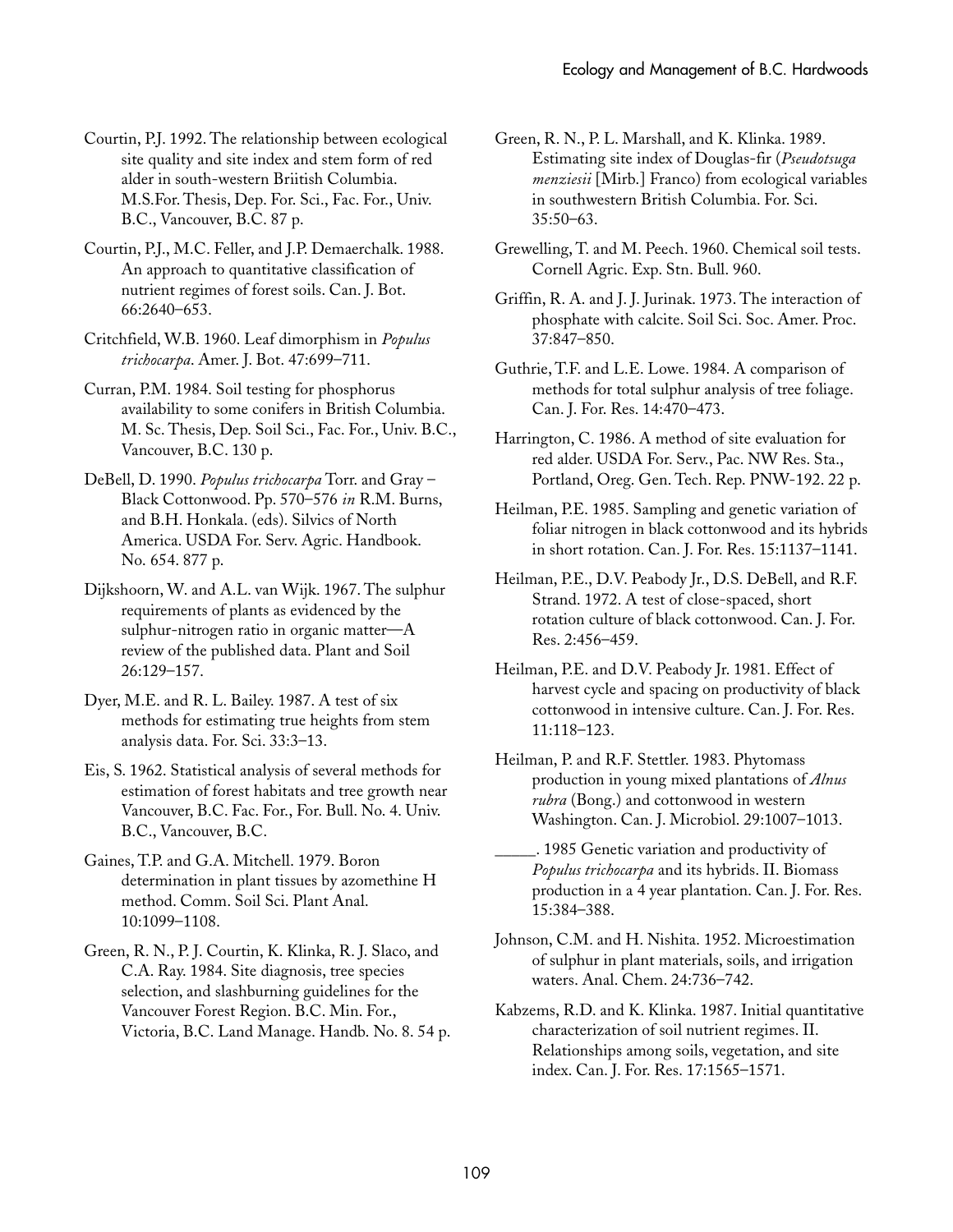Courtin, P.J. 1992. The relationship between ecological site quality and site index and stem form of red alder in south-western Briitish Columbia. M.S.For. Thesis, Dep. For. Sci., Fac. For., Univ. B.C., Vancouver, B.C. 87 p.

Courtin, P.J., M.C. Feller, and J.P. Demaerchalk. 1988. An approach to quantitative classification of nutrient regimes of forest soils. Can. J. Bot. 66:2640–653.

Critchfield, W.B. 1960. Leaf dimorphism in *Populus trichocarpa*. Amer. J. Bot. 47:699–711.

Curran, P.M. 1984. Soil testing for phosphorus availability to some conifers in British Columbia. M. Sc. Thesis, Dep. Soil Sci., Fac. For., Univ. B.C., Vancouver, B.C. 130 p.

DeBell, D. 1990. *Populus trichocarpa* Torr. and Gray – Black Cottonwood. Pp. 570–576 *in* R.M. Burns, and B.H. Honkala. (eds). Silvics of North America. USDA For. Serv. Agric. Handbook. No. 654. 877 p.

Dijkshoorn, W. and A.L. van Wijk. 1967. The sulphur requirements of plants as evidenced by the sulphur-nitrogen ratio in organic matter—A review of the published data. Plant and Soil 26:129–157.

Dyer, M.E. and R. L. Bailey. 1987. A test of six methods for estimating true heights from stem analysis data. For. Sci. 33:3–13.

Eis, S. 1962. Statistical analysis of several methods for estimation of forest habitats and tree growth near Vancouver, B.C. Fac. For., For. Bull. No. 4. Univ. B.C., Vancouver, B.C.

Gaines, T.P. and G.A. Mitchell. 1979. Boron determination in plant tissues by azomethine H method. Comm. Soil Sci. Plant Anal. 10:1099–1108.

Green, R. N., P. J. Courtin, K. Klinka, R. J. Slaco, and C.A. Ray. 1984. Site diagnosis, tree species selection, and slashburning guidelines for the Vancouver Forest Region. B.C. Min. For., Victoria, B.C. Land Manage. Handb. No. 8. 54 p.

Green, R. N., P. L. Marshall, and K. Klinka. 1989. Estimating site index of Douglas-fir (*Pseudotsuga menziesii* [Mirb.] Franco) from ecological variables in southwestern British Columbia. For. Sci. 35:50–63.

Grewelling, T. and M. Peech. 1960. Chemical soil tests. Cornell Agric. Exp. Stn. Bull. 960.

Griffin, R. A. and J. J. Jurinak. 1973. The interaction of phosphate with calcite. Soil Sci. Soc. Amer. Proc. 37:847–850.

Guthrie, T.F. and L.E. Lowe. 1984. A comparison of methods for total sulphur analysis of tree foliage. Can. J. For. Res. 14:470–473.

Harrington, C. 1986. A method of site evaluation for red alder. USDA For. Serv., Pac. NW Res. Sta., Portland, Oreg. Gen. Tech. Rep. PNW-192. 22 p.

Heilman, P.E. 1985. Sampling and genetic variation of foliar nitrogen in black cottonwood and its hybrids in short rotation. Can. J. For. Res. 15:1137–1141.

Heilman, P.E., D.V. Peabody Jr., D.S. DeBell, and R.F. Strand. 1972. A test of close-spaced, short rotation culture of black cottonwood. Can. J. For. Res. 2:456–459.

Heilman, P.E. and D.V. Peabody Jr. 1981. Effect of harvest cycle and spacing on productivity of black cottonwood in intensive culture. Can. J. For. Res. 11:118–123.

Heilman, P. and R.F. Stettler. 1983. Phytomass production in young mixed plantations of *Alnus rubra* (Bong.) and cottonwood in western Washington. Can. J. Microbiol. 29:1007–1013.

\_\_\_\_\_. 1985 Genetic variation and productivity of *Populus trichocarpa* and its hybrids. II. Biomass production in a 4 year plantation. Can. J. For. Res. 15:384–388.

Johnson, C.M. and H. Nishita. 1952. Microestimation of sulphur in plant materials, soils, and irrigation waters. Anal. Chem. 24:736–742.

Kabzems, R.D. and K. Klinka. 1987. Initial quantitative characterization of soil nutrient regimes. II. Relationships among soils, vegetation, and site index. Can. J. For. Res. 17:1565–1571.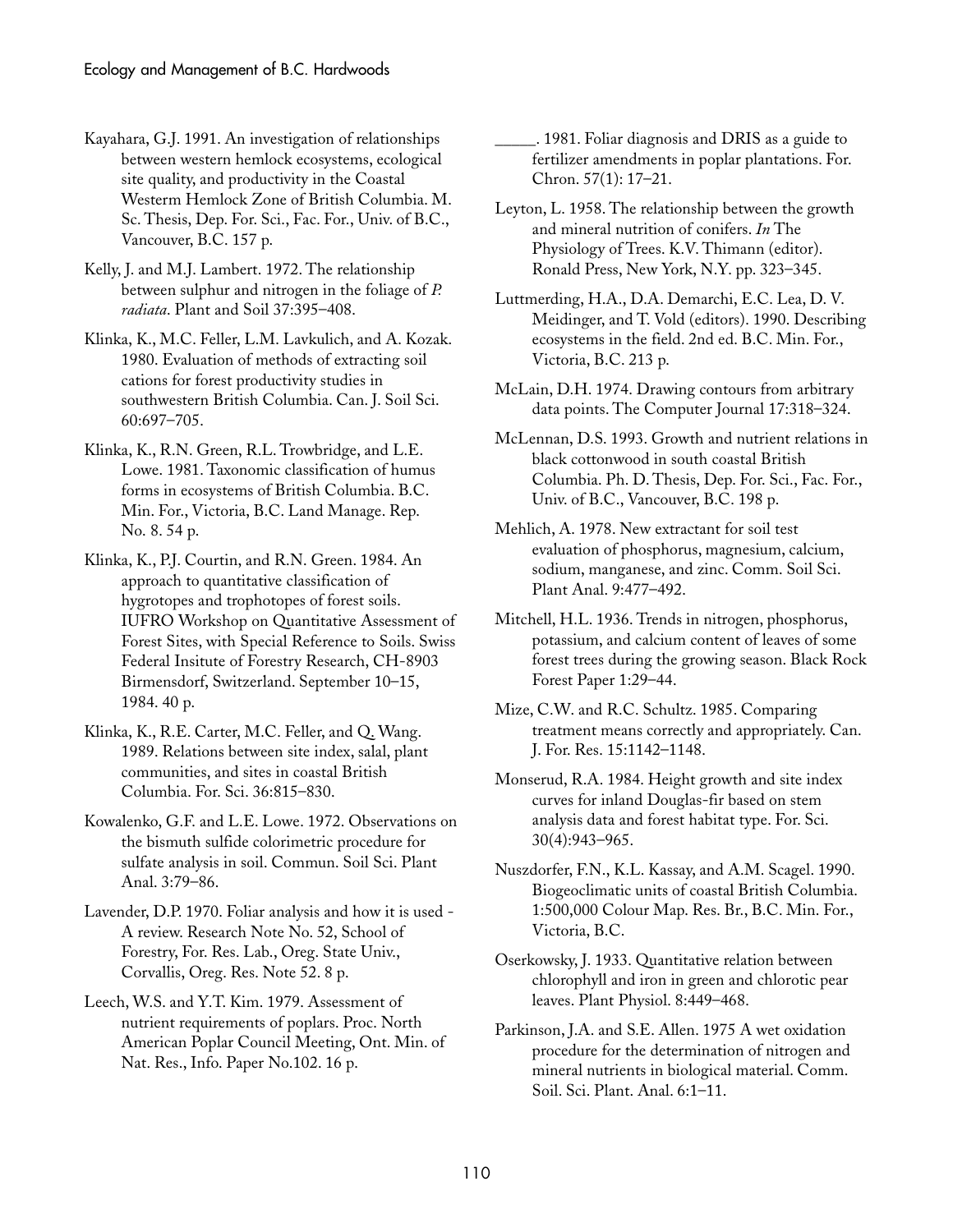Kayahara, G.J. 1991. An investigation of relationships between western hemlock ecosystems, ecological site quality, and productivity in the Coastal Westerm Hemlock Zone of British Columbia. M. Sc. Thesis, Dep. For. Sci., Fac. For., Univ. of B.C., Vancouver, B.C. 157 p.

Kelly, J. and M.J. Lambert. 1972. The relationship between sulphur and nitrogen in the foliage of *P. radiata*. Plant and Soil 37:395–408.

Klinka, K., M.C. Feller, L.M. Lavkulich, and A. Kozak. 1980. Evaluation of methods of extracting soil cations for forest productivity studies in southwestern British Columbia. Can. J. Soil Sci. 60:697–705.

Klinka, K., R.N. Green, R.L. Trowbridge, and L.E. Lowe. 1981. Taxonomic classification of humus forms in ecosystems of British Columbia. B.C. Min. For., Victoria, B.C. Land Manage. Rep. No. 8. 54 p.

Klinka, K., P.J. Courtin, and R.N. Green. 1984. An approach to quantitative classification of hygrotopes and trophotopes of forest soils. IUFRO Workshop on Quantitative Assessment of Forest Sites, with Special Reference to Soils. Swiss Federal Insitute of Forestry Research, CH-8903 Birmensdorf, Switzerland. September 10–15, 1984. 40 p.

Klinka, K., R.E. Carter, M.C. Feller, and Q. Wang. 1989. Relations between site index, salal, plant communities, and sites in coastal British Columbia. For. Sci. 36:815–830.

Kowalenko, G.F. and L.E. Lowe. 1972. Observations on the bismuth sulfide colorimetric procedure for sulfate analysis in soil. Commun. Soil Sci. Plant Anal. 3:79–86.

Lavender, D.P. 1970. Foliar analysis and how it is used - A review. Research Note No. 52, School of Forestry, For. Res. Lab., Oreg. State Univ., Corvallis, Oreg. Res. Note 52. 8 p.

Leech, W.S. and Y.T. Kim. 1979. Assessment of nutrient requirements of poplars. Proc. North American Poplar Council Meeting, Ont. Min. of Nat. Res., Info. Paper No.102. 16 p.

\_\_\_\_\_. 1981. Foliar diagnosis and DRIS as a guide to fertilizer amendments in poplar plantations. For. Chron. 57(1): 17–21.

Leyton, L. 1958. The relationship between the growth and mineral nutrition of conifers. *In* The Physiology of Trees. K.V. Thimann (editor). Ronald Press, New York, N.Y. pp. 323–345.

Luttmerding, H.A., D.A. Demarchi, E.C. Lea, D. V. Meidinger, and T. Vold (editors). 1990. Describing ecosystems in the field. 2nd ed. B.C. Min. For., Victoria, B.C. 213 p.

McLain, D.H. 1974. Drawing contours from arbitrary data points. The Computer Journal 17:318–324.

McLennan, D.S. 1993. Growth and nutrient relations in black cottonwood in south coastal British Columbia. Ph. D. Thesis, Dep. For. Sci., Fac. For., Univ. of B.C., Vancouver, B.C. 198 p.

Mehlich, A. 1978. New extractant for soil test evaluation of phosphorus, magnesium, calcium, sodium, manganese, and zinc. Comm. Soil Sci. Plant Anal. 9:477–492.

Mitchell, H.L. 1936. Trends in nitrogen, phosphorus, potassium, and calcium content of leaves of some forest trees during the growing season. Black Rock Forest Paper 1:29–44.

Mize, C.W. and R.C. Schultz. 1985. Comparing treatment means correctly and appropriately. Can. J. For. Res. 15:1142–1148.

Monserud, R.A. 1984. Height growth and site index curves for inland Douglas-fir based on stem analysis data and forest habitat type. For. Sci. 30(4):943–965.

Nuszdorfer, F.N., K.L. Kassay, and A.M. Scagel. 1990. Biogeoclimatic units of coastal British Columbia. 1:500,000 Colour Map. Res. Br., B.C. Min. For., Victoria, B.C.

Oserkowsky, J. 1933. Quantitative relation between chlorophyll and iron in green and chlorotic pear leaves. Plant Physiol. 8:449–468.

Parkinson, J.A. and S.E. Allen. 1975 A wet oxidation procedure for the determination of nitrogen and mineral nutrients in biological material. Comm. Soil. Sci. Plant. Anal. 6:1–11.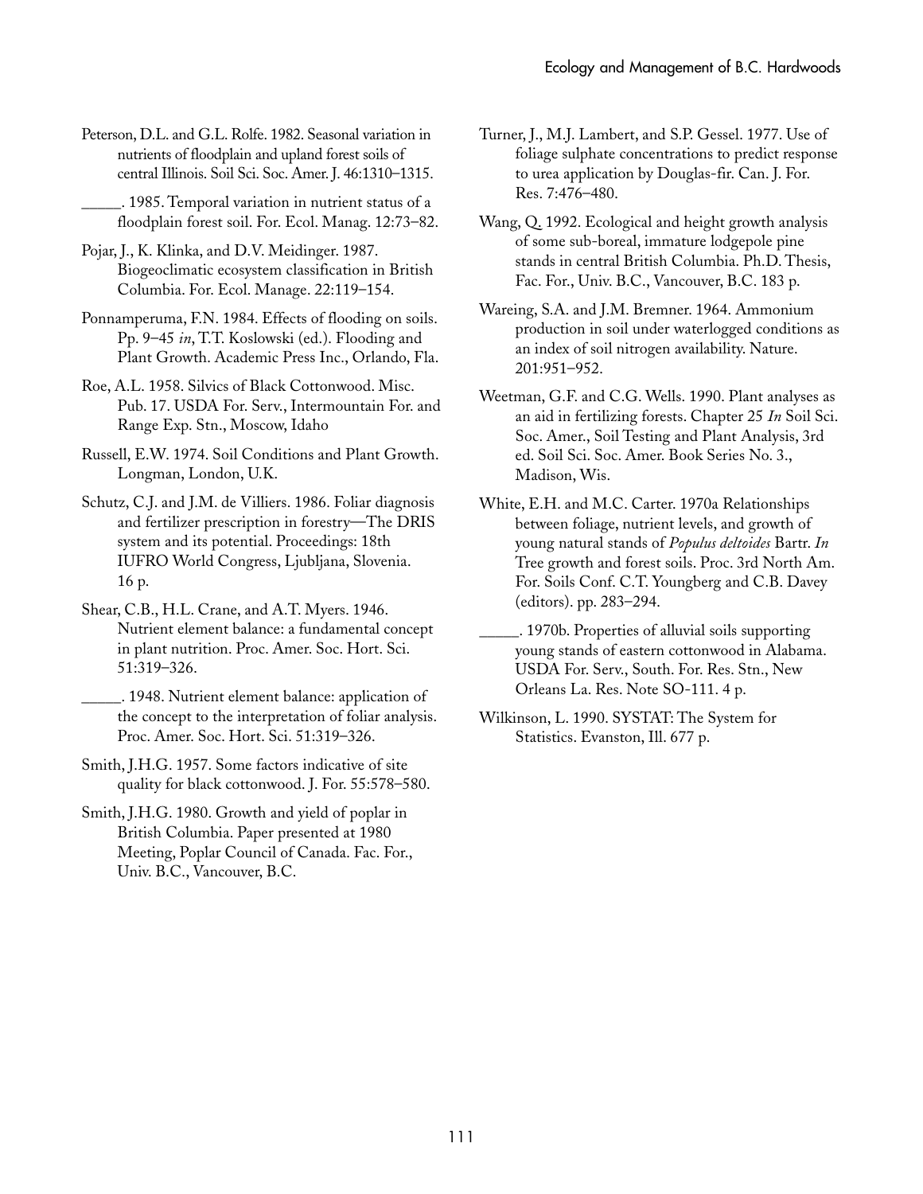Peterson, D.L. and G.L. Rolfe. 1982. Seasonal variation in nutrients of floodplain and upland forest soils of central Illinois. Soil Sci. Soc. Amer. J. 46:1310–1315.

_____. 1985. Temporal variation in nutrient status of a floodplain forest soil. For. Ecol. Manag. 12:73–82.

Pojar, J., K. Klinka, and D.V. Meidinger. 1987. Biogeoclimatic ecosystem classification in British Columbia. For. Ecol. Manage. 22:119–154.

Ponnamperuma, F.N. 1984. Effects of flooding on soils. Pp. 9–45 *in*, T.T. Koslowski (ed.). Flooding and Plant Growth. Academic Press Inc., Orlando, Fla.

Roe, A.L. 1958. Silvics of Black Cottonwood. Misc. Pub. 17. USDA For. Serv., Intermountain For. and Range Exp. Stn., Moscow, Idaho

Russell, E.W. 1974. Soil Conditions and Plant Growth. Longman, London, U.K.

Schutz, C.J. and J.M. de Villiers. 1986. Foliar diagnosis and fertilizer prescription in forestry—The DRIS system and its potential. Proceedings: 18th IUFRO World Congress, Ljubljana, Slovenia. 16 p.

Shear, C.B., H.L. Crane, and A.T. Myers. 1946. Nutrient element balance: a fundamental concept in plant nutrition. Proc. Amer. Soc. Hort. Sci. 51:319–326.

_____. 1948. Nutrient element balance: application of the concept to the interpretation of foliar analysis. Proc. Amer. Soc. Hort. Sci. 51:319–326.

Smith, J.H.G. 1957. Some factors indicative of site quality for black cottonwood. J. For. 55:578–580.

Smith, J.H.G. 1980. Growth and yield of poplar in British Columbia. Paper presented at 1980 Meeting, Poplar Council of Canada. Fac. For., Univ. B.C., Vancouver, B.C.

Turner, J., M.J. Lambert, and S.P. Gessel. 1977. Use of foliage sulphate concentrations to predict response to urea application by Douglas-fir. Can. J. For. Res. 7:476–480.

Wang, Q. 1992. Ecological and height growth analysis of some sub-boreal, immature lodgepole pine stands in central British Columbia. Ph.D. Thesis, Fac. For., Univ. B.C., Vancouver, B.C. 183 p.

Wareing, S.A. and J.M. Bremner. 1964. Ammonium production in soil under waterlogged conditions as an index of soil nitrogen availability. Nature. 201:951–952.

Weetman, G.F. and C.G. Wells. 1990. Plant analyses as an aid in fertilizing forests. Chapter 25 *In* Soil Sci. Soc. Amer., Soil Testing and Plant Analysis, 3rd ed. Soil Sci. Soc. Amer. Book Series No. 3., Madison, Wis.

White, E.H. and M.C. Carter. 1970a Relationships between foliage, nutrient levels, and growth of young natural stands of *Populus deltoides* Bartr. *In* Tree growth and forest soils. Proc. 3rd North Am. For. Soils Conf. C.T. Youngberg and C.B. Davey (editors). pp. 283–294.

_____. 1970b. Properties of alluvial soils supporting young stands of eastern cottonwood in Alabama. USDA For. Serv., South. For. Res. Stn., New Orleans La. Res. Note SO-111. 4 p.

Wilkinson, L. 1990. SYSTAT: The System for Statistics. Evanston, Ill. 677 p.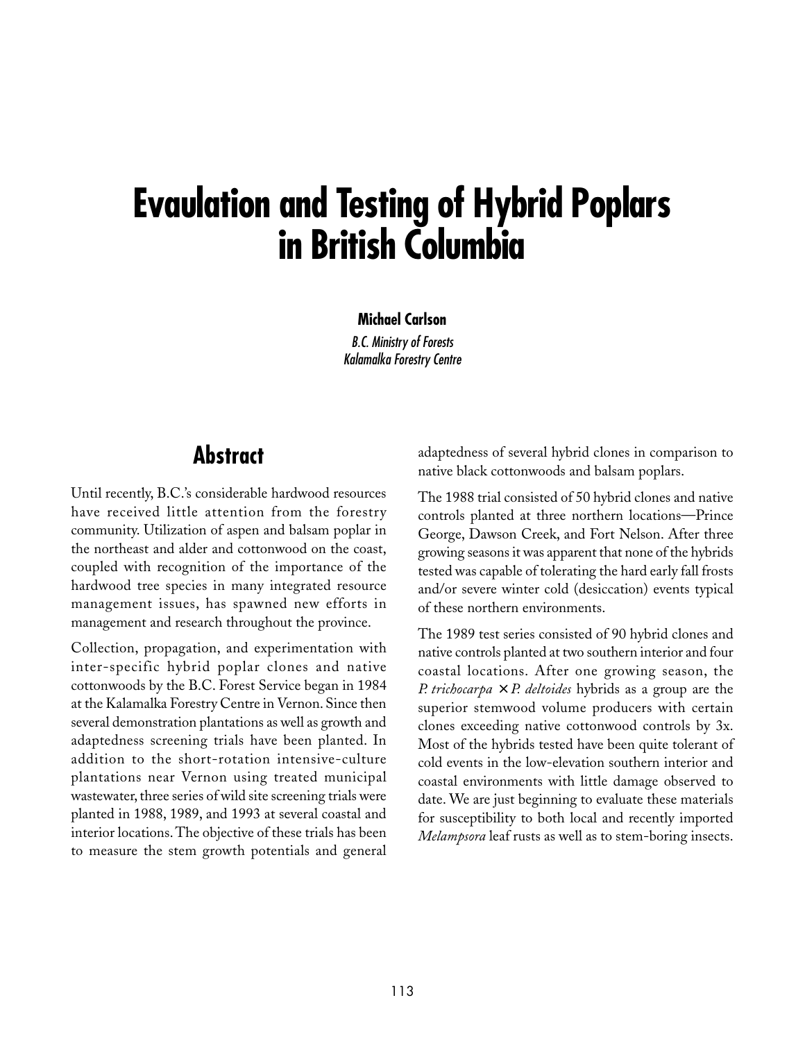# Evaulation and Testing of Hybrid Poplars in British Columbia

**Michael Carlson**

*B.C. Ministry of Forests*
*Kalamalka Forestry Centre*

## Abstract

Until recently, B.C.'s considerable hardwood resources have received little attention from the forestry community. Utilization of aspen and balsam poplar in the northeast and alder and cottonwood on the coast, coupled with recognition of the importance of the hardwood tree species in many integrated resource management issues, has spawned new efforts in management and research throughout the province.

Collection, propagation, and experimentation with inter-specific hybrid poplar clones and native cottonwoods by the B.C. Forest Service began in 1984 at the Kalamalka Forestry Centre in Vernon. Since then several demonstration plantations as well as growth and adaptedness screening trials have been planted. In addition to the short-rotation intensive-culture plantations near Vernon using treated municipal wastewater, three series of wild site screening trials were planted in 1988, 1989, and 1993 at several coastal and interior locations. The objective of these trials has been to measure the stem growth potentials and general adaptedness of several hybrid clones in comparison to native black cottonwoods and balsam poplars.

The 1988 trial consisted of 50 hybrid clones and native controls planted at three northern locations—Prince George, Dawson Creek, and Fort Nelson. After three growing seasons it was apparent that none of the hybrids tested was capable of tolerating the hard early fall frosts and/or severe winter cold (desiccation) events typical of these northern environments.

The 1989 test series consisted of 90 hybrid clones and native controls planted at two southern interior and four coastal locations. After one growing season, the *P. trichocarpa* × *P. deltoides* hybrids as a group are the superior stemwood volume producers with certain clones exceeding native cottonwood controls by 3x. Most of the hybrids tested have been quite tolerant of cold events in the low-elevation southern interior and coastal environments with little damage observed to date. We are just beginning to evaluate these materials for susceptibility to both local and recently imported *Melampsora* leaf rusts as well as to stem-boring insects.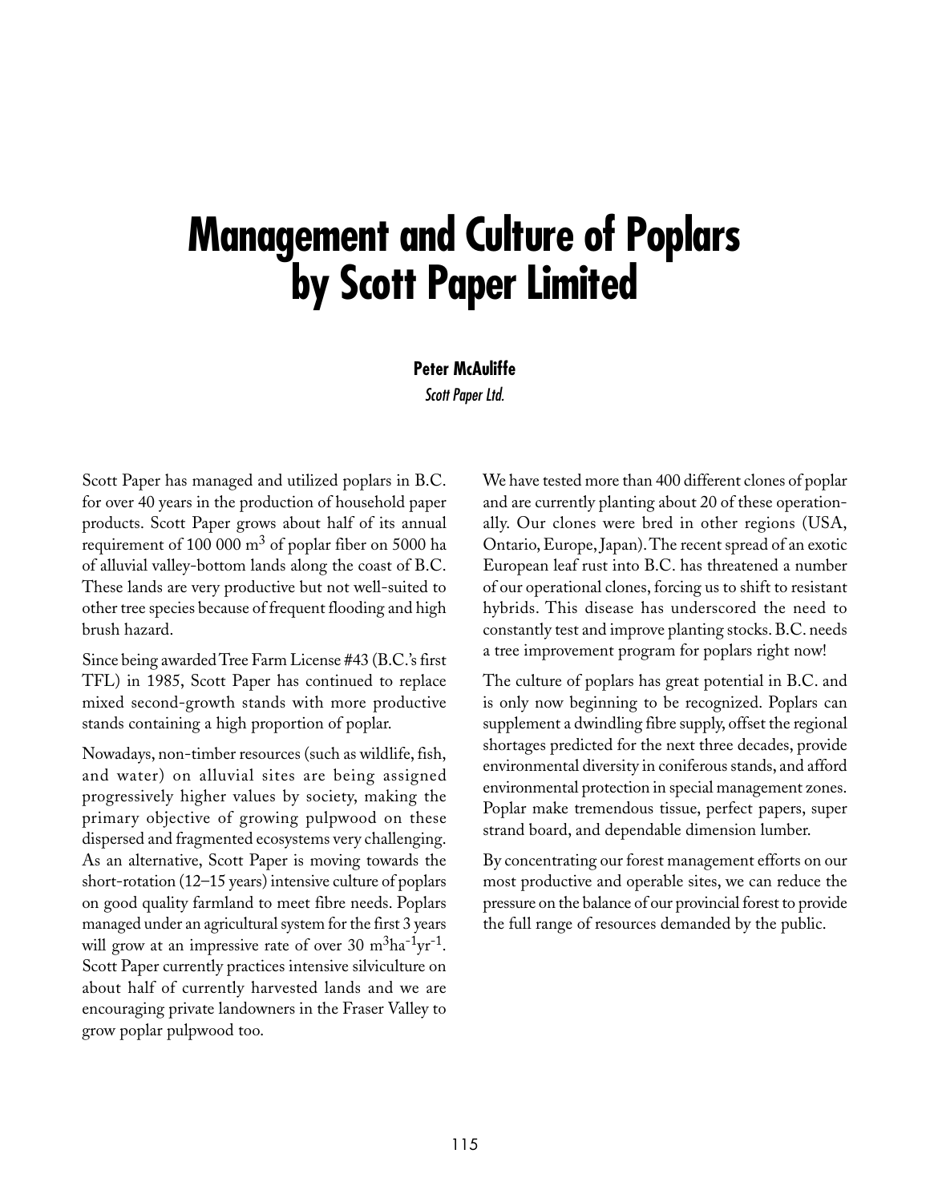# Management and Culture of Poplars by Scott Paper Limited

**Peter McAuliffe**
*Scott Paper Ltd.*

Scott Paper has managed and utilized poplars in B.C. for over 40 years in the production of household paper products. Scott Paper grows about half of its annual requirement of 100 000 $m^3$ of poplar fiber on 5000 ha of alluvial valley-bottom lands along the coast of B.C. These lands are very productive but not well-suited to other tree species because of frequent flooding and high brush hazard.

Since being awarded Tree Farm License #43 (B.C.'s first TFL) in 1985, Scott Paper has continued to replace mixed second-growth stands with more productive stands containing a high proportion of poplar.

Nowadays, non-timber resources (such as wildlife, fish, and water) on alluvial sites are being assigned progressively higher values by society, making the primary objective of growing pulpwood on these dispersed and fragmented ecosystems very challenging. As an alternative, Scott Paper is moving towards the short-rotation (12–15 years) intensive culture of poplars on good quality farmland to meet fibre needs. Poplars managed under an agricultural system for the first 3 years will grow at an impressive rate of over 30 $m^3ha^{-1}yr^{-1}$. Scott Paper currently practices intensive silviculture on about half of currently harvested lands and we are encouraging private landowners in the Fraser Valley to grow poplar pulpwood too.

We have tested more than 400 different clones of poplar and are currently planting about 20 of these operationally. Our clones were bred in other regions (USA, Ontario, Europe, Japan). The recent spread of an exotic European leaf rust into B.C. has threatened a number of our operational clones, forcing us to shift to resistant hybrids. This disease has underscored the need to constantly test and improve planting stocks. B.C. needs a tree improvement program for poplars right now!

The culture of poplars has great potential in B.C. and is only now beginning to be recognized. Poplars can supplement a dwindling fibre supply, offset the regional shortages predicted for the next three decades, provide environmental diversity in coniferous stands, and afford environmental protection in special management zones. Poplar make tremendous tissue, perfect papers, super strand board, and dependable dimension lumber.

By concentrating our forest management efforts on our most productive and operable sites, we can reduce the pressure on the balance of our provincial forest to provide the full range of resources demanded by the public.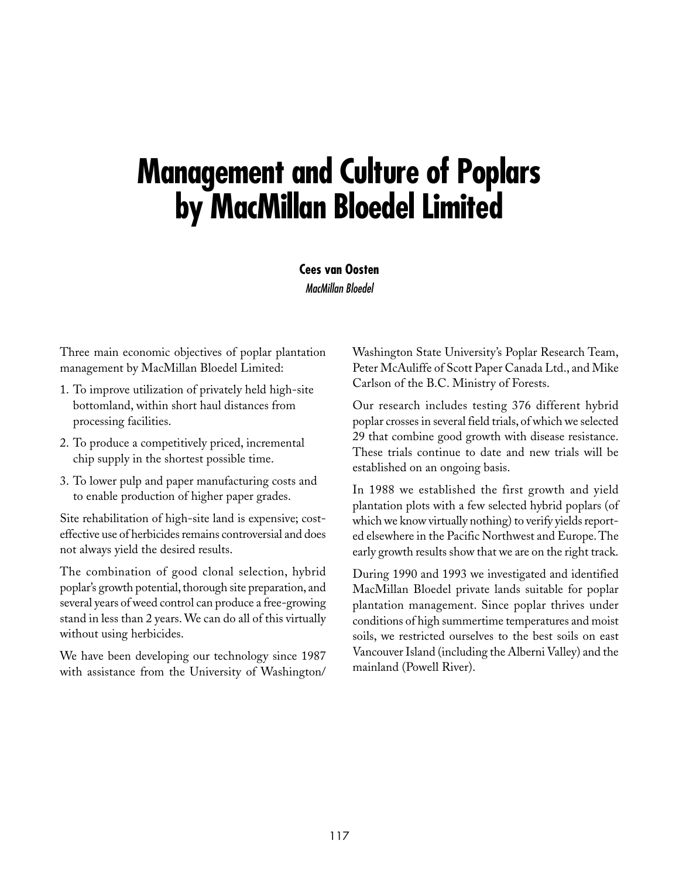# Management and Culture of Poplars by MacMillan Bloedel Limited

**Cees van Oosten**
*MacMillan Bloedel*

Three main economic objectives of poplar plantation management by MacMillan Bloedel Limited:

1. To improve utilization of privately held high-site bottomland, within short haul distances from processing facilities.
2. To produce a competitively priced, incremental chip supply in the shortest possible time.
3. To lower pulp and paper manufacturing costs and to enable production of higher paper grades.

Site rehabilitation of high-site land is expensive; cost-effective use of herbicides remains controversial and does not always yield the desired results.

The combination of good clonal selection, hybrid poplar's growth potential, thorough site preparation, and several years of weed control can produce a free-growing stand in less than 2 years. We can do all of this virtually without using herbicides.

We have been developing our technology since 1987 with assistance from the University of Washington/ Washington State University's Poplar Research Team, Peter McAuliffe of Scott Paper Canada Ltd., and Mike Carlson of the B.C. Ministry of Forests.

Our research includes testing 376 different hybrid poplar crosses in several field trials, of which we selected 29 that combine good growth with disease resistance. These trials continue to date and new trials will be established on an ongoing basis.

In 1988 we established the first growth and yield plantation plots with a few selected hybrid poplars (of which we know virtually nothing) to verify yields reported elsewhere in the Pacific Northwest and Europe. The early growth results show that we are on the right track.

During 1990 and 1993 we investigated and identified MacMillan Bloedel private lands suitable for poplar plantation management. Since poplar thrives under conditions of high summertime temperatures and moist soils, we restricted ourselves to the best soils on east Vancouver Island (including the Alberni Valley) and the mainland (Powell River).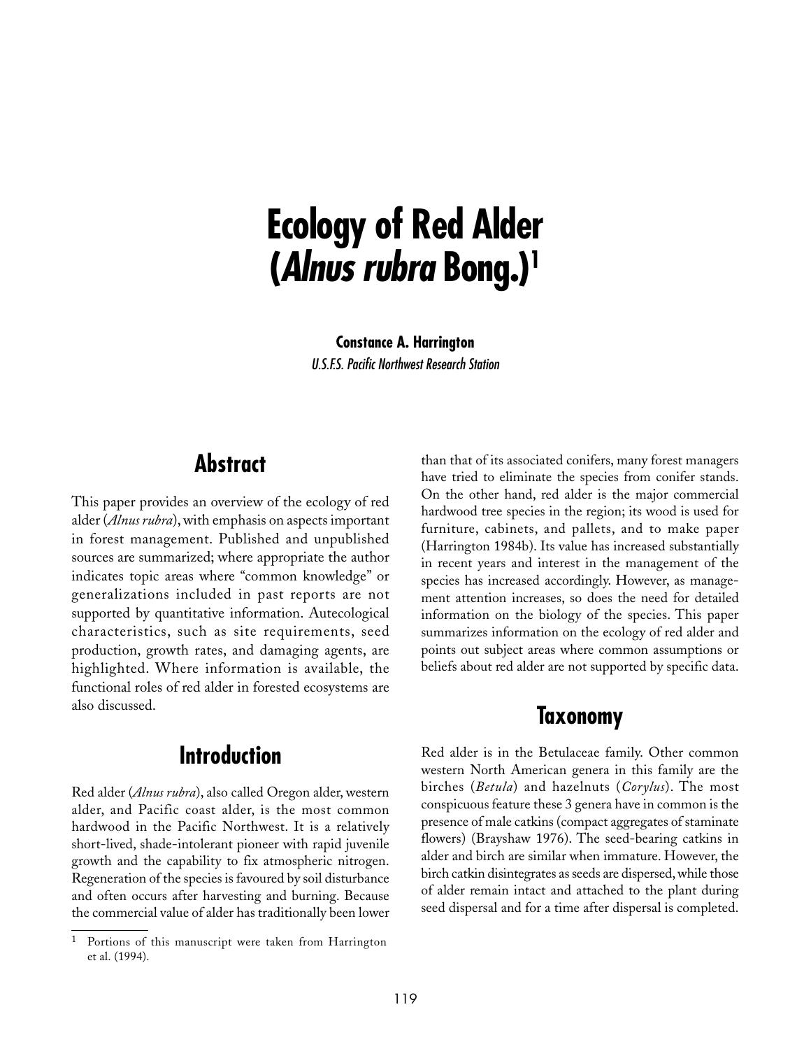# Ecology of Red Alder (*Alnus rubra* Bong.)[1]

**Constance A. Harrington**
*U.S.F.S. Pacific Northwest Research Station*

## Abstract

This paper provides an overview of the ecology of red alder (*Alnus rubra*), with emphasis on aspects important in forest management. Published and unpublished sources are summarized; where appropriate the author indicates topic areas where "common knowledge" or generalizations included in past reports are not supported by quantitative information. Autecological characteristics, such as site requirements, seed production, growth rates, and damaging agents, are highlighted. Where information is available, the functional roles of red alder in forested ecosystems are also discussed.

## Introduction

Red alder (*Alnus rubra*), also called Oregon alder, western alder, and Pacific coast alder, is the most common hardwood in the Pacific Northwest. It is a relatively short-lived, shade-intolerant pioneer with rapid juvenile growth and the capability to fix atmospheric nitrogen. Regeneration of the species is favoured by soil disturbance and often occurs after harvesting and burning. Because the commercial value of alder has traditionally been lower than that of its associated conifers, many forest managers have tried to eliminate the species from conifer stands. On the other hand, red alder is the major commercial hardwood tree species in the region; its wood is used for furniture, cabinets, and pallets, and to make paper (Harrington 1984b). Its value has increased substantially in recent years and interest in the management of the species has increased accordingly. However, as management attention increases, so does the need for detailed information on the biology of the species. This paper summarizes information on the ecology of red alder and points out subject areas where common assumptions or beliefs about red alder are not supported by specific data.

## Taxonomy

Red alder is in the Betulaceae family. Other common western North American genera in this family are the birches (*Betula*) and hazelnuts (*Corylus*). The most conspicuous feature these 3 genera have in common is the presence of male catkins (compact aggregates of staminate flowers) (Brayshaw 1976). The seed-bearing catkins in alder and birch are similar when immature. However, the birch catkin disintegrates as seeds are dispersed, while those of alder remain intact and attached to the plant during seed dispersal and for a time after dispersal is completed.

---

[1] Portions of this manuscript were taken from Harrington et al. (1994).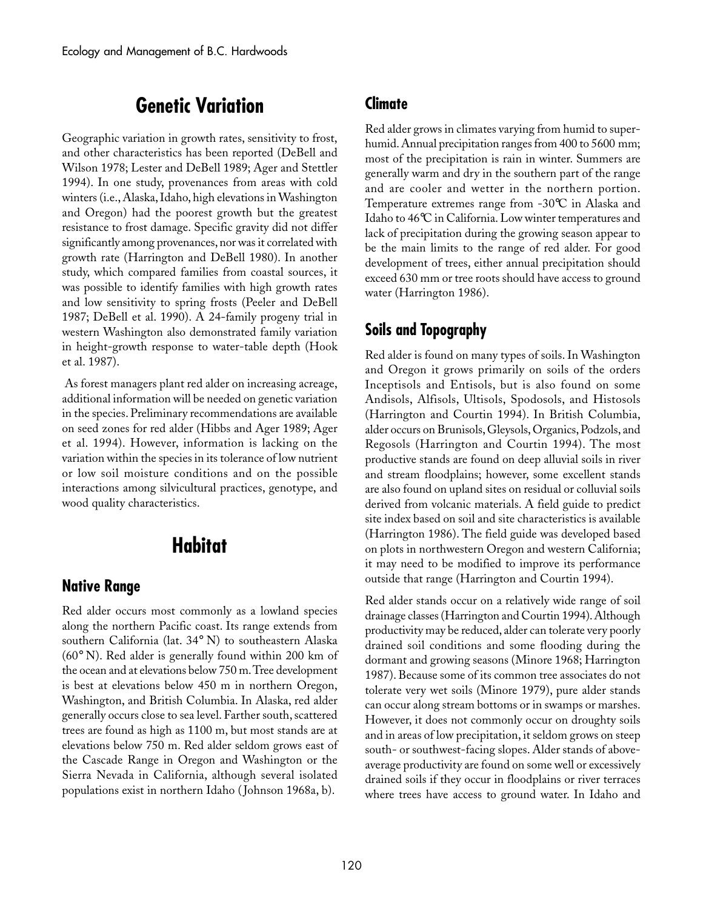## Genetic Variation

Geographic variation in growth rates, sensitivity to frost, and other characteristics has been reported (DeBell and Wilson 1978; Lester and DeBell 1989; Ager and Stettler 1994). In one study, provenances from areas with cold winters (i.e., Alaska, Idaho, high elevations in Washington and Oregon) had the poorest growth but the greatest resistance to frost damage. Specific gravity did not differ significantly among provenances, nor was it correlated with growth rate (Harrington and DeBell 1980). In another study, which compared families from coastal sources, it was possible to identify families with high growth rates and low sensitivity to spring frosts (Peeler and DeBell 1987; DeBell et al. 1990). A 24-family progeny trial in western Washington also demonstrated family variation in height-growth response to water-table depth (Hook et al. 1987).

As forest managers plant red alder on increasing acreage, additional information will be needed on genetic variation in the species. Preliminary recommendations are available on seed zones for red alder (Hibbs and Ager 1989; Ager et al. 1994). However, information is lacking on the variation within the species in its tolerance of low nutrient or low soil moisture conditions and on the possible interactions among silvicultural practices, genotype, and wood quality characteristics.

## Habitat

### Native Range

Red alder occurs most commonly as a lowland species along the northern Pacific coast. Its range extends from southern California (lat. 34° N) to southeastern Alaska (60° N). Red alder is generally found within 200 km of the ocean and at elevations below 750 m. Tree development is best at elevations below 450 m in northern Oregon, Washington, and British Columbia. In Alaska, red alder generally occurs close to sea level. Farther south, scattered trees are found as high as 1100 m, but most stands are at elevations below 750 m. Red alder seldom grows east of the Cascade Range in Oregon and Washington or the Sierra Nevada in California, although several isolated populations exist in northern Idaho (Johnson 1968a, b).

### Climate

Red alder grows in climates varying from humid to superhumid. Annual precipitation ranges from 400 to 5600 mm; most of the precipitation is rain in winter. Summers are generally warm and dry in the southern part of the range and are cooler and wetter in the northern portion. Temperature extremes range from -30°C in Alaska and Idaho to 46°C in California. Low winter temperatures and lack of precipitation during the growing season appear to be the main limits to the range of red alder. For good development of trees, either annual precipitation should exceed 630 mm or tree roots should have access to ground water (Harrington 1986).

### Soils and Topography

Red alder is found on many types of soils. In Washington and Oregon it grows primarily on soils of the orders Inceptisols and Entisols, but is also found on some Andisols, Alfisols, Ultisols, Spodosols, and Histosols (Harrington and Courtin 1994). In British Columbia, alder occurs on Brunisols, Gleysols, Organics, Podzols, and Regosols (Harrington and Courtin 1994). The most productive stands are found on deep alluvial soils in river and stream floodplains; however, some excellent stands are also found on upland sites on residual or colluvial soils derived from volcanic materials. A field guide to predict site index based on soil and site characteristics is available (Harrington 1986). The field guide was developed based on plots in northwestern Oregon and western California; it may need to be modified to improve its performance outside that range (Harrington and Courtin 1994).

Red alder stands occur on a relatively wide range of soil drainage classes (Harrington and Courtin 1994). Although productivity may be reduced, alder can tolerate very poorly drained soil conditions and some flooding during the dormant and growing seasons (Minore 1968; Harrington 1987). Because some of its common tree associates do not tolerate very wet soils (Minore 1979), pure alder stands can occur along stream bottoms or in swamps or marshes. However, it does not commonly occur on droughty soils and in areas of low precipitation, it seldom grows on steep south- or southwest-facing slopes. Alder stands of above-average productivity are found on some well or excessively drained soils if they occur in floodplains or river terraces where trees have access to ground water. In Idaho and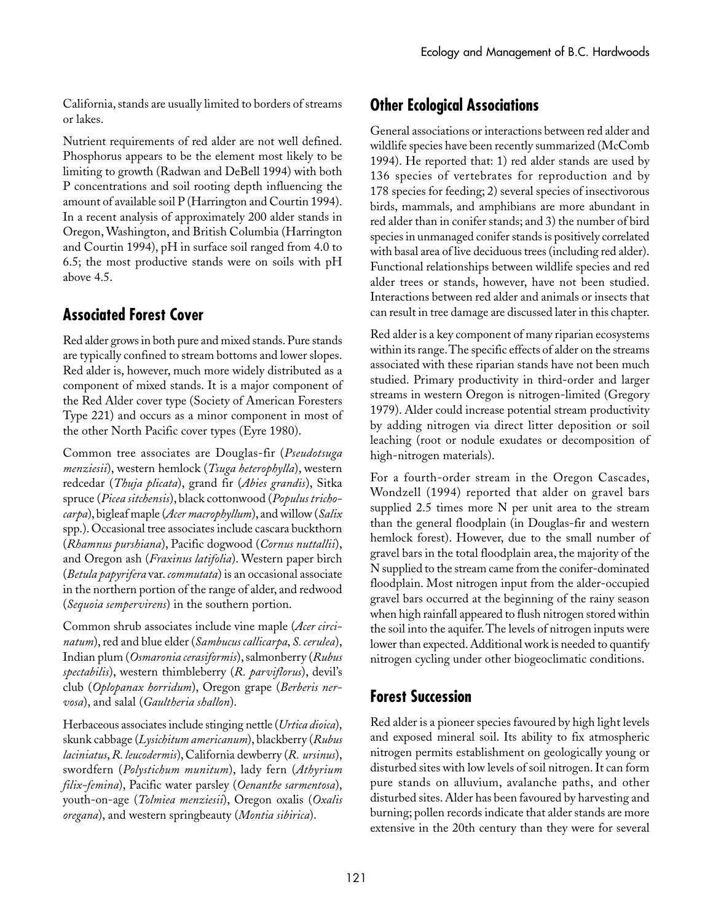California, stands are usually limited to borders of streams or lakes.

Nutrient requirements of red alder are not well defined. Phosphorus appears to be the element most likely to be limiting to growth (Radwan and DeBell 1994) with both P concentrations and soil rooting depth influencing the amount of available soil P (Harrington and Courtin 1994). In a recent analysis of approximately 200 alder stands in Oregon, Washington, and British Columbia (Harrington and Courtin 1994), pH in surface soil ranged from 4.0 to 6.5; the most productive stands were on soils with pH above 4.5.

## Associated Forest Cover

Red alder grows in both pure and mixed stands. Pure stands are typically confined to stream bottoms and lower slopes. Red alder is, however, much more widely distributed as a component of mixed stands. It is a major component of the Red Alder cover type (Society of American Foresters Type 221) and occurs as a minor component in most of the other North Pacific cover types (Eyre 1980).

Common tree associates are Douglas-fir (*Pseudotsuga menziesii*), western hemlock (*Tsuga heterophylla*), western redcedar (*Thuja plicata*), grand fir (*Abies grandis*), Sitka spruce (*Picea sitchensis*), black cottonwood (*Populus trichocarpa*), bigleaf maple (*Acer macrophyllum*), and willow (*Salix* spp.). Occasional tree associates include cascara buckthorn (*Rhamnus purshiana*), Pacific dogwood (*Cornus nuttallii*), and Oregon ash (*Fraxinus latifolia*). Western paper birch (*Betula papyrifera* var. *commutata*) is an occasional associate in the northern portion of the range of alder, and redwood (*Sequoia sempervirens*) in the southern portion.

Common shrub associates include vine maple (*Acer circinatum*), red and blue elder (*Sambucus callicarpa, S. cerulea*), Indian plum (*Osmaronia cerasiformis*), salmonberry (*Rubus spectabilis*), western thimbleberry (*R. parviflorus*), devil's club (*Oplopanax horridum*), Oregon grape (*Berberis nervosa*), and salal (*Gaultheria shallon*).

Herbaceous associates include stinging nettle (*Urtica dioica*), skunk cabbage (*Lysichitum americanum*), blackberry (*Rubus laciniatus, R. leucodermis*), California dewberry (*R. ursinus*), swordfern (*Polystichum munitum*), lady fern (*Athyrium filix-femina*), Pacific water parsley (*Oenanthe sarmentosa*), youth-on-age (*Tolmiea menziesii*), Oregon oxalis (*Oxalis oregana*), and western springbeauty (*Montia sibirica*).

## Other Ecological Associations

General associations or interactions between red alder and wildlife species have been recently summarized (McComb 1994). He reported that: 1) red alder stands are used by 136 species of vertebrates for reproduction and by 178 species for feeding; 2) several species of insectivorous birds, mammals, and amphibians are more abundant in red alder than in conifer stands; and 3) the number of bird species in unmanaged conifer stands is positively correlated with basal area of live deciduous trees (including red alder). Functional relationships between wildlife species and red alder trees or stands, however, have not been studied. Interactions between red alder and animals or insects that can result in tree damage are discussed later in this chapter.

Red alder is a key component of many riparian ecosystems within its range. The specific effects of alder on the streams associated with these riparian stands have not been much studied. Primary productivity in third-order and larger streams in western Oregon is nitrogen-limited (Gregory 1979). Alder could increase potential stream productivity by adding nitrogen via direct litter deposition or soil leaching (root or nodule exudates or decomposition of high-nitrogen materials).

For a fourth-order stream in the Oregon Cascades, Wondzell (1994) reported that alder on gravel bars supplied 2.5 times more N per unit area to the stream than the general floodplain (in Douglas-fir and western hemlock forest). However, due to the small number of gravel bars in the total floodplain area, the majority of the N supplied to the stream came from the conifer-dominated floodplain. Most nitrogen input from the alder-occupied gravel bars occurred at the beginning of the rainy season when high rainfall appeared to flush nitrogen stored within the soil into the aquifer. The levels of nitrogen inputs were lower than expected. Additional work is needed to quantify nitrogen cycling under other biogeoclimatic conditions.

## Forest Succession

Red alder is a pioneer species favoured by high light levels and exposed mineral soil. Its ability to fix atmospheric nitrogen permits establishment on geologically young or disturbed sites with low levels of soil nitrogen. It can form pure stands on alluvium, avalanche paths, and other disturbed sites. Alder has been favoured by harvesting and burning; pollen records indicate that alder stands are more extensive in the 20th century than they were for several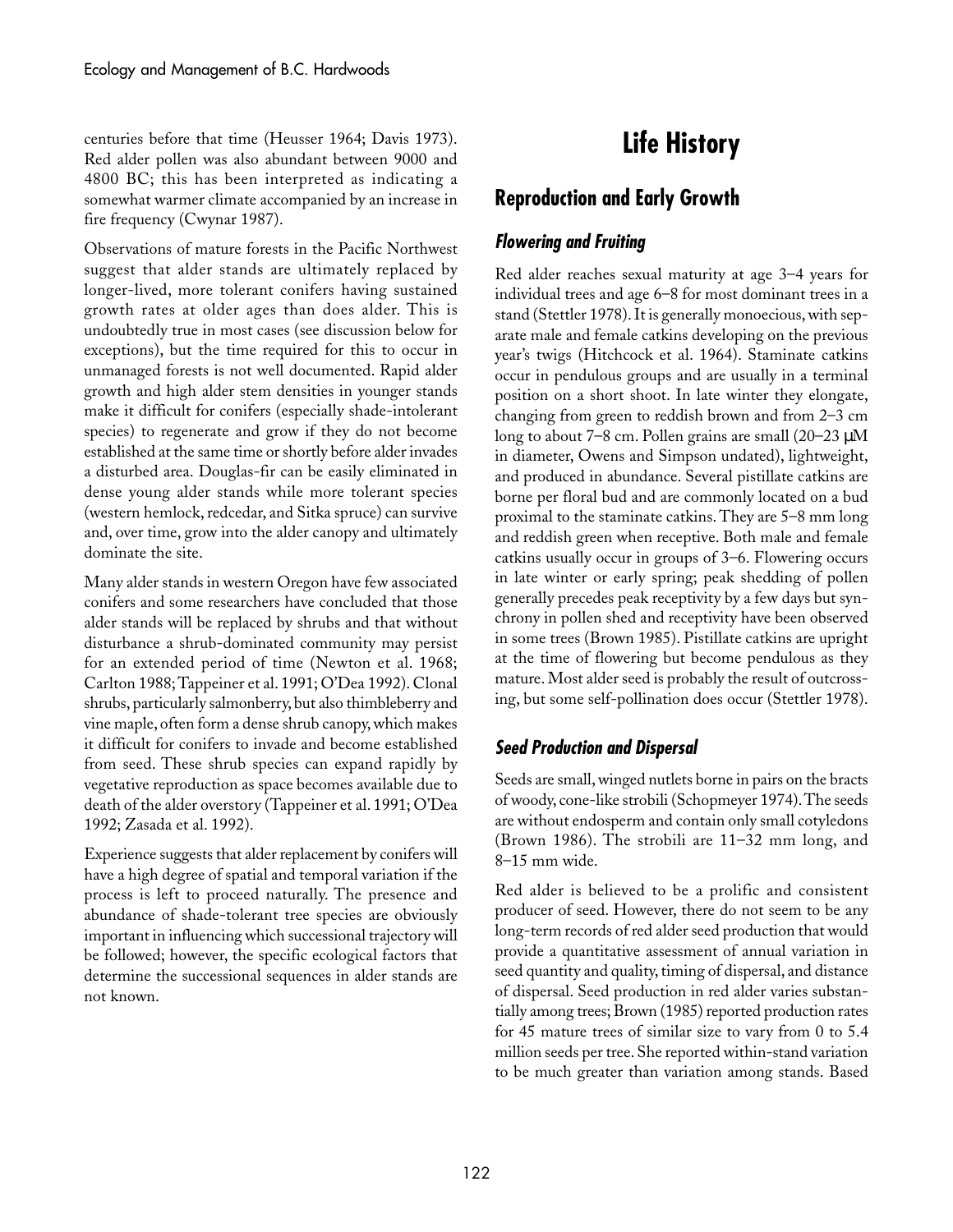centuries before that time (Heusser 1964; Davis 1973). Red alder pollen was also abundant between 9000 and 4800 BC; this has been interpreted as indicating a somewhat warmer climate accompanied by an increase in fire frequency (Cwynar 1987).

Observations of mature forests in the Pacific Northwest suggest that alder stands are ultimately replaced by longer-lived, more tolerant conifers having sustained growth rates at older ages than does alder. This is undoubtedly true in most cases (see discussion below for exceptions), but the time required for this to occur in unmanaged forests is not well documented. Rapid alder growth and high alder stem densities in younger stands make it difficult for conifers (especially shade-intolerant species) to regenerate and grow if they do not become established at the same time or shortly before alder invades a disturbed area. Douglas-fir can be easily eliminated in dense young alder stands while more tolerant species (western hemlock, redcedar, and Sitka spruce) can survive and, over time, grow into the alder canopy and ultimately dominate the site.

Many alder stands in western Oregon have few associated conifers and some researchers have concluded that those alder stands will be replaced by shrubs and that without disturbance a shrub-dominated community may persist for an extended period of time (Newton et al. 1968; Carlton 1988; Tappeiner et al. 1991; O'Dea 1992). Clonal shrubs, particularly salmonberry, but also thimbleberry and vine maple, often form a dense shrub canopy, which makes it difficult for conifers to invade and become established from seed. These shrub species can expand rapidly by vegetative reproduction as space becomes available due to death of the alder overstory (Tappeiner et al. 1991; O'Dea 1992; Zasada et al. 1992).

Experience suggests that alder replacement by conifers will have a high degree of spatial and temporal variation if the process is left to proceed naturally. The presence and abundance of shade-tolerant tree species are obviously important in influencing which successional trajectory will be followed; however, the specific ecological factors that determine the successional sequences in alder stands are not known.

# Life History

## Reproduction and Early Growth

### *Flowering and Fruiting*

Red alder reaches sexual maturity at age 3–4 years for individual trees and age 6–8 for most dominant trees in a stand (Stettler 1978). It is generally monoecious, with separate male and female catkins developing on the previous year's twigs (Hitchcock et al. 1964). Staminate catkins occur in pendulous groups and are usually in a terminal position on a short shoot. In late winter they elongate, changing from green to reddish brown and from 2–3 cm long to about 7–8 cm. Pollen grains are small (20–23 μM in diameter, Owens and Simpson undated), lightweight, and produced in abundance. Several pistillate catkins are borne per floral bud and are commonly located on a bud proximal to the staminate catkins. They are 5–8 mm long and reddish green when receptive. Both male and female catkins usually occur in groups of 3–6. Flowering occurs in late winter or early spring; peak shedding of pollen generally precedes peak receptivity by a few days but synchrony in pollen shed and receptivity have been observed in some trees (Brown 1985). Pistillate catkins are upright at the time of flowering but become pendulous as they mature. Most alder seed is probably the result of outcrossing, but some self-pollination does occur (Stettler 1978).

### *Seed Production and Dispersal*

Seeds are small, winged nutlets borne in pairs on the bracts of woody, cone-like strobili (Schopmeyer 1974). The seeds are without endosperm and contain only small cotyledons (Brown 1986). The strobili are 11–32 mm long, and 8–15 mm wide.

Red alder is believed to be a prolific and consistent producer of seed. However, there do not seem to be any long-term records of red alder seed production that would provide a quantitative assessment of annual variation in seed quantity and quality, timing of dispersal, and distance of dispersal. Seed production in red alder varies substantially among trees; Brown (1985) reported production rates for 45 mature trees of similar size to vary from 0 to 5.4 million seeds per tree. She reported within-stand variation to be much greater than variation among stands. Based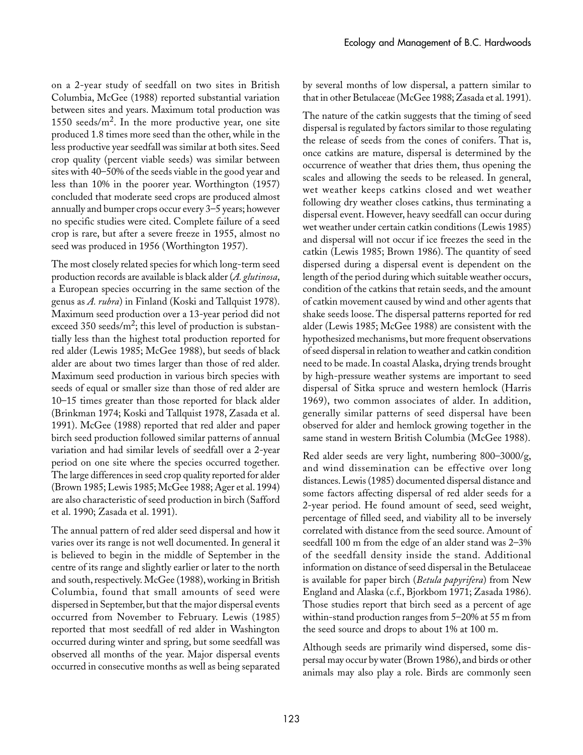on a 2-year study of seedfall on two sites in British Columbia, McGee (1988) reported substantial variation between sites and years. Maximum total production was 1550 seeds/m$^2$. In the more productive year, one site produced 1.8 times more seed than the other, while in the less productive year seedfall was similar at both sites. Seed crop quality (percent viable seeds) was similar between sites with 40–50% of the seeds viable in the good year and less than 10% in the poorer year. Worthington (1957) concluded that moderate seed crops are produced almost annually and bumper crops occur every 3–5 years; however no specific studies were cited. Complete failure of a seed crop is rare, but after a severe freeze in 1955, almost no seed was produced in 1956 (Worthington 1957).

The most closely related species for which long-term seed production records are available is black alder (*A. glutinosa*, a European species occurring in the same section of the genus as *A. rubra*) in Finland (Koski and Tallquist 1978). Maximum seed production over a 13-year period did not exceed 350 seeds/m$^2$; this level of production is substantially less than the highest total production reported for red alder (Lewis 1985; McGee 1988), but seeds of black alder are about two times larger than those of red alder. Maximum seed production in various birch species with seeds of equal or smaller size than those of red alder are 10–15 times greater than those reported for black alder (Brinkman 1974; Koski and Tallquist 1978, Zasada et al. 1991). McGee (1988) reported that red alder and paper birch seed production followed similar patterns of annual variation and had similar levels of seedfall over a 2-year period on one site where the species occurred together. The large differences in seed crop quality reported for alder (Brown 1985; Lewis 1985; McGee 1988; Ager et al. 1994) are also characteristic of seed production in birch (Safford et al. 1990; Zasada et al. 1991).

The annual pattern of red alder seed dispersal and how it varies over its range is not well documented. In general it is believed to begin in the middle of September in the centre of its range and slightly earlier or later to the north and south, respectively. McGee (1988), working in British Columbia, found that small amounts of seed were dispersed in September, but that the major dispersal events occurred from November to February. Lewis (1985) reported that most seedfall of red alder in Washington occurred during winter and spring, but some seedfall was observed all months of the year. Major dispersal events occurred in consecutive months as well as being separated by several months of low dispersal, a pattern similar to that in other Betulaceae (McGee 1988; Zasada et al. 1991).

The nature of the catkin suggests that the timing of seed dispersal is regulated by factors similar to those regulating the release of seeds from the cones of conifers. That is, once catkins are mature, dispersal is determined by the occurrence of weather that dries them, thus opening the scales and allowing the seeds to be released. In general, wet weather keeps catkins closed and wet weather following dry weather closes catkins, thus terminating a dispersal event. However, heavy seedfall can occur during wet weather under certain catkin conditions (Lewis 1985) and dispersal will not occur if ice freezes the seed in the catkin (Lewis 1985; Brown 1986). The quantity of seed dispersed during a dispersal event is dependent on the length of the period during which suitable weather occurs, condition of the catkins that retain seeds, and the amount of catkin movement caused by wind and other agents that shake seeds loose. The dispersal patterns reported for red alder (Lewis 1985; McGee 1988) are consistent with the hypothesized mechanisms, but more frequent observations of seed dispersal in relation to weather and catkin condition need to be made. In coastal Alaska, drying trends brought by high-pressure weather systems are important to seed dispersal of Sitka spruce and western hemlock (Harris 1969), two common associates of alder. In addition, generally similar patterns of seed dispersal have been observed for alder and hemlock growing together in the same stand in western British Columbia (McGee 1988).

Red alder seeds are very light, numbering 800–3000/g, and wind dissemination can be effective over long distances. Lewis (1985) documented dispersal distance and some factors affecting dispersal of red alder seeds for a 2-year period. He found amount of seed, seed weight, percentage of filled seed, and viability all to be inversely correlated with distance from the seed source. Amount of seedfall 100 m from the edge of an alder stand was 2–3% of the seedfall density inside the stand. Additional information on distance of seed dispersal in the Betulaceae is available for paper birch (*Betula papyrifera*) from New England and Alaska (c.f., Bjorkbom 1971; Zasada 1986). Those studies report that birch seed as a percent of age within-stand production ranges from 5–20% at 55 m from the seed source and drops to about 1% at 100 m.

Although seeds are primarily wind dispersed, some dispersal may occur by water (Brown 1986), and birds or other animals may also play a role. Birds are commonly seen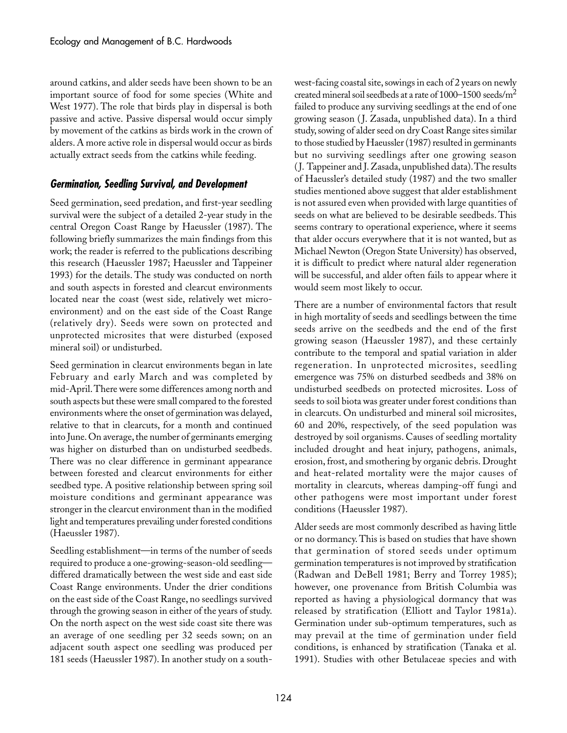around catkins, and alder seeds have been shown to be an important source of food for some species (White and West 1977). The role that birds play in dispersal is both passive and active. Passive dispersal would occur simply by movement of the catkins as birds work in the crown of alders. A more active role in dispersal would occur as birds actually extract seeds from the catkins while feeding.

### Germination, Seedling Survival, and Development

Seed germination, seed predation, and first-year seedling survival were the subject of a detailed 2-year study in the central Oregon Coast Range by Haeussler (1987). The following briefly summarizes the main findings from this work; the reader is referred to the publications describing this research (Haeussler 1987; Haeussler and Tappeiner 1993) for the details. The study was conducted on north and south aspects in forested and clearcut environments located near the coast (west side, relatively wet micro-environment) and on the east side of the Coast Range (relatively dry). Seeds were sown on protected and unprotected microsites that were disturbed (exposed mineral soil) or undisturbed.

Seed germination in clearcut environments began in late February and early March and was completed by mid-April. There were some differences among north and south aspects but these were small compared to the forested environments where the onset of germination was delayed, relative to that in clearcuts, for a month and continued into June. On average, the number of germinants emerging was higher on disturbed than on undisturbed seedbeds. There was no clear difference in germinant appearance between forested and clearcut environments for either seedbed type. A positive relationship between spring soil moisture conditions and germinant appearance was stronger in the clearcut environment than in the modified light and temperatures prevailing under forested conditions (Haeussler 1987).

Seedling establishment—in terms of the number of seeds required to produce a one-growing-season-old seedling—differed dramatically between the west side and east side Coast Range environments. Under the drier conditions on the east side of the Coast Range, no seedlings survived through the growing season in either of the years of study. On the north aspect on the west side coast site there was an average of one seedling per 32 seeds sown; on an adjacent south aspect one seedling was produced per 181 seeds (Haeussler 1987). In another study on a south-west-facing coastal site, sowings in each of 2 years on newly created mineral soil seedbeds at a rate of 1000–1500 seeds/m$^2$ failed to produce any surviving seedlings at the end of one growing season (J. Zasada, unpublished data). In a third study, sowing of alder seed on dry Coast Range sites similar to those studied by Haeussler (1987) resulted in germinants but no surviving seedlings after one growing season (J. Tappeiner and J. Zasada, unpublished data). The results of Haeussler's detailed study (1987) and the two smaller studies mentioned above suggest that alder establishment is not assured even when provided with large quantities of seeds on what are believed to be desirable seedbeds. This seems contrary to operational experience, where it seems that alder occurs everywhere that it is not wanted, but as Michael Newton (Oregon State University) has observed, it is difficult to predict where natural alder regeneration will be successful, and alder often fails to appear where it would seem most likely to occur.

There are a number of environmental factors that result in high mortality of seeds and seedlings between the time seeds arrive on the seedbeds and the end of the first growing season (Haeussler 1987), and these certainly contribute to the temporal and spatial variation in alder regeneration. In unprotected microsites, seedling emergence was 75% on disturbed seedbeds and 38% on undisturbed seedbeds on protected microsites. Loss of seeds to soil biota was greater under forest conditions than in clearcuts. On undisturbed and mineral soil microsites, 60 and 20%, respectively, of the seed population was destroyed by soil organisms. Causes of seedling mortality included drought and heat injury, pathogens, animals, erosion, frost, and smothering by organic debris. Drought and heat-related mortality were the major causes of mortality in clearcuts, whereas damping-off fungi and other pathogens were most important under forest conditions (Haeussler 1987).

Alder seeds are most commonly described as having little or no dormancy. This is based on studies that have shown that germination of stored seeds under optimum germination temperatures is not improved by stratification (Radwan and DeBell 1981; Berry and Torrey 1985); however, one provenance from British Columbia was reported as having a physiological dormancy that was released by stratification (Elliott and Taylor 1981a). Germination under sub-optimum temperatures, such as may prevail at the time of germination under field conditions, is enhanced by stratification (Tanaka et al. 1991). Studies with other Betulaceae species and with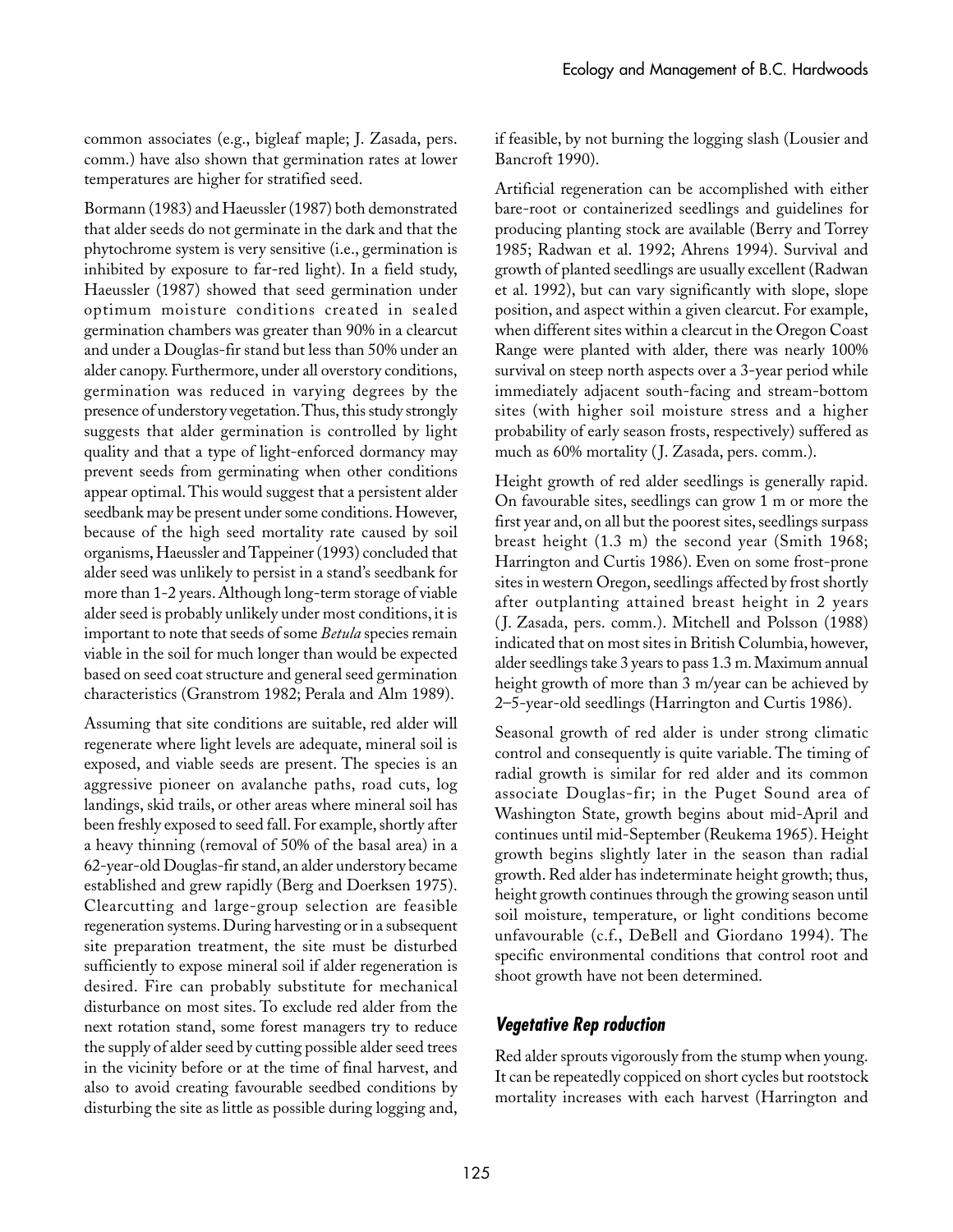common associates (e.g., bigleaf maple; J. Zasada, pers. comm.) have also shown that germination rates at lower temperatures are higher for stratified seed.

Bormann (1983) and Haeussler (1987) both demonstrated that alder seeds do not germinate in the dark and that the phytochrome system is very sensitive (i.e., germination is inhibited by exposure to far-red light). In a field study, Haeussler (1987) showed that seed germination under optimum moisture conditions created in sealed germination chambers was greater than 90% in a clearcut and under a Douglas-fir stand but less than 50% under an alder canopy. Furthermore, under all overstory conditions, germination was reduced in varying degrees by the presence of understory vegetation. Thus, this study strongly suggests that alder germination is controlled by light quality and that a type of light-enforced dormancy may prevent seeds from germinating when other conditions appear optimal. This would suggest that a persistent alder seedbank may be present under some conditions. However, because of the high seed mortality rate caused by soil organisms, Haeussler and Tappeiner (1993) concluded that alder seed was unlikely to persist in a stand's seedbank for more than 1-2 years. Although long-term storage of viable alder seed is probably unlikely under most conditions, it is important to note that seeds of some *Betula* species remain viable in the soil for much longer than would be expected based on seed coat structure and general seed germination characteristics (Granstrom 1982; Perala and Alm 1989).

Assuming that site conditions are suitable, red alder will regenerate where light levels are adequate, mineral soil is exposed, and viable seeds are present. The species is an aggressive pioneer on avalanche paths, road cuts, log landings, skid trails, or other areas where mineral soil has been freshly exposed to seed fall. For example, shortly after a heavy thinning (removal of 50% of the basal area) in a 62-year-old Douglas-fir stand, an alder understory became established and grew rapidly (Berg and Doerksen 1975). Clearcutting and large-group selection are feasible regeneration systems. During harvesting or in a subsequent site preparation treatment, the site must be disturbed sufficiently to expose mineral soil if alder regeneration is desired. Fire can probably substitute for mechanical disturbance on most sites. To exclude red alder from the next rotation stand, some forest managers try to reduce the supply of alder seed by cutting possible alder seed trees in the vicinity before or at the time of final harvest, and also to avoid creating favourable seedbed conditions by disturbing the site as little as possible during logging and, if feasible, by not burning the logging slash (Lousier and Bancroft 1990).

Artificial regeneration can be accomplished with either bare-root or containerized seedlings and guidelines for producing planting stock are available (Berry and Torrey 1985; Radwan et al. 1992; Ahrens 1994). Survival and growth of planted seedlings are usually excellent (Radwan et al. 1992), but can vary significantly with slope, slope position, and aspect within a given clearcut. For example, when different sites within a clearcut in the Oregon Coast Range were planted with alder, there was nearly 100% survival on steep north aspects over a 3-year period while immediately adjacent south-facing and stream-bottom sites (with higher soil moisture stress and a higher probability of early season frosts, respectively) suffered as much as 60% mortality (J. Zasada, pers. comm.).

Height growth of red alder seedlings is generally rapid. On favourable sites, seedlings can grow 1 m or more the first year and, on all but the poorest sites, seedlings surpass breast height (1.3 m) the second year (Smith 1968; Harrington and Curtis 1986). Even on some frost-prone sites in western Oregon, seedlings affected by frost shortly after outplanting attained breast height in 2 years (J. Zasada, pers. comm.). Mitchell and Polsson (1988) indicated that on most sites in British Columbia, however, alder seedlings take 3 years to pass 1.3 m. Maximum annual height growth of more than 3 m/year can be achieved by 2–5-year-old seedlings (Harrington and Curtis 1986).

Seasonal growth of red alder is under strong climatic control and consequently is quite variable. The timing of radial growth is similar for red alder and its common associate Douglas-fir; in the Puget Sound area of Washington State, growth begins about mid-April and continues until mid-September (Reukema 1965). Height growth begins slightly later in the season than radial growth. Red alder has indeterminate height growth; thus, height growth continues through the growing season until soil moisture, temperature, or light conditions become unfavourable (c.f., DeBell and Giordano 1994). The specific environmental conditions that control root and shoot growth have not been determined.

### *Vegetative Reproduction*

Red alder sprouts vigorously from the stump when young. It can be repeatedly coppiced on short cycles but rootstock mortality increases with each harvest (Harrington and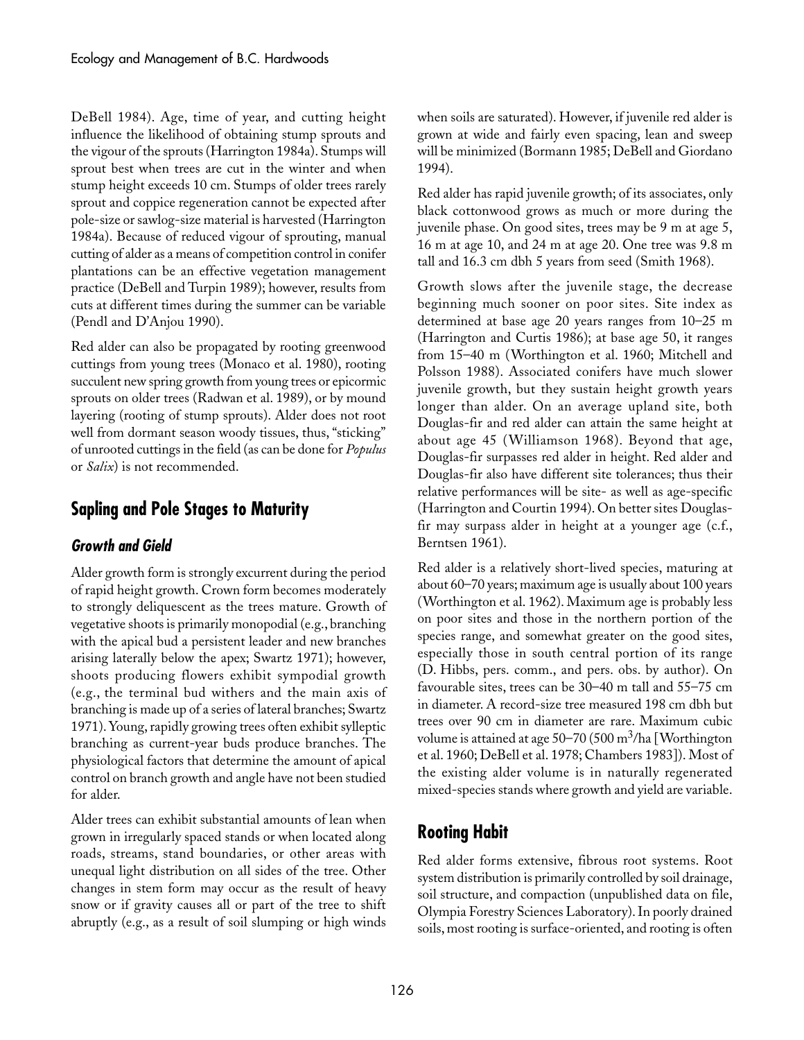DeBell 1984). Age, time of year, and cutting height influence the likelihood of obtaining stump sprouts and the vigour of the sprouts (Harrington 1984a). Stumps will sprout best when trees are cut in the winter and when stump height exceeds 10 cm. Stumps of older trees rarely sprout and coppice regeneration cannot be expected after pole-size or sawlog-size material is harvested (Harrington 1984a). Because of reduced vigour of sprouting, manual cutting of alder as a means of competition control in conifer plantations can be an effective vegetation management practice (DeBell and Turpin 1989); however, results from cuts at different times during the summer can be variable (Pendl and D'Anjou 1990).

Red alder can also be propagated by rooting greenwood cuttings from young trees (Monaco et al. 1980), rooting succulent new spring growth from young trees or epicormic sprouts on older trees (Radwan et al. 1989), or by mound layering (rooting of stump sprouts). Alder does not root well from dormant season woody tissues, thus, "sticking" of unrooted cuttings in the field (as can be done for *Populus* or *Salix*) is not recommended.

## Sapling and Pole Stages to Maturity

### *Growth and Gield*

Alder growth form is strongly excurrent during the period of rapid height growth. Crown form becomes moderately to strongly deliquescent as the trees mature. Growth of vegetative shoots is primarily monopodial (e.g., branching with the apical bud a persistent leader and new branches arising laterally below the apex; Swartz 1971); however, shoots producing flowers exhibit sympodial growth (e.g., the terminal bud withers and the main axis of branching is made up of a series of lateral branches; Swartz 1971). Young, rapidly growing trees often exhibit sylleptic branching as current-year buds produce branches. The physiological factors that determine the amount of apical control on branch growth and angle have not been studied for alder.

Alder trees can exhibit substantial amounts of lean when grown in irregularly spaced stands or when located along roads, streams, stand boundaries, or other areas with unequal light distribution on all sides of the tree. Other changes in stem form may occur as the result of heavy snow or if gravity causes all or part of the tree to shift abruptly (e.g., as a result of soil slumping or high winds when soils are saturated). However, if juvenile red alder is grown at wide and fairly even spacing, lean and sweep will be minimized (Bormann 1985; DeBell and Giordano 1994).

Red alder has rapid juvenile growth; of its associates, only black cottonwood grows as much or more during the juvenile phase. On good sites, trees may be 9 m at age 5, 16 m at age 10, and 24 m at age 20. One tree was 9.8 m tall and 16.3 cm dbh 5 years from seed (Smith 1968).

Growth slows after the juvenile stage, the decrease beginning much sooner on poor sites. Site index as determined at base age 20 years ranges from 10–25 m (Harrington and Curtis 1986); at base age 50, it ranges from 15–40 m (Worthington et al. 1960; Mitchell and Polsson 1988). Associated conifers have much slower juvenile growth, but they sustain height growth years longer than alder. On an average upland site, both Douglas-fir and red alder can attain the same height at about age 45 (Williamson 1968). Beyond that age, Douglas-fir surpasses red alder in height. Red alder and Douglas-fir also have different site tolerances; thus their relative performances will be site- as well as age-specific (Harrington and Courtin 1994). On better sites Douglas-fir may surpass alder in height at a younger age (c.f., Berntsen 1961).

Red alder is a relatively short-lived species, maturing at about 60–70 years; maximum age is usually about 100 years (Worthington et al. 1962). Maximum age is probably less on poor sites and those in the northern portion of the species range, and somewhat greater on the good sites, especially those in south central portion of its range (D. Hibbs, pers. comm., and pers. obs. by author). On favourable sites, trees can be 30–40 m tall and 55–75 cm in diameter. A record-size tree measured 198 cm dbh but trees over 90 cm in diameter are rare. Maximum cubic volume is attained at age 50–70 (500 $m^3$/ha [Worthington et al. 1960; DeBell et al. 1978; Chambers 1983]). Most of the existing alder volume is in naturally regenerated mixed-species stands where growth and yield are variable.

## Rooting Habit

Red alder forms extensive, fibrous root systems. Root system distribution is primarily controlled by soil drainage, soil structure, and compaction (unpublished data on file, Olympia Forestry Sciences Laboratory). In poorly drained soils, most rooting is surface-oriented, and rooting is often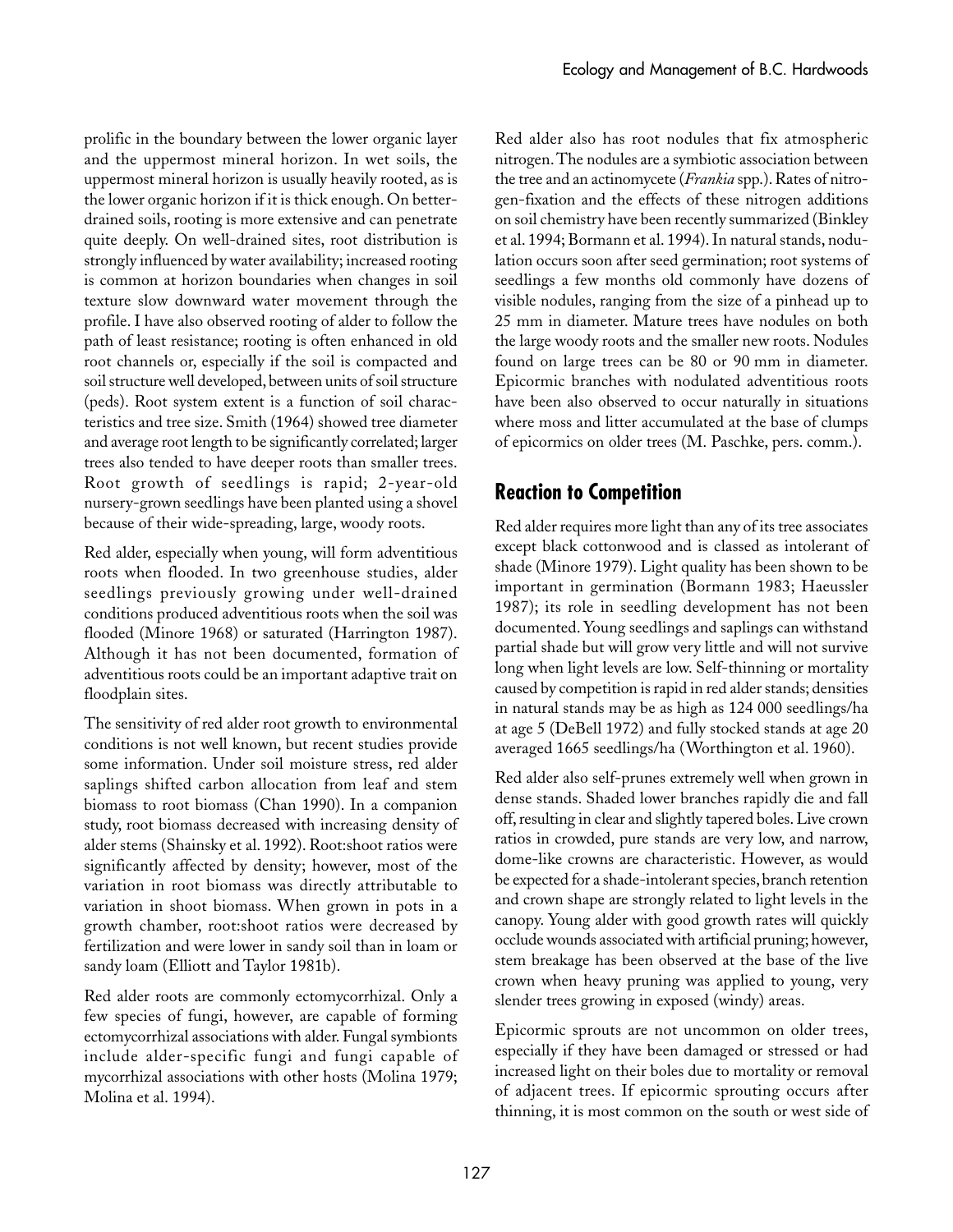prolific in the boundary between the lower organic layer and the uppermost mineral horizon. In wet soils, the uppermost mineral horizon is usually heavily rooted, as is the lower organic horizon if it is thick enough. On better-drained soils, rooting is more extensive and can penetrate quite deeply. On well-drained sites, root distribution is strongly influenced by water availability; increased rooting is common at horizon boundaries when changes in soil texture slow downward water movement through the profile. I have also observed rooting of alder to follow the path of least resistance; rooting is often enhanced in old root channels or, especially if the soil is compacted and soil structure well developed, between units of soil structure (peds). Root system extent is a function of soil characteristics and tree size. Smith (1964) showed tree diameter and average root length to be significantly correlated; larger trees also tended to have deeper roots than smaller trees. Root growth of seedlings is rapid; 2-year-old nursery-grown seedlings have been planted using a shovel because of their wide-spreading, large, woody roots.

Red alder, especially when young, will form adventitious roots when flooded. In two greenhouse studies, alder seedlings previously growing under well-drained conditions produced adventitious roots when the soil was flooded (Minore 1968) or saturated (Harrington 1987). Although it has not been documented, formation of adventitious roots could be an important adaptive trait on floodplain sites.

The sensitivity of red alder root growth to environmental conditions is not well known, but recent studies provide some information. Under soil moisture stress, red alder saplings shifted carbon allocation from leaf and stem biomass to root biomass (Chan 1990). In a companion study, root biomass decreased with increasing density of alder stems (Shainsky et al. 1992). Root:shoot ratios were significantly affected by density; however, most of the variation in root biomass was directly attributable to variation in shoot biomass. When grown in pots in a growth chamber, root:shoot ratios were decreased by fertilization and were lower in sandy soil than in loam or sandy loam (Elliott and Taylor 1981b).

Red alder roots are commonly ectomycorrhizal. Only a few species of fungi, however, are capable of forming ectomycorrhizal associations with alder. Fungal symbionts include alder-specific fungi and fungi capable of mycorrhizal associations with other hosts (Molina 1979; Molina et al. 1994).

Red alder also has root nodules that fix atmospheric nitrogen. The nodules are a symbiotic association between the tree and an actinomycete (*Frankia* spp.). Rates of nitrogen-fixation and the effects of these nitrogen additions on soil chemistry have been recently summarized (Binkley et al. 1994; Bormann et al. 1994). In natural stands, nodulation occurs soon after seed germination; root systems of seedlings a few months old commonly have dozens of visible nodules, ranging from the size of a pinhead up to 25 mm in diameter. Mature trees have nodules on both the large woody roots and the smaller new roots. Nodules found on large trees can be 80 or 90 mm in diameter. Epicormic branches with nodulated adventitious roots have been also observed to occur naturally in situations where moss and litter accumulated at the base of clumps of epicormics on older trees (M. Paschke, pers. comm.).

## Reaction to Competition

Red alder requires more light than any of its tree associates except black cottonwood and is classed as intolerant of shade (Minore 1979). Light quality has been shown to be important in germination (Bormann 1983; Haeussler 1987); its role in seedling development has not been documented. Young seedlings and saplings can withstand partial shade but will grow very little and will not survive long when light levels are low. Self-thinning or mortality caused by competition is rapid in red alder stands; densities in natural stands may be as high as 124 000 seedlings/ha at age 5 (DeBell 1972) and fully stocked stands at age 20 averaged 1665 seedlings/ha (Worthington et al. 1960).

Red alder also self-prunes extremely well when grown in dense stands. Shaded lower branches rapidly die and fall off, resulting in clear and slightly tapered boles. Live crown ratios in crowded, pure stands are very low, and narrow, dome-like crowns are characteristic. However, as would be expected for a shade-intolerant species, branch retention and crown shape are strongly related to light levels in the canopy. Young alder with good growth rates will quickly occlude wounds associated with artificial pruning; however, stem breakage has been observed at the base of the live crown when heavy pruning was applied to young, very slender trees growing in exposed (windy) areas.

Epicormic sprouts are not uncommon on older trees, especially if they have been damaged or stressed or had increased light on their boles due to mortality or removal of adjacent trees. If epicormic sprouting occurs after thinning, it is most common on the south or west side of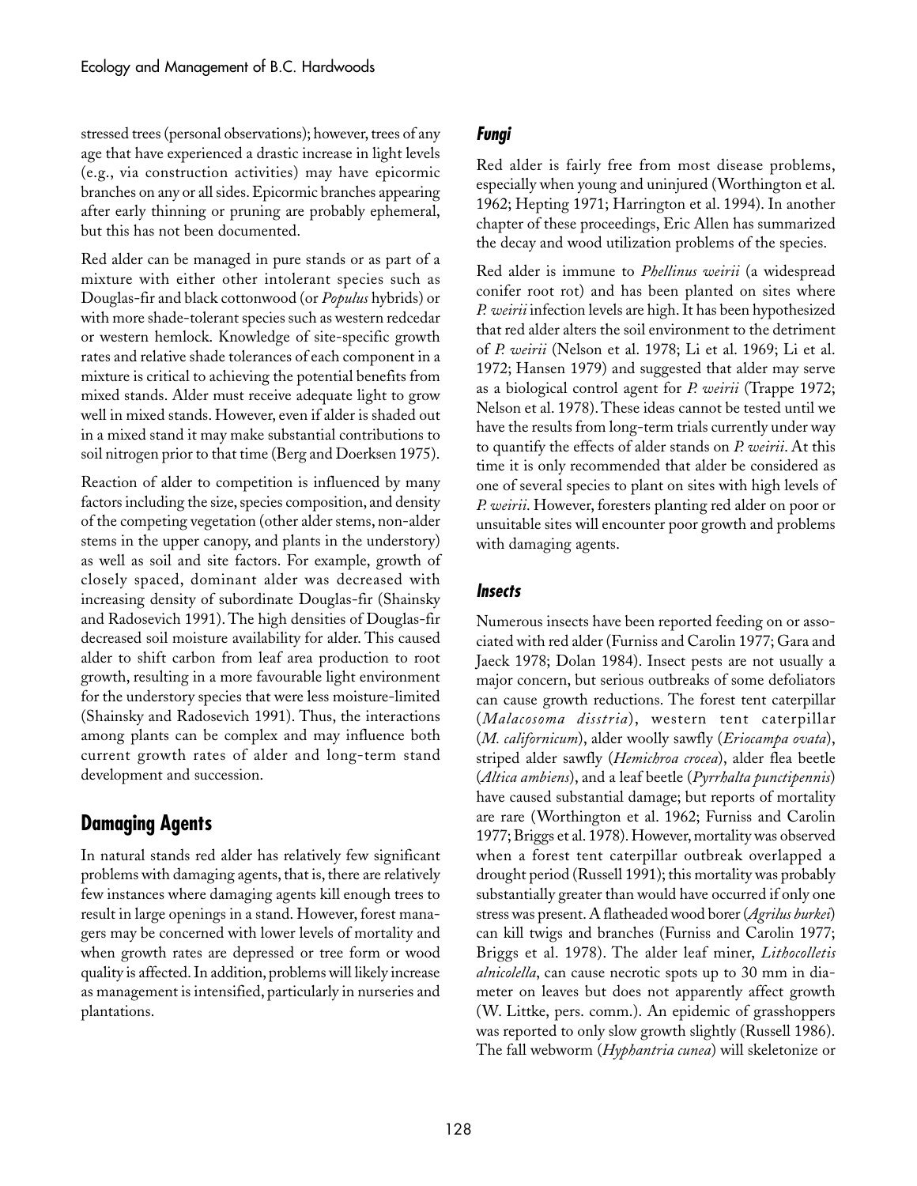stressed trees (personal observations); however, trees of any age that have experienced a drastic increase in light levels (e.g., via construction activities) may have epicormic branches on any or all sides. Epicormic branches appearing after early thinning or pruning are probably ephemeral, but this has not been documented.

Red alder can be managed in pure stands or as part of a mixture with either other intolerant species such as Douglas-fir and black cottonwood (or *Populus* hybrids) or with more shade-tolerant species such as western redcedar or western hemlock. Knowledge of site-specific growth rates and relative shade tolerances of each component in a mixture is critical to achieving the potential benefits from mixed stands. Alder must receive adequate light to grow well in mixed stands. However, even if alder is shaded out in a mixed stand it may make substantial contributions to soil nitrogen prior to that time (Berg and Doerksen 1975).

Reaction of alder to competition is influenced by many factors including the size, species composition, and density of the competing vegetation (other alder stems, non-alder stems in the upper canopy, and plants in the understory) as well as soil and site factors. For example, growth of closely spaced, dominant alder was decreased with increasing density of subordinate Douglas-fir (Shainsky and Radosevich 1991). The high densities of Douglas-fir decreased soil moisture availability for alder. This caused alder to shift carbon from leaf area production to root growth, resulting in a more favourable light environment for the understory species that were less moisture-limited (Shainsky and Radosevich 1991). Thus, the interactions among plants can be complex and may influence both current growth rates of alder and long-term stand development and succession.

## Damaging Agents

In natural stands red alder has relatively few significant problems with damaging agents, that is, there are relatively few instances where damaging agents kill enough trees to result in large openings in a stand. However, forest managers may be concerned with lower levels of mortality and when growth rates are depressed or tree form or wood quality is affected. In addition, problems will likely increase as management is intensified, particularly in nurseries and plantations.

### Fungi

Red alder is fairly free from most disease problems, especially when young and uninjured (Worthington et al. 1962; Hepting 1971; Harrington et al. 1994). In another chapter of these proceedings, Eric Allen has summarized the decay and wood utilization problems of the species.

Red alder is immune to *Phellinus weirii* (a widespread conifer root rot) and has been planted on sites where *P. weirii* infection levels are high. It has been hypothesized that red alder alters the soil environment to the detriment of *P. weirii* (Nelson et al. 1978; Li et al. 1969; Li et al. 1972; Hansen 1979) and suggested that alder may serve as a biological control agent for *P. weirii* (Trappe 1972; Nelson et al. 1978). These ideas cannot be tested until we have the results from long-term trials currently under way to quantify the effects of alder stands on *P. weirii*. At this time it is only recommended that alder be considered as one of several species to plant on sites with high levels of *P. weirii*. However, foresters planting red alder on poor or unsuitable sites will encounter poor growth and problems with damaging agents.

### Insects

Numerous insects have been reported feeding on or associated with red alder (Furniss and Carolin 1977; Gara and Jaeck 1978; Dolan 1984). Insect pests are not usually a major concern, but serious outbreaks of some defoliators can cause growth reductions. The forest tent caterpillar (*Malacosoma disstria*), western tent caterpillar (*M. californicum*), alder woolly sawfly (*Eriocampa ovata*), striped alder sawfly (*Hemichroa crocea*), alder flea beetle (*Altica ambiens*), and a leaf beetle (*Pyrrhalta punctipennis*) have caused substantial damage; but reports of mortality are rare (Worthington et al. 1962; Furniss and Carolin 1977; Briggs et al. 1978). However, mortality was observed when a forest tent caterpillar outbreak overlapped a drought period (Russell 1991); this mortality was probably substantially greater than would have occurred if only one stress was present. A flatheaded wood borer (*Agrilus burkei*) can kill twigs and branches (Furniss and Carolin 1977; Briggs et al. 1978). The alder leaf miner, *Lithocolletis alnicolella*, can cause necrotic spots up to 30 mm in diameter on leaves but does not apparently affect growth (W. Littke, pers. comm.). An epidemic of grasshoppers was reported to only slow growth slightly (Russell 1986). The fall webworm (*Hyphantria cunea*) will skeletonize or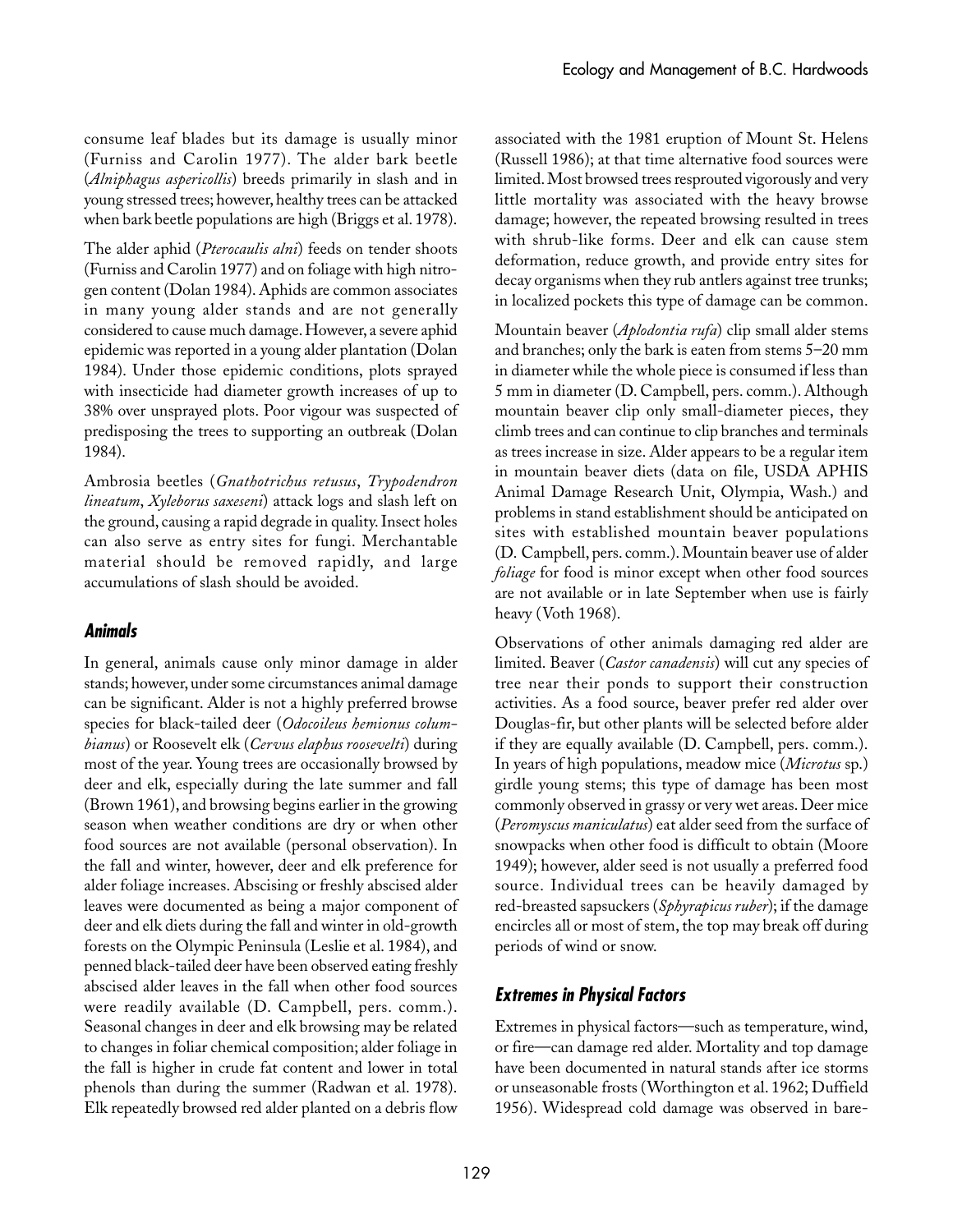consume leaf blades but its damage is usually minor (Furniss and Carolin 1977). The alder bark beetle (*Alniphagus aspericollis*) breeds primarily in slash and in young stressed trees; however, healthy trees can be attacked when bark beetle populations are high (Briggs et al. 1978).

The alder aphid (*Pterocaulis alni*) feeds on tender shoots (Furniss and Carolin 1977) and on foliage with high nitrogen content (Dolan 1984). Aphids are common associates in many young alder stands and are not generally considered to cause much damage. However, a severe aphid epidemic was reported in a young alder plantation (Dolan 1984). Under those epidemic conditions, plots sprayed with insecticide had diameter growth increases of up to 38% over unsprayed plots. Poor vigour was suspected of predisposing the trees to supporting an outbreak (Dolan 1984).

Ambrosia beetles (*Gnathotrichus retusus*, *Trypodendron lineatum*, *Xyleborus saxeseni*) attack logs and slash left on the ground, causing a rapid degrade in quality. Insect holes can also serve as entry sites for fungi. Merchantable material should be removed rapidly, and large accumulations of slash should be avoided.

### *Animals*

In general, animals cause only minor damage in alder stands; however, under some circumstances animal damage can be significant. Alder is not a highly preferred browse species for black-tailed deer (*Odocoileus hemionus columbianus*) or Roosevelt elk (*Cervus elaphus roosevelti*) during most of the year. Young trees are occasionally browsed by deer and elk, especially during the late summer and fall (Brown 1961), and browsing begins earlier in the growing season when weather conditions are dry or when other food sources are not available (personal observation). In the fall and winter, however, deer and elk preference for alder foliage increases. Abscising or freshly abscised alder leaves were documented as being a major component of deer and elk diets during the fall and winter in old-growth forests on the Olympic Peninsula (Leslie et al. 1984), and penned black-tailed deer have been observed eating freshly abscised alder leaves in the fall when other food sources were readily available (D. Campbell, pers. comm.). Seasonal changes in deer and elk browsing may be related to changes in foliar chemical composition; alder foliage in the fall is higher in crude fat content and lower in total phenols than during the summer (Radwan et al. 1978). Elk repeatedly browsed red alder planted on a debris flow associated with the 1981 eruption of Mount St. Helens (Russell 1986); at that time alternative food sources were limited. Most browsed trees resprouted vigorously and very little mortality was associated with the heavy browse damage; however, the repeated browsing resulted in trees with shrub-like forms. Deer and elk can cause stem deformation, reduce growth, and provide entry sites for decay organisms when they rub antlers against tree trunks; in localized pockets this type of damage can be common.

Mountain beaver (*Aplodontia rufa*) clip small alder stems and branches; only the bark is eaten from stems 5–20 mm in diameter while the whole piece is consumed if less than 5 mm in diameter (D. Campbell, pers. comm.). Although mountain beaver clip only small-diameter pieces, they climb trees and can continue to clip branches and terminals as trees increase in size. Alder appears to be a regular item in mountain beaver diets (data on file, USDA APHIS Animal Damage Research Unit, Olympia, Wash.) and problems in stand establishment should be anticipated on sites with established mountain beaver populations (D. Campbell, pers. comm.). Mountain beaver use of alder *foliage* for food is minor except when other food sources are not available or in late September when use is fairly heavy (Voth 1968).

Observations of other animals damaging red alder are limited. Beaver (*Castor canadensis*) will cut any species of tree near their ponds to support their construction activities. As a food source, beaver prefer red alder over Douglas-fir, but other plants will be selected before alder if they are equally available (D. Campbell, pers. comm.). In years of high populations, meadow mice (*Microtus* sp.) girdle young stems; this type of damage has been most commonly observed in grassy or very wet areas. Deer mice (*Peromyscus maniculatus*) eat alder seed from the surface of snowpacks when other food is difficult to obtain (Moore 1949); however, alder seed is not usually a preferred food source. Individual trees can be heavily damaged by red-breasted sapsuckers (*Sphyrapicus ruber*); if the damage encircles all or most of stem, the top may break off during periods of wind or snow.

### *Extremes in Physical Factors*

Extremes in physical factors—such as temperature, wind, or fire—can damage red alder. Mortality and top damage have been documented in natural stands after ice storms or unseasonable frosts (Worthington et al. 1962; Duffield 1956). Widespread cold damage was observed in bare-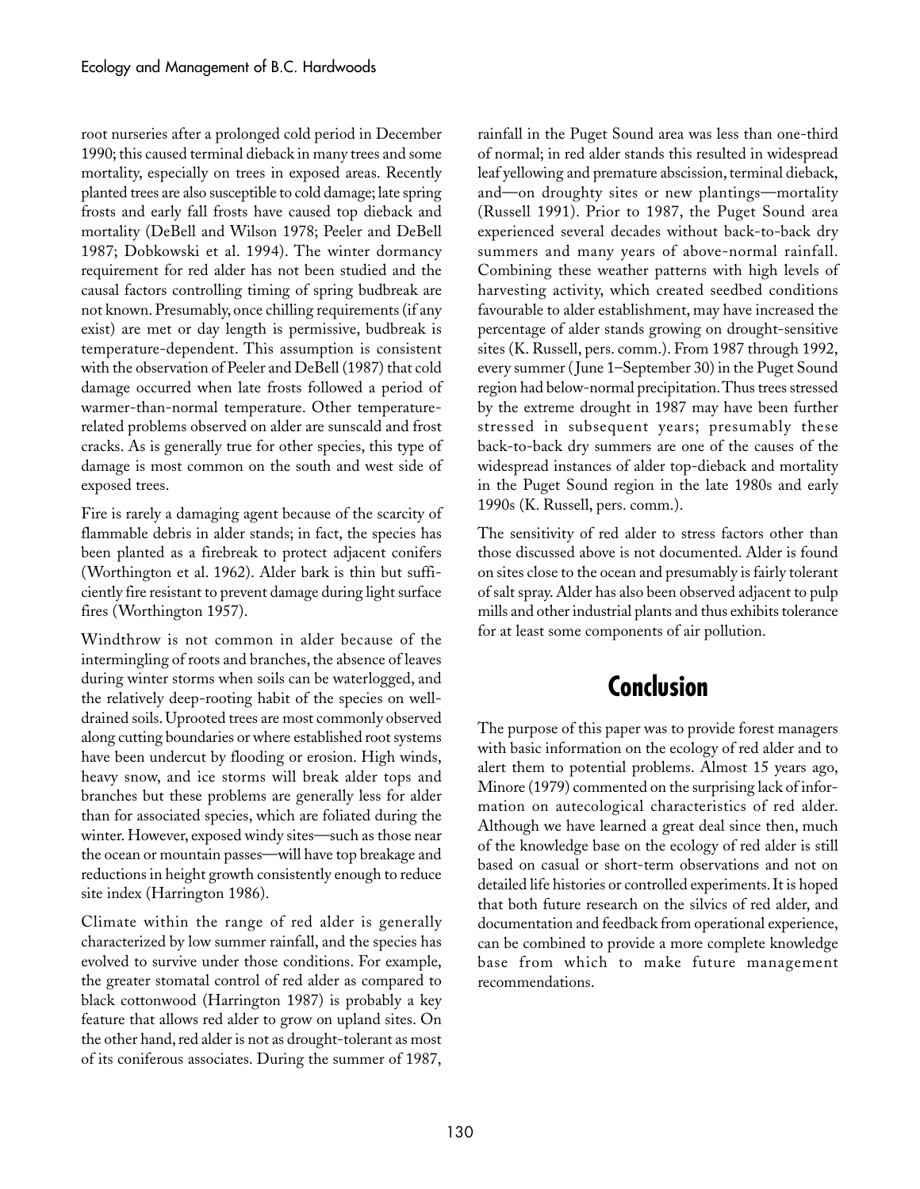root nurseries after a prolonged cold period in December 1990; this caused terminal dieback in many trees and some mortality, especially on trees in exposed areas. Recently planted trees are also susceptible to cold damage; late spring frosts and early fall frosts have caused top dieback and mortality (DeBell and Wilson 1978; Peeler and DeBell 1987; Dobkowski et al. 1994). The winter dormancy requirement for red alder has not been studied and the causal factors controlling timing of spring budbreak are not known. Presumably, once chilling requirements (if any exist) are met or day length is permissive, budbreak is temperature-dependent. This assumption is consistent with the observation of Peeler and DeBell (1987) that cold damage occurred when late frosts followed a period of warmer-than-normal temperature. Other temperature-related problems observed on alder are sunscald and frost cracks. As is generally true for other species, this type of damage is most common on the south and west side of exposed trees.

Fire is rarely a damaging agent because of the scarcity of flammable debris in alder stands; in fact, the species has been planted as a firebreak to protect adjacent conifers (Worthington et al. 1962). Alder bark is thin but sufficiently fire resistant to prevent damage during light surface fires (Worthington 1957).

Windthrow is not common in alder because of the intermingling of roots and branches, the absence of leaves during winter storms when soils can be waterlogged, and the relatively deep-rooting habit of the species on well-drained soils. Uprooted trees are most commonly observed along cutting boundaries or where established root systems have been undercut by flooding or erosion. High winds, heavy snow, and ice storms will break alder tops and branches but these problems are generally less for alder than for associated species, which are foliated during the winter. However, exposed windy sites—such as those near the ocean or mountain passes—will have top breakage and reductions in height growth consistently enough to reduce site index (Harrington 1986).

Climate within the range of red alder is generally characterized by low summer rainfall, and the species has evolved to survive under those conditions. For example, the greater stomatal control of red alder as compared to black cottonwood (Harrington 1987) is probably a key feature that allows red alder to grow on upland sites. On the other hand, red alder is not as drought-tolerant as most of its coniferous associates. During the summer of 1987, rainfall in the Puget Sound area was less than one-third of normal; in red alder stands this resulted in widespread leaf yellowing and premature abscission, terminal dieback, and—on droughty sites or new plantings—mortality (Russell 1991). Prior to 1987, the Puget Sound area experienced several decades without back-to-back dry summers and many years of above-normal rainfall. Combining these weather patterns with high levels of harvesting activity, which created seedbed conditions favourable to alder establishment, may have increased the percentage of alder stands growing on drought-sensitive sites (K. Russell, pers. comm.). From 1987 through 1992, every summer (June 1–September 30) in the Puget Sound region had below-normal precipitation. Thus trees stressed by the extreme drought in 1987 may have been further stressed in subsequent years; presumably these back-to-back dry summers are one of the causes of the widespread instances of alder top-dieback and mortality in the Puget Sound region in the late 1980s and early 1990s (K. Russell, pers. comm.).

The sensitivity of red alder to stress factors other than those discussed above is not documented. Alder is found on sites close to the ocean and presumably is fairly tolerant of salt spray. Alder has also been observed adjacent to pulp mills and other industrial plants and thus exhibits tolerance for at least some components of air pollution.

## Conclusion

The purpose of this paper was to provide forest managers with basic information on the ecology of red alder and to alert them to potential problems. Almost 15 years ago, Minore (1979) commented on the surprising lack of information on autecological characteristics of red alder. Although we have learned a great deal since then, much of the knowledge base on the ecology of red alder is still based on casual or short-term observations and not on detailed life histories or controlled experiments. It is hoped that both future research on the silvics of red alder, and documentation and feedback from operational experience, can be combined to provide a more complete knowledge base from which to make future management recommendations.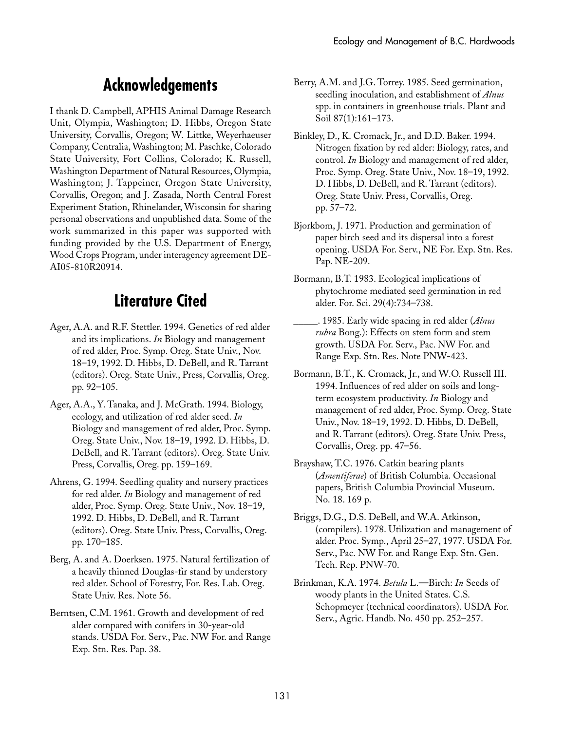## Acknowledgements

I thank D. Campbell, APHIS Animal Damage Research Unit, Olympia, Washington; D. Hibbs, Oregon State University, Corvallis, Oregon; W. Littke, Weyerhaeuser Company, Centralia, Washington; M. Paschke, Colorado State University, Fort Collins, Colorado; K. Russell, Washington Department of Natural Resources, Olympia, Washington; J. Tappeiner, Oregon State University, Corvallis, Oregon; and J. Zasada, North Central Forest Experiment Station, Rhinelander, Wisconsin for sharing personal observations and unpublished data. Some of the work summarized in this paper was supported with funding provided by the U.S. Department of Energy, Wood Crops Program, under interagency agreement DE-AI05-810R20914.

## Literature Cited

Ager, A.A. and R.F. Stettler. 1994. Genetics of red alder and its implications. *In* Biology and management of red alder, Proc. Symp. Oreg. State Univ., Nov. 18–19, 1992. D. Hibbs, D. DeBell, and R. Tarrant (editors). Oreg. State Univ., Press, Corvallis, Oreg. pp. 92–105.

Ager, A.A., Y. Tanaka, and J. McGrath. 1994. Biology, ecology, and utilization of red alder seed. *In* Biology and management of red alder, Proc. Symp. Oreg. State Univ., Nov. 18–19, 1992. D. Hibbs, D. DeBell, and R. Tarrant (editors). Oreg. State Univ. Press, Corvallis, Oreg. pp. 159–169.

Ahrens, G. 1994. Seedling quality and nursery practices for red alder. *In* Biology and management of red alder, Proc. Symp. Oreg. State Univ., Nov. 18–19, 1992. D. Hibbs, D. DeBell, and R. Tarrant (editors). Oreg. State Univ. Press, Corvallis, Oreg. pp. 170–185.

Berg, A. and A. Doerksen. 1975. Natural fertilization of a heavily thinned Douglas-fir stand by understory red alder. School of Forestry, For. Res. Lab. Oreg. State Univ. Res. Note 56.

Berntsen, C.M. 1961. Growth and development of red alder compared with conifers in 30-year-old stands. USDA For. Serv., Pac. NW For. and Range Exp. Stn. Res. Pap. 38.

Berry, A.M. and J.G. Torrey. 1985. Seed germination, seedling inoculation, and establishment of *Alnus* spp. in containers in greenhouse trials. Plant and Soil 87(1):161–173.

Binkley, D., K. Cromack, Jr., and D.D. Baker. 1994. Nitrogen fixation by red alder: Biology, rates, and control. *In* Biology and management of red alder, Proc. Symp. Oreg. State Univ., Nov. 18–19, 1992. D. Hibbs, D. DeBell, and R. Tarrant (editors). Oreg. State Univ. Press, Corvallis, Oreg. pp. 57–72.

Bjorkbom, J. 1971. Production and germination of paper birch seed and its dispersal into a forest opening. USDA For. Serv., NE For. Exp. Stn. Res. Pap. NE-209.

Bormann, B.T. 1983. Ecological implications of phytochrome mediated seed germination in red alder. For. Sci. 29(4):734–738.

_____. 1985. Early wide spacing in red alder (*Alnus rubra* Bong.): Effects on stem form and stem growth. USDA For. Serv., Pac. NW For. and Range Exp. Stn. Res. Note PNW-423.

Bormann, B.T., K. Cromack, Jr., and W.O. Russell III. 1994. Influences of red alder on soils and long-term ecosystem productivity. *In* Biology and management of red alder, Proc. Symp. Oreg. State Univ., Nov. 18–19, 1992. D. Hibbs, D. DeBell, and R. Tarrant (editors). Oreg. State Univ. Press, Corvallis, Oreg. pp. 47–56.

Brayshaw, T.C. 1976. Catkin bearing plants (*Amentiferae*) of British Columbia. Occasional papers, British Columbia Provincial Museum. No. 18. 169 p.

Briggs, D.G., D.S. DeBell, and W.A. Atkinson, (compilers). 1978. Utilization and management of alder. Proc. Symp., April 25–27, 1977. USDA For. Serv., Pac. NW For. and Range Exp. Stn. Gen. Tech. Rep. PNW-70.

Brinkman, K.A. 1974. *Betula* L.—Birch: *In* Seeds of woody plants in the United States. C.S. Schopmeyer (technical coordinators). USDA For. Serv., Agric. Handb. No. 450 pp. 252–257.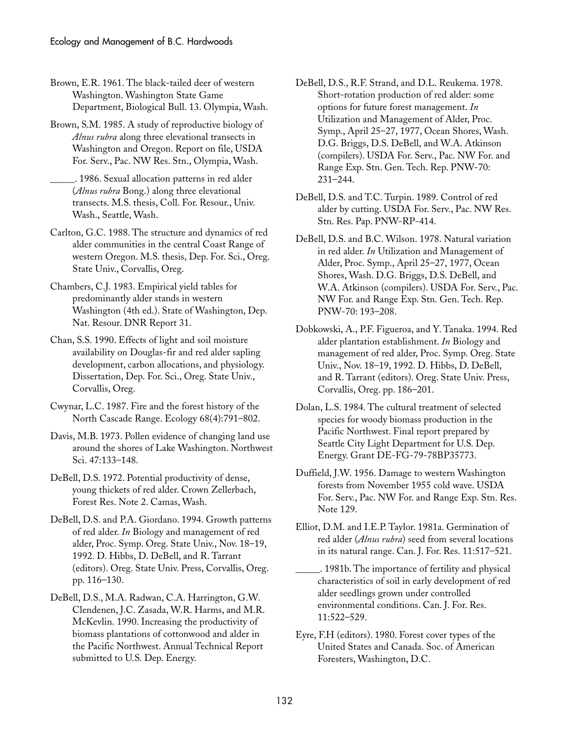Brown, E.R. 1961. The black-tailed deer of western Washington. Washington State Game Department, Biological Bull. 13. Olympia, Wash.

Brown, S.M. 1985. A study of reproductive biology of *Alnus rubra* along three elevational transects in Washington and Oregon. Report on file, USDA For. Serv., Pac. NW Res. Stn., Olympia, Wash.

_____. 1986. Sexual allocation patterns in red alder (*Alnus rubra* Bong.) along three elevational transects. M.S. thesis, Coll. For. Resour., Univ. Wash., Seattle, Wash.

Carlton, G.C. 1988. The structure and dynamics of red alder communities in the central Coast Range of western Oregon. M.S. thesis, Dep. For. Sci., Oreg. State Univ., Corvallis, Oreg.

Chambers, C.J. 1983. Empirical yield tables for predominantly alder stands in western Washington (4th ed.). State of Washington, Dep. Nat. Resour. DNR Report 31.

Chan, S.S. 1990. Effects of light and soil moisture availability on Douglas-fir and red alder sapling development, carbon allocations, and physiology. Dissertation, Dep. For. Sci., Oreg. State Univ., Corvallis, Oreg.

Cwynar, L.C. 1987. Fire and the forest history of the North Cascade Range. Ecology 68(4):791–802.

Davis, M.B. 1973. Pollen evidence of changing land use around the shores of Lake Washington. Northwest Sci. 47:133–148.

DeBell, D.S. 1972. Potential productivity of dense, young thickets of red alder. Crown Zellerbach, Forest Res. Note 2. Camas, Wash.

DeBell, D.S. and P.A. Giordano. 1994. Growth patterns of red alder. *In* Biology and management of red alder, Proc. Symp. Oreg. State Univ., Nov. 18–19, 1992. D. Hibbs, D. DeBell, and R. Tarrant (editors). Oreg. State Univ. Press, Corvallis, Oreg. pp. 116–130.

DeBell, D.S., M.A. Radwan, C.A. Harrington, G.W. Clendenen, J.C. Zasada, W.R. Harms, and M.R. McKevlin. 1990. Increasing the productivity of biomass plantations of cottonwood and alder in the Pacific Northwest. Annual Technical Report submitted to U.S. Dep. Energy.

DeBell, D.S., R.F. Strand, and D.L. Reukema. 1978. Short-rotation production of red alder: some options for future forest management. *In* Utilization and Management of Alder, Proc. Symp., April 25–27, 1977, Ocean Shores, Wash. D.G. Briggs, D.S. DeBell, and W.A. Atkinson (compilers). USDA For. Serv., Pac. NW For. and Range Exp. Stn. Gen. Tech. Rep. PNW-70: 231–244.

DeBell, D.S. and T.C. Turpin. 1989. Control of red alder by cutting. USDA For. Serv., Pac. NW Res. Stn. Res. Pap. PNW-RP-414.

DeBell, D.S. and B.C. Wilson. 1978. Natural variation in red alder. *In* Utilization and Management of Alder, Proc. Symp., April 25–27, 1977, Ocean Shores, Wash. D.G. Briggs, D.S. DeBell, and W.A. Atkinson (compilers). USDA For. Serv., Pac. NW For. and Range Exp. Stn. Gen. Tech. Rep. PNW-70: 193–208.

Dobkowski, A., P.F. Figueroa, and Y. Tanaka. 1994. Red alder plantation establishment. *In* Biology and management of red alder, Proc. Symp. Oreg. State Univ., Nov. 18–19, 1992. D. Hibbs, D. DeBell, and R. Tarrant (editors). Oreg. State Univ. Press, Corvallis, Oreg. pp. 186–201.

Dolan, L.S. 1984. The cultural treatment of selected species for woody biomass production in the Pacific Northwest. Final report prepared by Seattle City Light Department for U.S. Dep. Energy. Grant DE-FG-79-78BP35773.

Duffield, J.W. 1956. Damage to western Washington forests from November 1955 cold wave. USDA For. Serv., Pac. NW For. and Range Exp. Stn. Res. Note 129.

Elliot, D.M. and I.E.P. Taylor. 1981a. Germination of red alder (*Alnus rubra*) seed from several locations in its natural range. Can. J. For. Res. 11:517–521.

_____. 1981b. The importance of fertility and physical characteristics of soil in early development of red alder seedlings grown under controlled environmental conditions. Can. J. For. Res. 11:522–529.

Eyre, F.H (editors). 1980. Forest cover types of the United States and Canada. Soc. of American Foresters, Washington, D.C.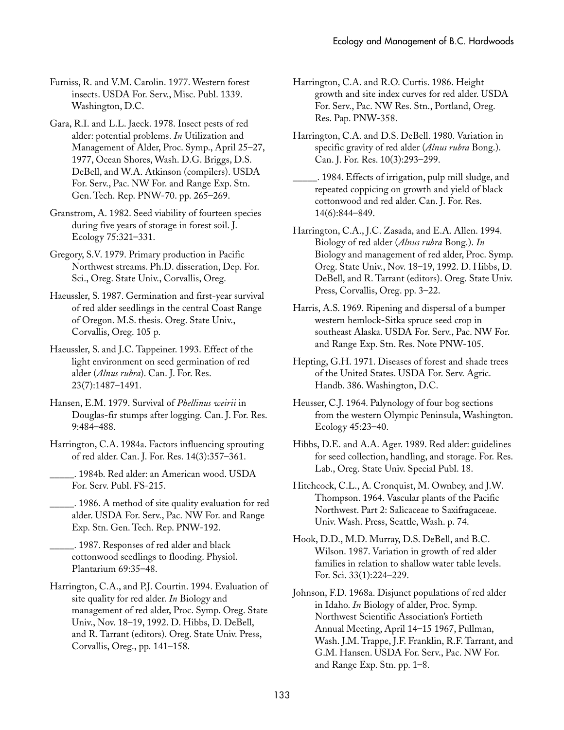Furniss, R. and V.M. Carolin. 1977. Western forest insects. USDA For. Serv., Misc. Publ. 1339. Washington, D.C.

Gara, R.I. and L.L. Jaeck. 1978. Insect pests of red alder: potential problems. *In* Utilization and Management of Alder, Proc. Symp., April 25–27, 1977, Ocean Shores, Wash. D.G. Briggs, D.S. DeBell, and W.A. Atkinson (compilers). USDA For. Serv., Pac. NW For. and Range Exp. Stn. Gen. Tech. Rep. PNW-70. pp. 265–269.

Granstrom, A. 1982. Seed viability of fourteen species during five years of storage in forest soil. J. Ecology 75:321–331.

Gregory, S.V. 1979. Primary production in Pacific Northwest streams. Ph.D. disseration, Dep. For. Sci., Oreg. State Univ., Corvallis, Oreg.

Haeussler, S. 1987. Germination and first-year survival of red alder seedlings in the central Coast Range of Oregon. M.S. thesis. Oreg. State Univ., Corvallis, Oreg. 105 p.

Haeussler, S. and J.C. Tappeiner. 1993. Effect of the light environment on seed germination of red alder (*Alnus rubra*). Can. J. For. Res. 23(7):1487–1491.

Hansen, E.M. 1979. Survival of *Phellinus weirii* in Douglas-fir stumps after logging. Can. J. For. Res. 9:484–488.

Harrington, C.A. 1984a. Factors influencing sprouting of red alder. Can. J. For. Res. 14(3):357–361.

_____. 1984b. Red alder: an American wood. USDA For. Serv. Publ. FS-215.

_____. 1986. A method of site quality evaluation for red alder. USDA For. Serv., Pac. NW For. and Range Exp. Stn. Gen. Tech. Rep. PNW-192.

_____. 1987. Responses of red alder and black cottonwood seedlings to flooding. Physiol. Plantarium 69:35–48.

Harrington, C.A., and P.J. Courtin. 1994. Evaluation of site quality for red alder. *In* Biology and management of red alder, Proc. Symp. Oreg. State Univ., Nov. 18–19, 1992. D. Hibbs, D. DeBell, and R. Tarrant (editors). Oreg. State Univ. Press, Corvallis, Oreg., pp. 141–158.

Harrington, C.A. and R.O. Curtis. 1986. Height growth and site index curves for red alder. USDA For. Serv., Pac. NW Res. Stn., Portland, Oreg. Res. Pap. PNW-358.

Harrington, C.A. and D.S. DeBell. 1980. Variation in specific gravity of red alder (*Alnus rubra* Bong.). Can. J. For. Res. 10(3):293–299.

_____. 1984. Effects of irrigation, pulp mill sludge, and repeated coppicing on growth and yield of black cottonwood and red alder. Can. J. For. Res. 14(6):844–849.

Harrington, C.A., J.C. Zasada, and E.A. Allen. 1994. Biology of red alder (*Alnus rubra* Bong.). *In* Biology and management of red alder, Proc. Symp. Oreg. State Univ., Nov. 18–19, 1992. D. Hibbs, D. DeBell, and R. Tarrant (editors). Oreg. State Univ. Press, Corvallis, Oreg. pp. 3–22.

Harris, A.S. 1969. Ripening and dispersal of a bumper western hemlock-Sitka spruce seed crop in southeast Alaska. USDA For. Serv., Pac. NW For. and Range Exp. Stn. Res. Note PNW-105.

Hepting, G.H. 1971. Diseases of forest and shade trees of the United States. USDA For. Serv. Agric. Handb. 386. Washington, D.C.

Heusser, C.J. 1964. Palynology of four bog sections from the western Olympic Peninsula, Washington. Ecology 45:23–40.

Hibbs, D.E. and A.A. Ager. 1989. Red alder: guidelines for seed collection, handling, and storage. For. Res. Lab., Oreg. State Univ. Special Publ. 18.

Hitchcock, C.L., A. Cronquist, M. Ownbey, and J.W. Thompson. 1964. Vascular plants of the Pacific Northwest. Part 2: Salicaceae to Saxifragaceae. Univ. Wash. Press, Seattle, Wash. p. 74.

Hook, D.D., M.D. Murray, D.S. DeBell, and B.C. Wilson. 1987. Variation in growth of red alder families in relation to shallow water table levels. For. Sci. 33(1):224–229.

Johnson, F.D. 1968a. Disjunct populations of red alder in Idaho. *In* Biology of alder, Proc. Symp. Northwest Scientific Association's Fortieth Annual Meeting, April 14–15 1967, Pullman, Wash. J.M. Trappe, J.F. Franklin, R.F. Tarrant, and G.M. Hansen. USDA For. Serv., Pac. NW For. and Range Exp. Stn. pp. 1–8.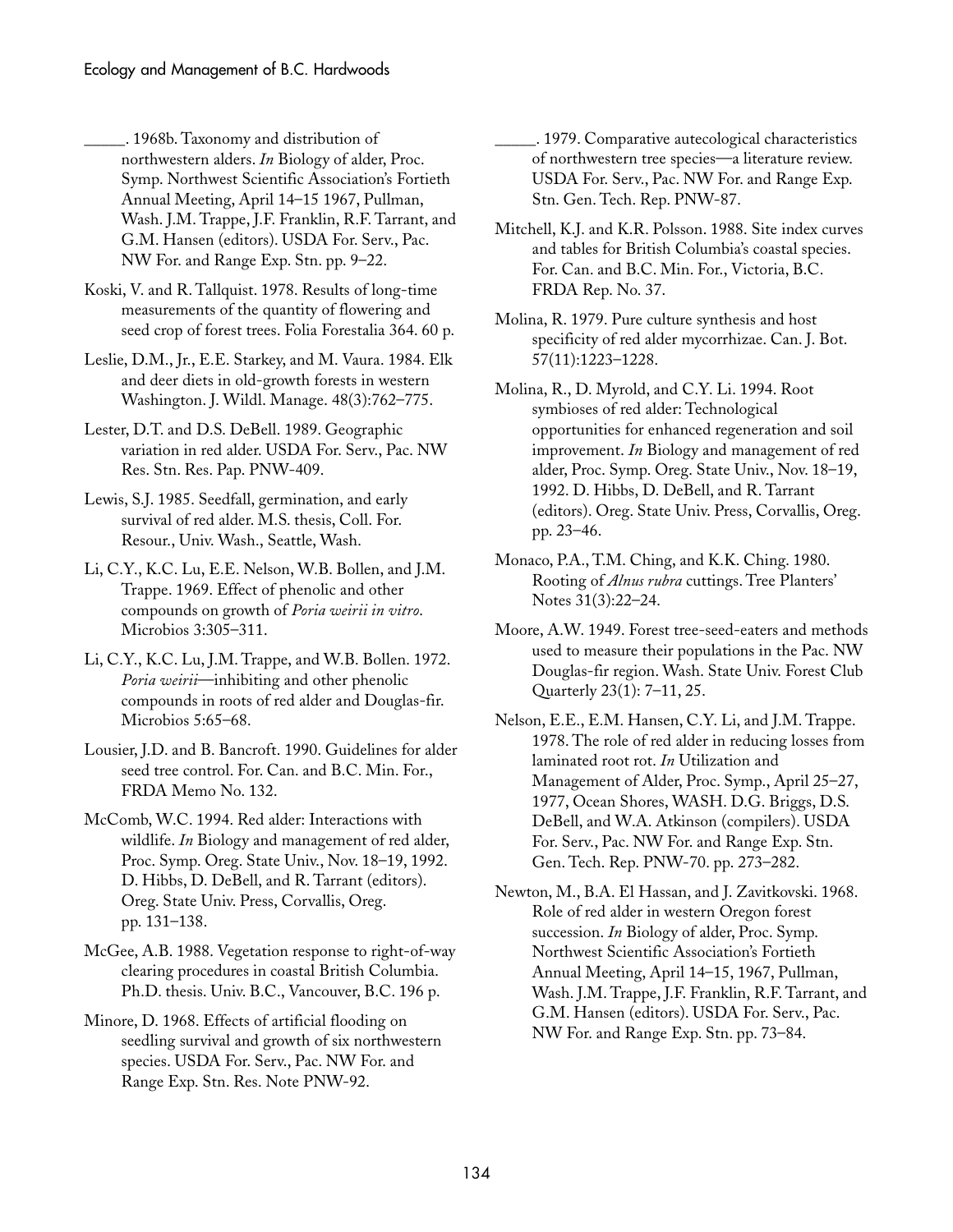_____. 1968b. Taxonomy and distribution of northwestern alders. *In* Biology of alder, Proc. Symp. Northwest Scientific Association's Fortieth Annual Meeting, April 14–15 1967, Pullman, Wash. J.M. Trappe, J.F. Franklin, R.F. Tarrant, and G.M. Hansen (editors). USDA For. Serv., Pac. NW For. and Range Exp. Stn. pp. 9–22.

Koski, V. and R. Tallquist. 1978. Results of long-time measurements of the quantity of flowering and seed crop of forest trees. Folia Forestalia 364. 60 p.

Leslie, D.M., Jr., E.E. Starkey, and M. Vaura. 1984. Elk and deer diets in old-growth forests in western Washington. J. Wildl. Manage. 48(3):762–775.

Lester, D.T. and D.S. DeBell. 1989. Geographic variation in red alder. USDA For. Serv., Pac. NW Res. Stn. Res. Pap. PNW-409.

Lewis, S.J. 1985. Seedfall, germination, and early survival of red alder. M.S. thesis, Coll. For. Resour., Univ. Wash., Seattle, Wash.

Li, C.Y., K.C. Lu, E.E. Nelson, W.B. Bollen, and J.M. Trappe. 1969. Effect of phenolic and other compounds on growth of *Poria weirii in vitro*. Microbios 3:305–311.

Li, C.Y., K.C. Lu, J.M. Trappe, and W.B. Bollen. 1972. *Poria weirii*—inhibiting and other phenolic compounds in roots of red alder and Douglas-fir. Microbios 5:65–68.

Lousier, J.D. and B. Bancroft. 1990. Guidelines for alder seed tree control. For. Can. and B.C. Min. For., FRDA Memo No. 132.

McComb, W.C. 1994. Red alder: Interactions with wildlife. *In* Biology and management of red alder, Proc. Symp. Oreg. State Univ., Nov. 18–19, 1992. D. Hibbs, D. DeBell, and R. Tarrant (editors). Oreg. State Univ. Press, Corvallis, Oreg. pp. 131–138.

McGee, A.B. 1988. Vegetation response to right-of-way clearing procedures in coastal British Columbia. Ph.D. thesis. Univ. B.C., Vancouver, B.C. 196 p.

Minore, D. 1968. Effects of artificial flooding on seedling survival and growth of six northwestern species. USDA For. Serv., Pac. NW For. and Range Exp. Stn. Res. Note PNW-92.

_____. 1979. Comparative autecological characteristics of northwestern tree species—a literature review. USDA For. Serv., Pac. NW For. and Range Exp. Stn. Gen. Tech. Rep. PNW-87.

Mitchell, K.J. and K.R. Polsson. 1988. Site index curves and tables for British Columbia's coastal species. For. Can. and B.C. Min. For., Victoria, B.C. FRDA Rep. No. 37.

Molina, R. 1979. Pure culture synthesis and host specificity of red alder mycorrhizae. Can. J. Bot. 57(11):1223–1228.

Molina, R., D. Myrold, and C.Y. Li. 1994. Root symbioses of red alder: Technological opportunities for enhanced regeneration and soil improvement. *In* Biology and management of red alder, Proc. Symp. Oreg. State Univ., Nov. 18–19, 1992. D. Hibbs, D. DeBell, and R. Tarrant (editors). Oreg. State Univ. Press, Corvallis, Oreg. pp. 23–46.

Monaco, P.A., T.M. Ching, and K.K. Ching. 1980. Rooting of *Alnus rubra* cuttings. Tree Planters' Notes 31(3):22–24.

Moore, A.W. 1949. Forest tree-seed-eaters and methods used to measure their populations in the Pac. NW Douglas-fir region. Wash. State Univ. Forest Club Quarterly 23(1): 7–11, 25.

Nelson, E.E., E.M. Hansen, C.Y. Li, and J.M. Trappe. 1978. The role of red alder in reducing losses from laminated root rot. *In* Utilization and Management of Alder, Proc. Symp., April 25–27, 1977, Ocean Shores, WASH. D.G. Briggs, D.S. DeBell, and W.A. Atkinson (compilers). USDA For. Serv., Pac. NW For. and Range Exp. Stn. Gen. Tech. Rep. PNW-70. pp. 273–282.

Newton, M., B.A. El Hassan, and J. Zavitkovski. 1968. Role of red alder in western Oregon forest succession. *In* Biology of alder, Proc. Symp. Northwest Scientific Association's Fortieth Annual Meeting, April 14–15, 1967, Pullman, Wash. J.M. Trappe, J.F. Franklin, R.F. Tarrant, and G.M. Hansen (editors). USDA For. Serv., Pac. NW For. and Range Exp. Stn. pp. 73–84.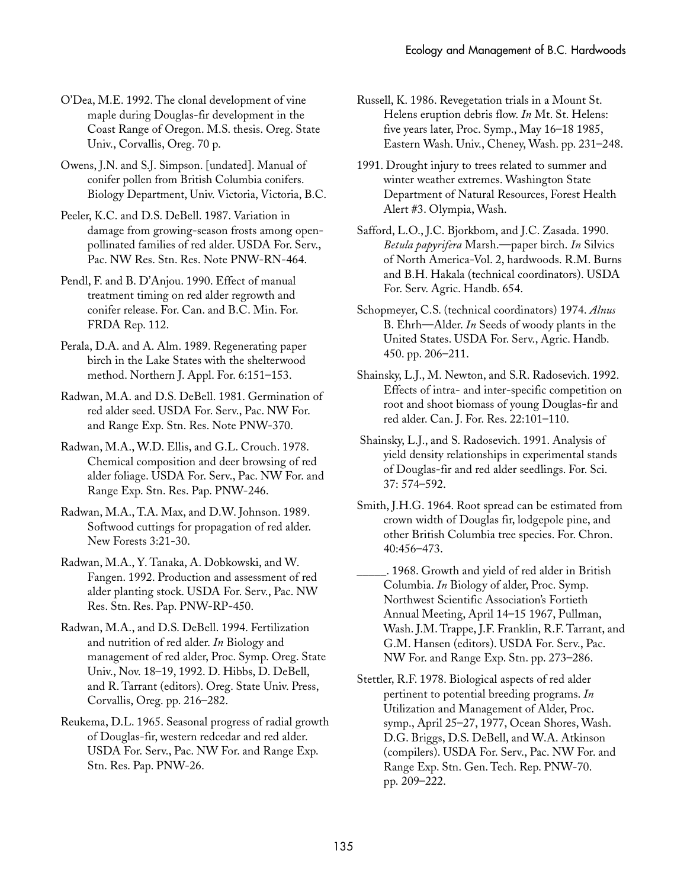O'Dea, M.E. 1992. The clonal development of vine maple during Douglas-fir development in the Coast Range of Oregon. M.S. thesis. Oreg. State Univ., Corvallis, Oreg. 70 p.

Owens, J.N. and S.J. Simpson. [undated]. Manual of conifer pollen from British Columbia conifers. Biology Department, Univ. Victoria, Victoria, B.C.

Peeler, K.C. and D.S. DeBell. 1987. Variation in damage from growing-season frosts among open-pollinated families of red alder. USDA For. Serv., Pac. NW Res. Stn. Res. Note PNW-RN-464.

Pendl, F. and B. D'Anjou. 1990. Effect of manual treatment timing on red alder regrowth and conifer release. For. Can. and B.C. Min. For. FRDA Rep. 112.

Perala, D.A. and A. Alm. 1989. Regenerating paper birch in the Lake States with the shelterwood method. Northern J. Appl. For. 6:151–153.

Radwan, M.A. and D.S. DeBell. 1981. Germination of red alder seed. USDA For. Serv., Pac. NW For. and Range Exp. Stn. Res. Note PNW-370.

Radwan, M.A., W.D. Ellis, and G.L. Crouch. 1978. Chemical composition and deer browsing of red alder foliage. USDA For. Serv., Pac. NW For. and Range Exp. Stn. Res. Pap. PNW-246.

Radwan, M.A., T.A. Max, and D.W. Johnson. 1989. Softwood cuttings for propagation of red alder. New Forests 3:21-30.

Radwan, M.A., Y. Tanaka, A. Dobkowski, and W. Fangen. 1992. Production and assessment of red alder planting stock. USDA For. Serv., Pac. NW Res. Stn. Res. Pap. PNW-RP-450.

Radwan, M.A., and D.S. DeBell. 1994. Fertilization and nutrition of red alder. *In* Biology and management of red alder, Proc. Symp. Oreg. State Univ., Nov. 18–19, 1992. D. Hibbs, D. DeBell, and R. Tarrant (editors). Oreg. State Univ. Press, Corvallis, Oreg. pp. 216–282.

Reukema, D.L. 1965. Seasonal progress of radial growth of Douglas-fir, western redcedar and red alder. USDA For. Serv., Pac. NW For. and Range Exp. Stn. Res. Pap. PNW-26.

Russell, K. 1986. Revegetation trials in a Mount St. Helens eruption debris flow. *In* Mt. St. Helens: five years later, Proc. Symp., May 16–18 1985, Eastern Wash. Univ., Cheney, Wash. pp. 231–248.

1991. Drought injury to trees related to summer and winter weather extremes. Washington State Department of Natural Resources, Forest Health Alert #3. Olympia, Wash.

Safford, L.O., J.C. Bjorkbom, and J.C. Zasada. 1990. *Betula papyrifera* Marsh.—paper birch. *In* Silvics of North America-Vol. 2, hardwoods. R.M. Burns and B.H. Hakala (technical coordinators). USDA For. Serv. Agric. Handb. 654.

Schopmeyer, C.S. (technical coordinators) 1974. *Alnus* B. Ehrh—Alder. *In* Seeds of woody plants in the United States. USDA For. Serv., Agric. Handb. 450. pp. 206–211.

Shainsky, L.J., M. Newton, and S.R. Radosevich. 1992. Effects of intra- and inter-specific competition on root and shoot biomass of young Douglas-fir and red alder. Can. J. For. Res. 22:101–110.

Shainsky, L.J., and S. Radosevich. 1991. Analysis of yield density relationships in experimental stands of Douglas-fir and red alder seedlings. For. Sci. 37: 574–592.

Smith, J.H.G. 1964. Root spread can be estimated from crown width of Douglas fir, lodgepole pine, and other British Columbia tree species. For. Chron. 40:456–473.

_____. 1968. Growth and yield of red alder in British Columbia. *In* Biology of alder, Proc. Symp. Northwest Scientific Association's Fortieth Annual Meeting, April 14–15 1967, Pullman, Wash. J.M. Trappe, J.F. Franklin, R.F. Tarrant, and G.M. Hansen (editors). USDA For. Serv., Pac. NW For. and Range Exp. Stn. pp. 273–286.

Stettler, R.F. 1978. Biological aspects of red alder pertinent to potential breeding programs. *In* Utilization and Management of Alder, Proc. symp., April 25–27, 1977, Ocean Shores, Wash. D.G. Briggs, D.S. DeBell, and W.A. Atkinson (compilers). USDA For. Serv., Pac. NW For. and Range Exp. Stn. Gen. Tech. Rep. PNW-70. pp. 209–222.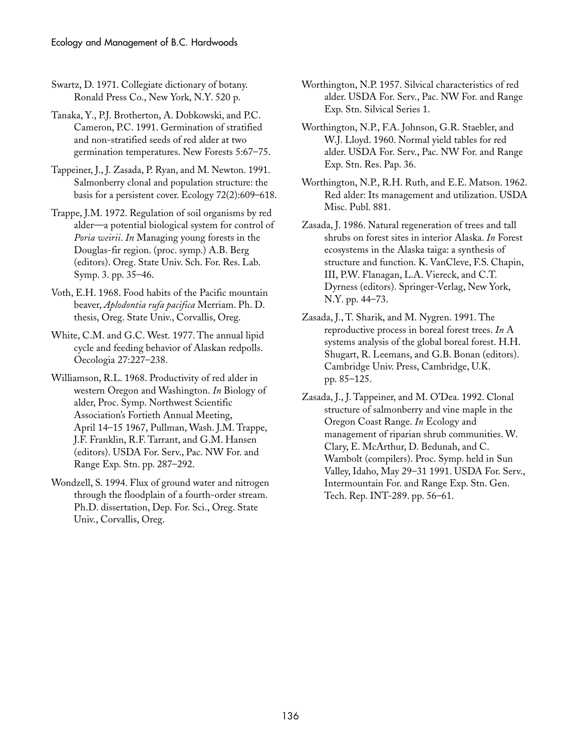Swartz, D. 1971. Collegiate dictionary of botany. Ronald Press Co., New York, N.Y. 520 p.

Tanaka, Y., P.J. Brotherton, A. Dobkowski, and P.C. Cameron, P.C. 1991. Germination of stratified and non-stratified seeds of red alder at two germination temperatures. New Forests 5:67–75.

Tappeiner, J., J. Zasada, P. Ryan, and M. Newton. 1991. Salmonberry clonal and population structure: the basis for a persistent cover. Ecology 72(2):609–618.

Trappe, J.M. 1972. Regulation of soil organisms by red alder—a potential biological system for control of *Poria weirii*. *In* Managing young forests in the Douglas-fir region. (proc. symp.) A.B. Berg (editors). Oreg. State Univ. Sch. For. Res. Lab. Symp. 3. pp. 35–46.

Voth, E.H. 1968. Food habits of the Pacific mountain beaver, *Aplodontia rufa pacifica* Merriam. Ph. D. thesis, Oreg. State Univ., Corvallis, Oreg.

White, C.M. and G.C. West. 1977. The annual lipid cycle and feeding behavior of Alaskan redpolls. Oecologia 27:227–238.

Williamson, R.L. 1968. Productivity of red alder in western Oregon and Washington. *In* Biology of alder, Proc. Symp. Northwest Scientific Association's Fortieth Annual Meeting, April 14–15 1967, Pullman, Wash. J.M. Trappe, J.F. Franklin, R.F. Tarrant, and G.M. Hansen (editors). USDA For. Serv., Pac. NW For. and Range Exp. Stn. pp. 287–292.

Wondzell, S. 1994. Flux of ground water and nitrogen through the floodplain of a fourth-order stream. Ph.D. dissertation, Dep. For. Sci., Oreg. State Univ., Corvallis, Oreg.

Worthington, N.P. 1957. Silvical characteristics of red alder. USDA For. Serv., Pac. NW For. and Range Exp. Stn. Silvical Series 1.

Worthington, N.P., F.A. Johnson, G.R. Staebler, and W.J. Lloyd. 1960. Normal yield tables for red alder. USDA For. Serv., Pac. NW For. and Range Exp. Stn. Res. Pap. 36.

Worthington, N.P., R.H. Ruth, and E.E. Matson. 1962. Red alder: Its management and utilization. USDA Misc. Publ. 881.

Zasada, J. 1986. Natural regeneration of trees and tall shrubs on forest sites in interior Alaska. *In* Forest ecosystems in the Alaska taiga: a synthesis of structure and function. K. VanCleve, F.S. Chapin, III, P.W. Flanagan, L.A. Viereck, and C.T. Dyrness (editors). Springer-Verlag, New York, N.Y. pp. 44–73.

Zasada, J., T. Sharik, and M. Nygren. 1991. The reproductive process in boreal forest trees. *In* A systems analysis of the global boreal forest. H.H. Shugart, R. Leemans, and G.B. Bonan (editors). Cambridge Univ. Press, Cambridge, U.K. pp. 85–125.

Zasada, J., J. Tappeiner, and M. O'Dea. 1992. Clonal structure of salmonberry and vine maple in the Oregon Coast Range. *In* Ecology and management of riparian shrub communities. W. Clary, E. McArthur, D. Bedunah, and C. Wambolt (compilers). Proc. Symp. held in Sun Valley, Idaho, May 29–31 1991. USDA For. Serv., Intermountain For. and Range Exp. Stn. Gen. Tech. Rep. INT-289. pp. 56–61.